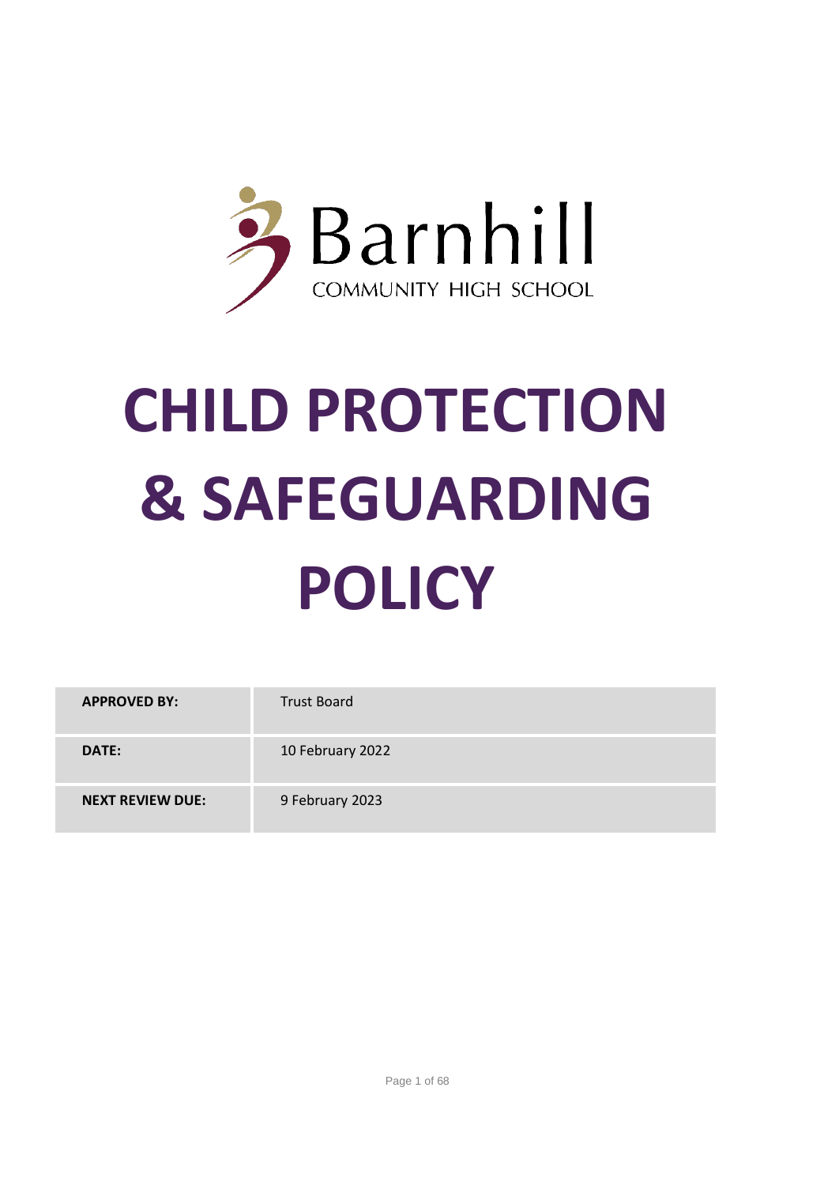Barnhill

COMMUNITY HIGH SCHOOL

# CHILD PROTECTION & SAFEGUARDING POLICY

| | |
|---|---|
| **APPROVED BY:** | Trust Board |
| **DATE:** | 10 February 2022 |
| **NEXT REVIEW DUE:** | 9 February 2023 |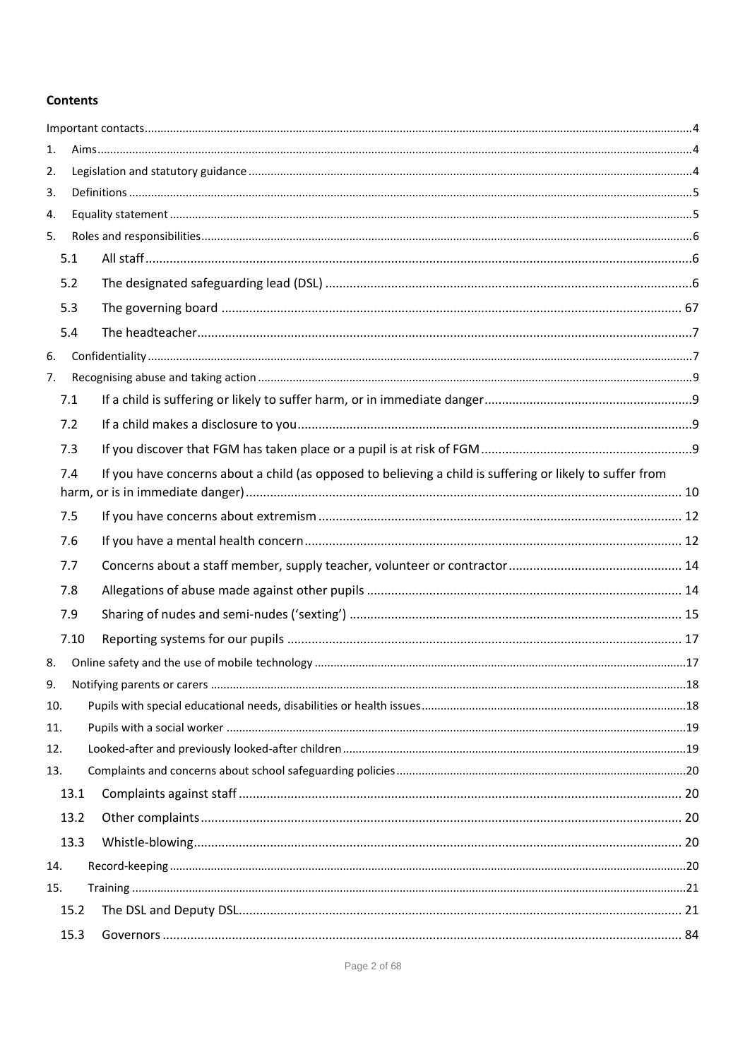**Contents**

Important contacts ........ 4

1. Aims ........ 4
2. Legislation and statutory guidance ........ 4
3. Definitions ........ 5
4. Equality statement ........ 5
5. Roles and responsibilities ........ 6
   - 5.1 All staff ........ 6
   - 5.2 The designated safeguarding lead (DSL) ........ 6
   - 5.3 The governing board ........ 67
   - 5.4 The headteacher ........ 7
6. Confidentiality ........ 7
7. Recognising abuse and taking action ........ 9
   - 7.1 If a child is suffering or likely to suffer harm, or in immediate danger ........ 9
   - 7.2 If a child makes a disclosure to you ........ 9
   - 7.3 If you discover that FGM has taken place or a pupil is at risk of FGM ........ 9
   - 7.4 If you have concerns about a child (as opposed to believing a child is suffering or likely to suffer from harm, or is in immediate danger) ........ 10
   - 7.5 If you have concerns about extremism ........ 12
   - 7.6 If you have a mental health concern ........ 12
   - 7.7 Concerns about a staff member, supply teacher, volunteer or contractor ........ 14
   - 7.8 Allegations of abuse made against other pupils ........ 14
   - 7.9 Sharing of nudes and semi-nudes ('sexting') ........ 15
   - 7.10 Reporting systems for our pupils ........ 17
8. Online safety and the use of mobile technology ........ 17
9. Notifying parents or carers ........ 18
10. Pupils with special educational needs, disabilities or health issues ........ 18
11. Pupils with a social worker ........ 19
12. Looked-after and previously looked-after children ........ 19
13. Complaints and concerns about school safeguarding policies ........ 20
    - 13.1 Complaints against staff ........ 20
    - 13.2 Other complaints ........ 20
    - 13.3 Whistle-blowing ........ 20
14. Record-keeping ........ 20
15. Training ........ 21
    - 15.2 The DSL and Deputy DSL ........ 21
    - 15.3 Governors ........ 84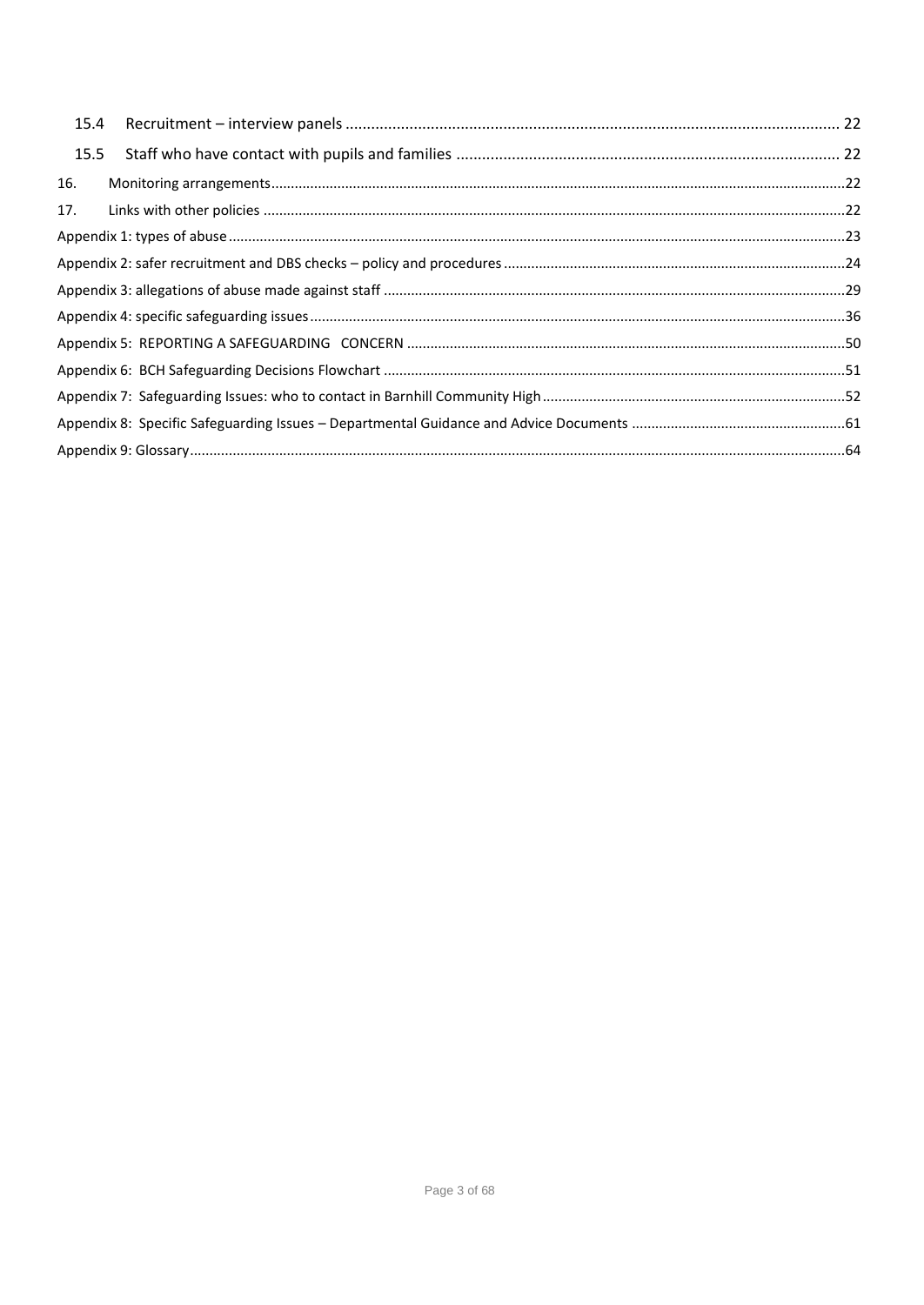15.4 Recruitment – interview panels ... 22

15.5 Staff who have contact with pupils and families ... 22

16. Monitoring arrangements ... 22

17. Links with other policies ... 22

Appendix 1: types of abuse ... 23

Appendix 2: safer recruitment and DBS checks – policy and procedures ... 24

Appendix 3: allegations of abuse made against staff ... 29

Appendix 4: specific safeguarding issues ... 36

Appendix 5: REPORTING A SAFEGUARDING CONCERN ... 50

Appendix 6: BCH Safeguarding Decisions Flowchart ... 51

Appendix 7: Safeguarding Issues: who to contact in Barnhill Community High ... 52

Appendix 8: Specific Safeguarding Issues – Departmental Guidance and Advice Documents ... 61

Appendix 9: Glossary ... 64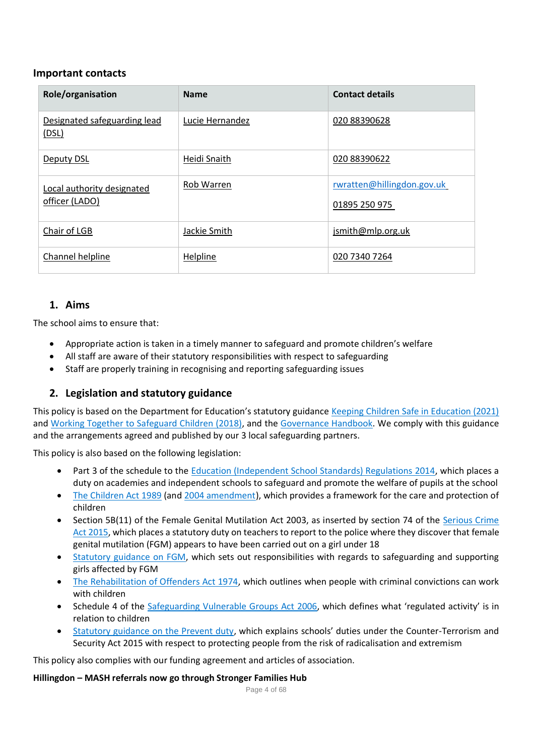### Important contacts

| Role/organisation | Name | Contact details |
| --- | --- | --- |
| Designated safeguarding lead (DSL) | Lucie Hernandez | 020 88390628 |
| Deputy DSL | Heidi Snaith | 020 88390622 |
| Local authority designated officer (LADO) | Rob Warren | rwratten@hillingdon.gov.uk<br>01895 250 975 |
| Chair of LGB | Jackie Smith | jsmith@mlp.org.uk |
| Channel helpline | Helpline | 020 7340 7264 |

## 1. Aims

The school aims to ensure that:

- Appropriate action is taken in a timely manner to safeguard and promote children's welfare
- All staff are aware of their statutory responsibilities with respect to safeguarding
- Staff are properly training in recognising and reporting safeguarding issues

## 2. Legislation and statutory guidance

This policy is based on the Department for Education's statutory guidance Keeping Children Safe in Education (2021) and Working Together to Safeguard Children (2018), and the Governance Handbook. We comply with this guidance and the arrangements agreed and published by our 3 local safeguarding partners.

This policy is also based on the following legislation:

- Part 3 of the schedule to the Education (Independent School Standards) Regulations 2014, which places a duty on academies and independent schools to safeguard and promote the welfare of pupils at the school
- The Children Act 1989 (and 2004 amendment), which provides a framework for the care and protection of children
- Section 5B(11) of the Female Genital Mutilation Act 2003, as inserted by section 74 of the Serious Crime Act 2015, which places a statutory duty on teachers to report to the police where they discover that female genital mutilation (FGM) appears to have been carried out on a girl under 18
- Statutory guidance on FGM, which sets out responsibilities with regards to safeguarding and supporting girls affected by FGM
- The Rehabilitation of Offenders Act 1974, which outlines when people with criminal convictions can work with children
- Schedule 4 of the Safeguarding Vulnerable Groups Act 2006, which defines what 'regulated activity' is in relation to children
- Statutory guidance on the Prevent duty, which explains schools' duties under the Counter-Terrorism and Security Act 2015 with respect to protecting people from the risk of radicalisation and extremism

This policy also complies with our funding agreement and articles of association.

**Hillingdon – MASH referrals now go through Stronger Families Hub**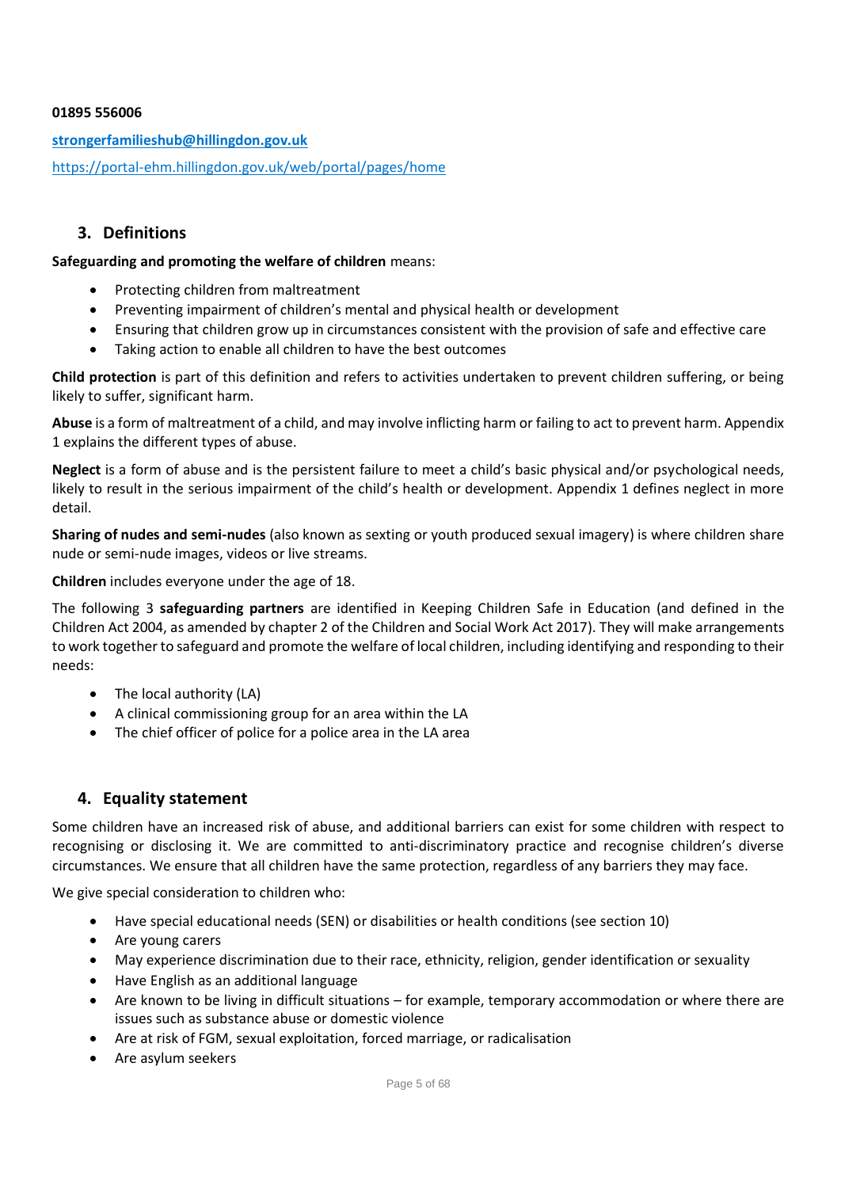**01895 556006**

**strongerfamilieshub@hillingdon.gov.uk**

https://portal-ehm.hillingdon.gov.uk/web/portal/pages/home

## 3. Definitions

**Safeguarding and promoting the welfare of children** means:

- Protecting children from maltreatment
- Preventing impairment of children's mental and physical health or development
- Ensuring that children grow up in circumstances consistent with the provision of safe and effective care
- Taking action to enable all children to have the best outcomes

**Child protection** is part of this definition and refers to activities undertaken to prevent children suffering, or being likely to suffer, significant harm.

**Abuse** is a form of maltreatment of a child, and may involve inflicting harm or failing to act to prevent harm. Appendix 1 explains the different types of abuse.

**Neglect** is a form of abuse and is the persistent failure to meet a child's basic physical and/or psychological needs, likely to result in the serious impairment of the child's health or development. Appendix 1 defines neglect in more detail.

**Sharing of nudes and semi-nudes** (also known as sexting or youth produced sexual imagery) is where children share nude or semi-nude images, videos or live streams.

**Children** includes everyone under the age of 18.

The following 3 **safeguarding partners** are identified in Keeping Children Safe in Education (and defined in the Children Act 2004, as amended by chapter 2 of the Children and Social Work Act 2017). They will make arrangements to work together to safeguard and promote the welfare of local children, including identifying and responding to their needs:

- The local authority (LA)
- A clinical commissioning group for an area within the LA
- The chief officer of police for a police area in the LA area

## 4. Equality statement

Some children have an increased risk of abuse, and additional barriers can exist for some children with respect to recognising or disclosing it. We are committed to anti-discriminatory practice and recognise children's diverse circumstances. We ensure that all children have the same protection, regardless of any barriers they may face.

We give special consideration to children who:

- Have special educational needs (SEN) or disabilities or health conditions (see section 10)
- Are young carers
- May experience discrimination due to their race, ethnicity, religion, gender identification or sexuality
- Have English as an additional language
- Are known to be living in difficult situations – for example, temporary accommodation or where there are issues such as substance abuse or domestic violence
- Are at risk of FGM, sexual exploitation, forced marriage, or radicalisation
- Are asylum seekers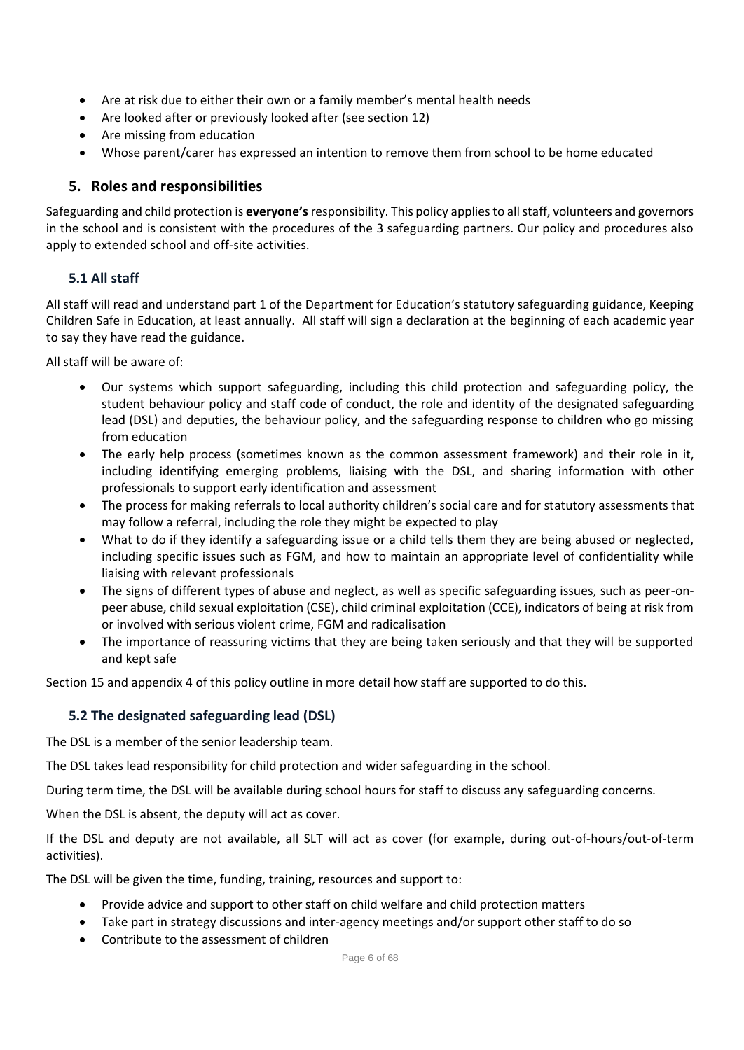- Are at risk due to either their own or a family member's mental health needs
- Are looked after or previously looked after (see section 12)
- Are missing from education
- Whose parent/carer has expressed an intention to remove them from school to be home educated

## 5. Roles and responsibilities

Safeguarding and child protection is **everyone's** responsibility. This policy applies to all staff, volunteers and governors in the school and is consistent with the procedures of the 3 safeguarding partners. Our policy and procedures also apply to extended school and off-site activities.

### 5.1 All staff

All staff will read and understand part 1 of the Department for Education's statutory safeguarding guidance, Keeping Children Safe in Education, at least annually. All staff will sign a declaration at the beginning of each academic year to say they have read the guidance.

All staff will be aware of:

- Our systems which support safeguarding, including this child protection and safeguarding policy, the student behaviour policy and staff code of conduct, the role and identity of the designated safeguarding lead (DSL) and deputies, the behaviour policy, and the safeguarding response to children who go missing from education
- The early help process (sometimes known as the common assessment framework) and their role in it, including identifying emerging problems, liaising with the DSL, and sharing information with other professionals to support early identification and assessment
- The process for making referrals to local authority children's social care and for statutory assessments that may follow a referral, including the role they might be expected to play
- What to do if they identify a safeguarding issue or a child tells them they are being abused or neglected, including specific issues such as FGM, and how to maintain an appropriate level of confidentiality while liaising with relevant professionals
- The signs of different types of abuse and neglect, as well as specific safeguarding issues, such as peer-on-peer abuse, child sexual exploitation (CSE), child criminal exploitation (CCE), indicators of being at risk from or involved with serious violent crime, FGM and radicalisation
- The importance of reassuring victims that they are being taken seriously and that they will be supported and kept safe

Section 15 and appendix 4 of this policy outline in more detail how staff are supported to do this.

### 5.2 The designated safeguarding lead (DSL)

The DSL is a member of the senior leadership team.

The DSL takes lead responsibility for child protection and wider safeguarding in the school.

During term time, the DSL will be available during school hours for staff to discuss any safeguarding concerns.

When the DSL is absent, the deputy will act as cover.

If the DSL and deputy are not available, all SLT will act as cover (for example, during out-of-hours/out-of-term activities).

The DSL will be given the time, funding, training, resources and support to:

- Provide advice and support to other staff on child welfare and child protection matters
- Take part in strategy discussions and inter-agency meetings and/or support other staff to do so
- Contribute to the assessment of children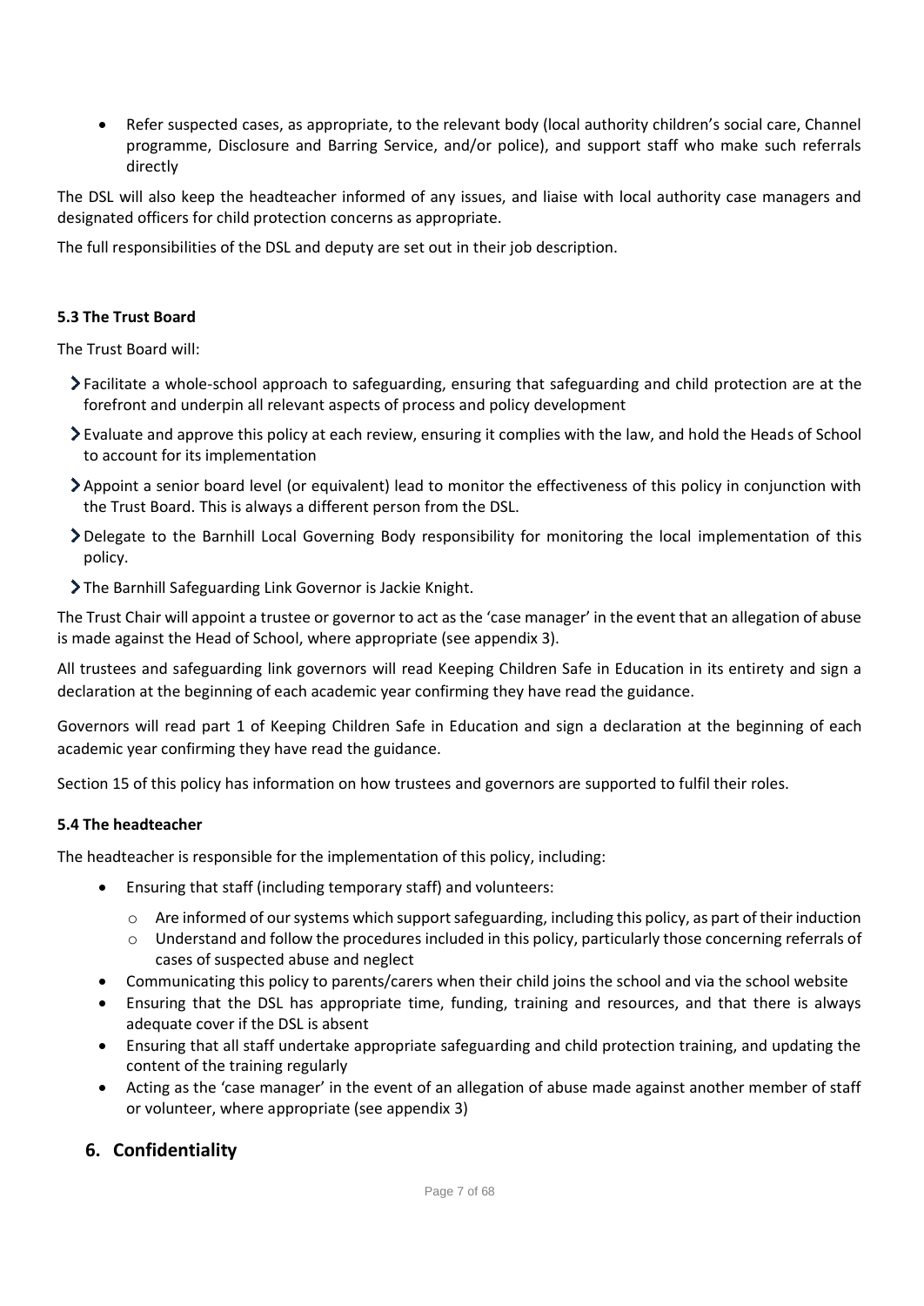- Refer suspected cases, as appropriate, to the relevant body (local authority children's social care, Channel programme, Disclosure and Barring Service, and/or police), and support staff who make such referrals directly

The DSL will also keep the headteacher informed of any issues, and liaise with local authority case managers and designated officers for child protection concerns as appropriate.

The full responsibilities of the DSL and deputy are set out in their job description.

**5.3 The Trust Board**

The Trust Board will:

- Facilitate a whole-school approach to safeguarding, ensuring that safeguarding and child protection are at the forefront and underpin all relevant aspects of process and policy development
- Evaluate and approve this policy at each review, ensuring it complies with the law, and hold the Heads of School to account for its implementation
- Appoint a senior board level (or equivalent) lead to monitor the effectiveness of this policy in conjunction with the Trust Board. This is always a different person from the DSL.
- Delegate to the Barnhill Local Governing Body responsibility for monitoring the local implementation of this policy.
- The Barnhill Safeguarding Link Governor is Jackie Knight.

The Trust Chair will appoint a trustee or governor to act as the 'case manager' in the event that an allegation of abuse is made against the Head of School, where appropriate (see appendix 3).

All trustees and safeguarding link governors will read Keeping Children Safe in Education in its entirety and sign a declaration at the beginning of each academic year confirming they have read the guidance.

Governors will read part 1 of Keeping Children Safe in Education and sign a declaration at the beginning of each academic year confirming they have read the guidance.

Section 15 of this policy has information on how trustees and governors are supported to fulfil their roles.

**5.4 The headteacher**

The headteacher is responsible for the implementation of this policy, including:

- Ensuring that staff (including temporary staff) and volunteers:
  - Are informed of our systems which support safeguarding, including this policy, as part of their induction
  - Understand and follow the procedures included in this policy, particularly those concerning referrals of cases of suspected abuse and neglect
- Communicating this policy to parents/carers when their child joins the school and via the school website
- Ensuring that the DSL has appropriate time, funding, training and resources, and that there is always adequate cover if the DSL is absent
- Ensuring that all staff undertake appropriate safeguarding and child protection training, and updating the content of the training regularly
- Acting as the 'case manager' in the event of an allegation of abuse made against another member of staff or volunteer, where appropriate (see appendix 3)

## 6. Confidentiality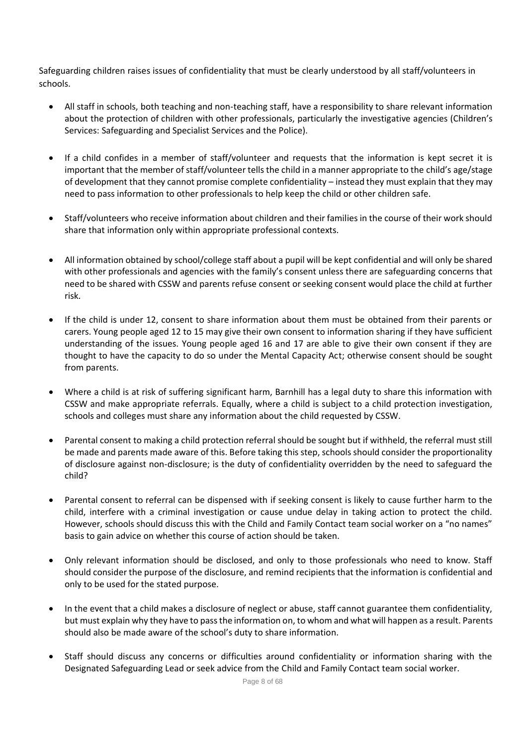Safeguarding children raises issues of confidentiality that must be clearly understood by all staff/volunteers in schools.

- All staff in schools, both teaching and non-teaching staff, have a responsibility to share relevant information about the protection of children with other professionals, particularly the investigative agencies (Children's Services: Safeguarding and Specialist Services and the Police).

- If a child confides in a member of staff/volunteer and requests that the information is kept secret it is important that the member of staff/volunteer tells the child in a manner appropriate to the child's age/stage of development that they cannot promise complete confidentiality – instead they must explain that they may need to pass information to other professionals to help keep the child or other children safe.

- Staff/volunteers who receive information about children and their families in the course of their work should share that information only within appropriate professional contexts.

- All information obtained by school/college staff about a pupil will be kept confidential and will only be shared with other professionals and agencies with the family's consent unless there are safeguarding concerns that need to be shared with CSSW and parents refuse consent or seeking consent would place the child at further risk.

- If the child is under 12, consent to share information about them must be obtained from their parents or carers. Young people aged 12 to 15 may give their own consent to information sharing if they have sufficient understanding of the issues. Young people aged 16 and 17 are able to give their own consent if they are thought to have the capacity to do so under the Mental Capacity Act; otherwise consent should be sought from parents.

- Where a child is at risk of suffering significant harm, Barnhill has a legal duty to share this information with CSSW and make appropriate referrals. Equally, where a child is subject to a child protection investigation, schools and colleges must share any information about the child requested by CSSW.

- Parental consent to making a child protection referral should be sought but if withheld, the referral must still be made and parents made aware of this. Before taking this step, schools should consider the proportionality of disclosure against non-disclosure; is the duty of confidentiality overridden by the need to safeguard the child?

- Parental consent to referral can be dispensed with if seeking consent is likely to cause further harm to the child, interfere with a criminal investigation or cause undue delay in taking action to protect the child. However, schools should discuss this with the Child and Family Contact team social worker on a "no names" basis to gain advice on whether this course of action should be taken.

- Only relevant information should be disclosed, and only to those professionals who need to know. Staff should consider the purpose of the disclosure, and remind recipients that the information is confidential and only to be used for the stated purpose.

- In the event that a child makes a disclosure of neglect or abuse, staff cannot guarantee them confidentiality, but must explain why they have to pass the information on, to whom and what will happen as a result. Parents should also be made aware of the school's duty to share information.

- Staff should discuss any concerns or difficulties around confidentiality or information sharing with the Designated Safeguarding Lead or seek advice from the Child and Family Contact team social worker.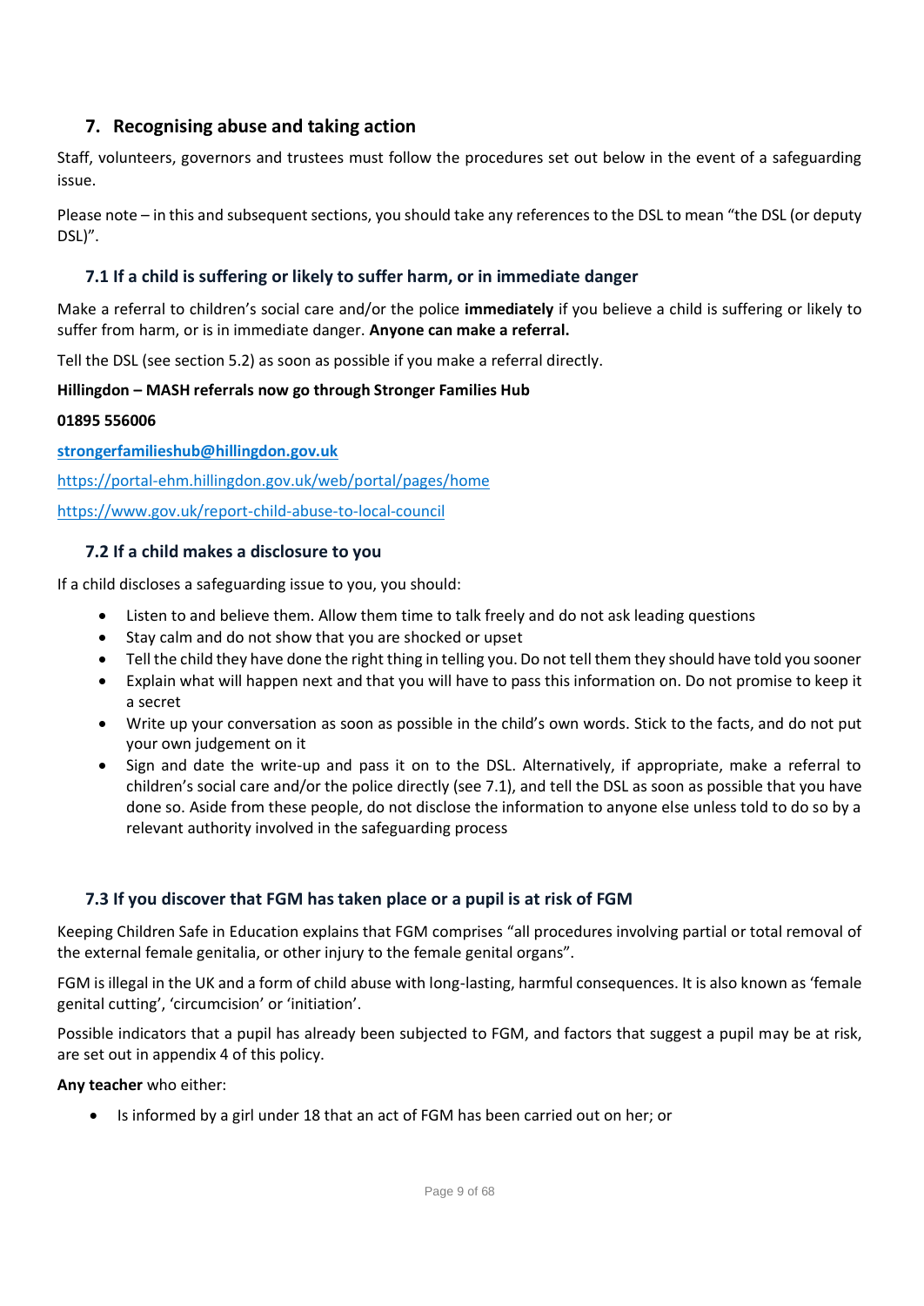## 7. Recognising abuse and taking action

Staff, volunteers, governors and trustees must follow the procedures set out below in the event of a safeguarding issue.

Please note – in this and subsequent sections, you should take any references to the DSL to mean "the DSL (or deputy DSL)".

### 7.1 If a child is suffering or likely to suffer harm, or in immediate danger

Make a referral to children's social care and/or the police **immediately** if you believe a child is suffering or likely to suffer from harm, or is in immediate danger. **Anyone can make a referral.**

Tell the DSL (see section 5.2) as soon as possible if you make a referral directly.

**Hillingdon – MASH referrals now go through Stronger Families Hub**

**01895 556006**

**strongerfamilieshub@hillingdon.gov.uk**

https://portal-ehm.hillingdon.gov.uk/web/portal/pages/home

https://www.gov.uk/report-child-abuse-to-local-council

### 7.2 If a child makes a disclosure to you

If a child discloses a safeguarding issue to you, you should:

- Listen to and believe them. Allow them time to talk freely and do not ask leading questions
- Stay calm and do not show that you are shocked or upset
- Tell the child they have done the right thing in telling you. Do not tell them they should have told you sooner
- Explain what will happen next and that you will have to pass this information on. Do not promise to keep it a secret
- Write up your conversation as soon as possible in the child's own words. Stick to the facts, and do not put your own judgement on it
- Sign and date the write-up and pass it on to the DSL. Alternatively, if appropriate, make a referral to children's social care and/or the police directly (see 7.1), and tell the DSL as soon as possible that you have done so. Aside from these people, do not disclose the information to anyone else unless told to do so by a relevant authority involved in the safeguarding process

### 7.3 If you discover that FGM has taken place or a pupil is at risk of FGM

Keeping Children Safe in Education explains that FGM comprises "all procedures involving partial or total removal of the external female genitalia, or other injury to the female genital organs".

FGM is illegal in the UK and a form of child abuse with long-lasting, harmful consequences. It is also known as 'female genital cutting', 'circumcision' or 'initiation'.

Possible indicators that a pupil has already been subjected to FGM, and factors that suggest a pupil may be at risk, are set out in appendix 4 of this policy.

**Any teacher** who either:

- Is informed by a girl under 18 that an act of FGM has been carried out on her; or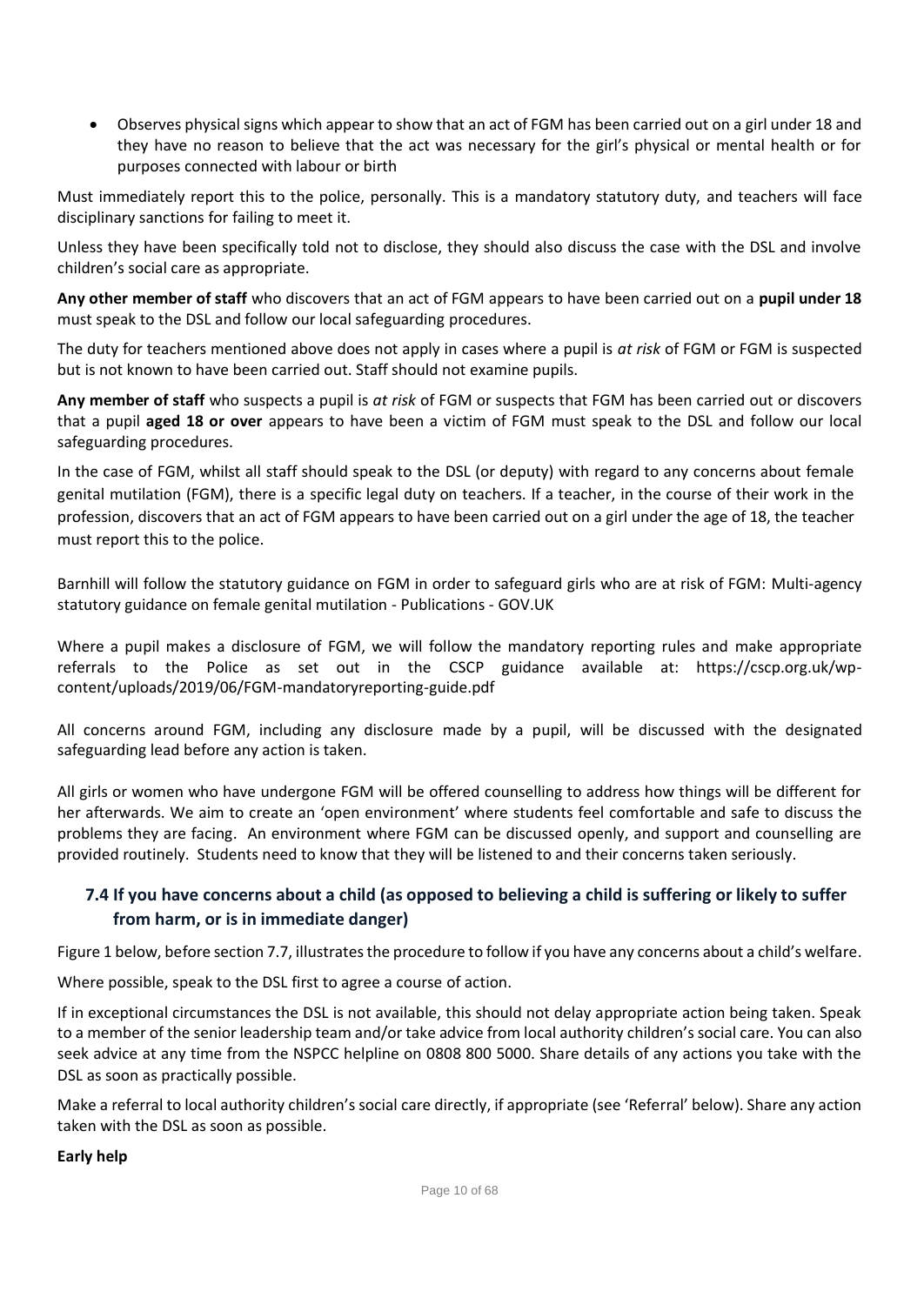- Observes physical signs which appear to show that an act of FGM has been carried out on a girl under 18 and they have no reason to believe that the act was necessary for the girl's physical or mental health or for purposes connected with labour or birth

Must immediately report this to the police, personally. This is a mandatory statutory duty, and teachers will face disciplinary sanctions for failing to meet it.

Unless they have been specifically told not to disclose, they should also discuss the case with the DSL and involve children's social care as appropriate.

**Any other member of staff** who discovers that an act of FGM appears to have been carried out on a **pupil under 18** must speak to the DSL and follow our local safeguarding procedures.

The duty for teachers mentioned above does not apply in cases where a pupil is *at risk* of FGM or FGM is suspected but is not known to have been carried out. Staff should not examine pupils.

**Any member of staff** who suspects a pupil is *at risk* of FGM or suspects that FGM has been carried out or discovers that a pupil **aged 18 or over** appears to have been a victim of FGM must speak to the DSL and follow our local safeguarding procedures.

In the case of FGM, whilst all staff should speak to the DSL (or deputy) with regard to any concerns about female genital mutilation (FGM), there is a specific legal duty on teachers. If a teacher, in the course of their work in the profession, discovers that an act of FGM appears to have been carried out on a girl under the age of 18, the teacher must report this to the police.

Barnhill will follow the statutory guidance on FGM in order to safeguard girls who are at risk of FGM: Multi-agency statutory guidance on female genital mutilation - Publications - GOV.UK

Where a pupil makes a disclosure of FGM, we will follow the mandatory reporting rules and make appropriate referrals to the Police as set out in the CSCP guidance available at: https://cscp.org.uk/wp-content/uploads/2019/06/FGM-mandatoryreporting-guide.pdf

All concerns around FGM, including any disclosure made by a pupil, will be discussed with the designated safeguarding lead before any action is taken.

All girls or women who have undergone FGM will be offered counselling to address how things will be different for her afterwards. We aim to create an 'open environment' where students feel comfortable and safe to discuss the problems they are facing. An environment where FGM can be discussed openly, and support and counselling are provided routinely. Students need to know that they will be listened to and their concerns taken seriously.

## 7.4 If you have concerns about a child (as opposed to believing a child is suffering or likely to suffer from harm, or is in immediate danger)

Figure 1 below, before section 7.7, illustrates the procedure to follow if you have any concerns about a child's welfare.

Where possible, speak to the DSL first to agree a course of action.

If in exceptional circumstances the DSL is not available, this should not delay appropriate action being taken. Speak to a member of the senior leadership team and/or take advice from local authority children's social care. You can also seek advice at any time from the NSPCC helpline on 0808 800 5000. Share details of any actions you take with the DSL as soon as practically possible.

Make a referral to local authority children's social care directly, if appropriate (see 'Referral' below). Share any action taken with the DSL as soon as possible.

**Early help**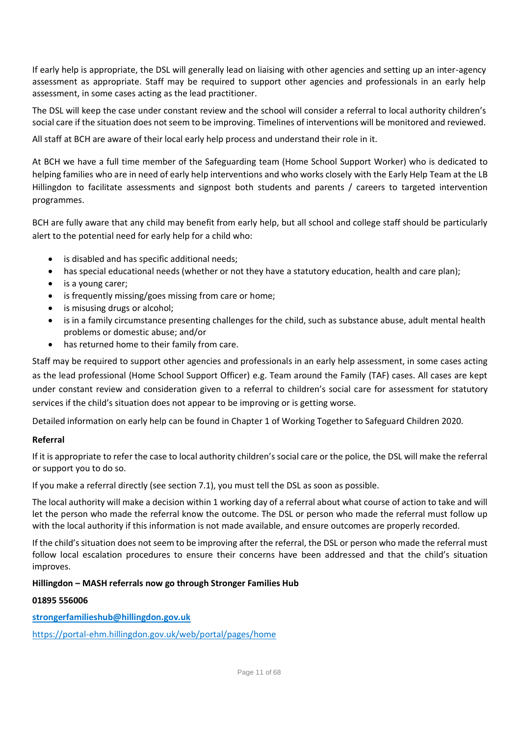If early help is appropriate, the DSL will generally lead on liaising with other agencies and setting up an inter-agency assessment as appropriate. Staff may be required to support other agencies and professionals in an early help assessment, in some cases acting as the lead practitioner.

The DSL will keep the case under constant review and the school will consider a referral to local authority children's social care if the situation does not seem to be improving. Timelines of interventions will be monitored and reviewed.

All staff at BCH are aware of their local early help process and understand their role in it.

At BCH we have a full time member of the Safeguarding team (Home School Support Worker) who is dedicated to helping families who are in need of early help interventions and who works closely with the Early Help Team at the LB Hillingdon to facilitate assessments and signpost both students and parents / careers to targeted intervention programmes.

BCH are fully aware that any child may benefit from early help, but all school and college staff should be particularly alert to the potential need for early help for a child who:

- is disabled and has specific additional needs;
- has special educational needs (whether or not they have a statutory education, health and care plan);
- is a young carer;
- is frequently missing/goes missing from care or home;
- is misusing drugs or alcohol;
- is in a family circumstance presenting challenges for the child, such as substance abuse, adult mental health problems or domestic abuse; and/or
- has returned home to their family from care.

Staff may be required to support other agencies and professionals in an early help assessment, in some cases acting as the lead professional (Home School Support Officer) e.g. Team around the Family (TAF) cases. All cases are kept under constant review and consideration given to a referral to children's social care for assessment for statutory services if the child's situation does not appear to be improving or is getting worse.

Detailed information on early help can be found in Chapter 1 of Working Together to Safeguard Children 2020.

**Referral**

If it is appropriate to refer the case to local authority children's social care or the police, the DSL will make the referral or support you to do so.

If you make a referral directly (see section 7.1), you must tell the DSL as soon as possible.

The local authority will make a decision within 1 working day of a referral about what course of action to take and will let the person who made the referral know the outcome. The DSL or person who made the referral must follow up with the local authority if this information is not made available, and ensure outcomes are properly recorded.

If the child's situation does not seem to be improving after the referral, the DSL or person who made the referral must follow local escalation procedures to ensure their concerns have been addressed and that the child's situation improves.

**Hillingdon – MASH referrals now go through Stronger Families Hub**

**01895 556006**

**strongerfamilieshub@hillingdon.gov.uk**

https://portal-ehm.hillingdon.gov.uk/web/portal/pages/home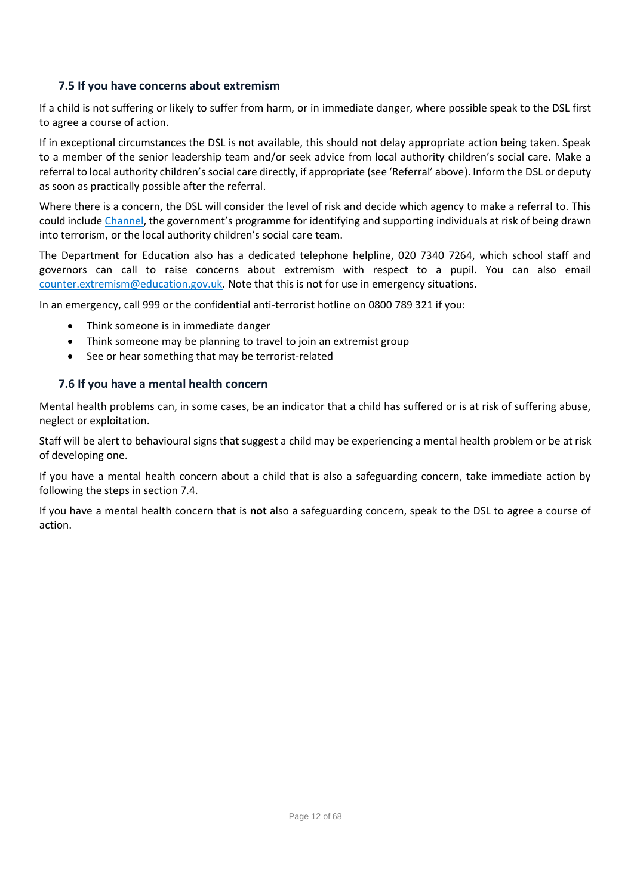### 7.5 If you have concerns about extremism

If a child is not suffering or likely to suffer from harm, or in immediate danger, where possible speak to the DSL first to agree a course of action.

If in exceptional circumstances the DSL is not available, this should not delay appropriate action being taken. Speak to a member of the senior leadership team and/or seek advice from local authority children's social care. Make a referral to local authority children's social care directly, if appropriate (see 'Referral' above). Inform the DSL or deputy as soon as practically possible after the referral.

Where there is a concern, the DSL will consider the level of risk and decide which agency to make a referral to. This could include Channel, the government's programme for identifying and supporting individuals at risk of being drawn into terrorism, or the local authority children's social care team.

The Department for Education also has a dedicated telephone helpline, 020 7340 7264, which school staff and governors can call to raise concerns about extremism with respect to a pupil. You can also email counter.extremism@education.gov.uk. Note that this is not for use in emergency situations.

In an emergency, call 999 or the confidential anti-terrorist hotline on 0800 789 321 if you:

- Think someone is in immediate danger
- Think someone may be planning to travel to join an extremist group
- See or hear something that may be terrorist-related

### 7.6 If you have a mental health concern

Mental health problems can, in some cases, be an indicator that a child has suffered or is at risk of suffering abuse, neglect or exploitation.

Staff will be alert to behavioural signs that suggest a child may be experiencing a mental health problem or be at risk of developing one.

If you have a mental health concern about a child that is also a safeguarding concern, take immediate action by following the steps in section 7.4.

If you have a mental health concern that is **not** also a safeguarding concern, speak to the DSL to agree a course of action.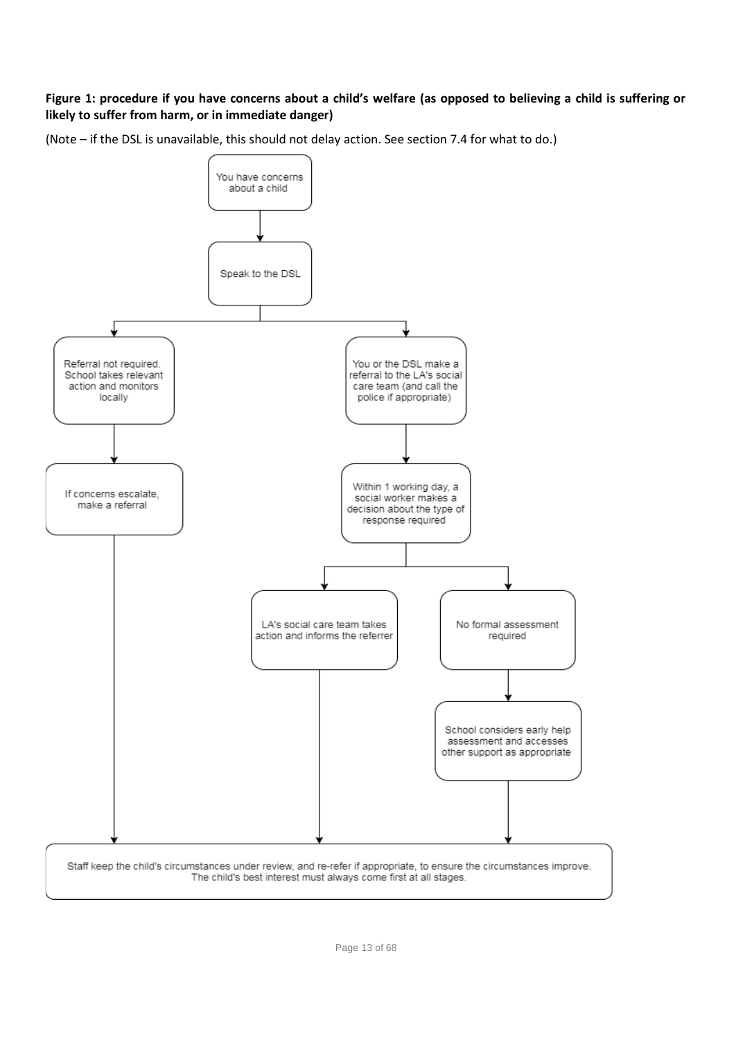**Figure 1: procedure if you have concerns about a child's welfare (as opposed to believing a child is suffering or likely to suffer from harm, or in immediate danger)**

(Note – if the DSL is unavailable, this should not delay action. See section 7.4 for what to do.)

You have concerns about a child

↓

Speak to the DSL

↓

- Referral not required. School takes relevant action and monitors locally
  - ↓ If concerns escalate, make a referral
- You or the DSL make a referral to the LA's social care team (and call the police if appropriate)
  - ↓ Within 1 working day, a social worker makes a decision about the type of response required
    - LA's social care team takes action and informs the referrer
    - No formal assessment required
      - ↓ School considers early help assessment and accesses other support as appropriate

↓

Staff keep the child's circumstances under review, and re-refer if appropriate, to ensure the circumstances improve. The child's best interest must always come first at all stages.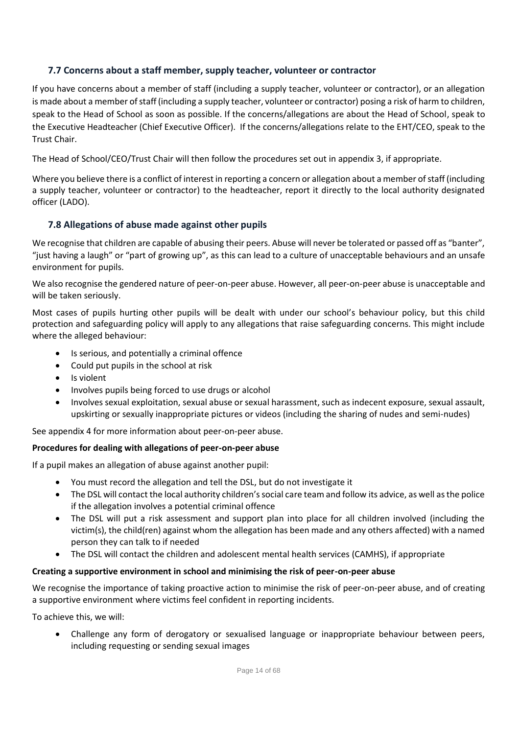### 7.7 Concerns about a staff member, supply teacher, volunteer or contractor

If you have concerns about a member of staff (including a supply teacher, volunteer or contractor), or an allegation is made about a member of staff (including a supply teacher, volunteer or contractor) posing a risk of harm to children, speak to the Head of School as soon as possible. If the concerns/allegations are about the Head of School, speak to the Executive Headteacher (Chief Executive Officer). If the concerns/allegations relate to the EHT/CEO, speak to the Trust Chair.

The Head of School/CEO/Trust Chair will then follow the procedures set out in appendix 3, if appropriate.

Where you believe there is a conflict of interest in reporting a concern or allegation about a member of staff (including a supply teacher, volunteer or contractor) to the headteacher, report it directly to the local authority designated officer (LADO).

### 7.8 Allegations of abuse made against other pupils

We recognise that children are capable of abusing their peers. Abuse will never be tolerated or passed off as "banter", "just having a laugh" or "part of growing up", as this can lead to a culture of unacceptable behaviours and an unsafe environment for pupils.

We also recognise the gendered nature of peer-on-peer abuse. However, all peer-on-peer abuse is unacceptable and will be taken seriously.

Most cases of pupils hurting other pupils will be dealt with under our school's behaviour policy, but this child protection and safeguarding policy will apply to any allegations that raise safeguarding concerns. This might include where the alleged behaviour:

- Is serious, and potentially a criminal offence
- Could put pupils in the school at risk
- Is violent
- Involves pupils being forced to use drugs or alcohol
- Involves sexual exploitation, sexual abuse or sexual harassment, such as indecent exposure, sexual assault, upskirting or sexually inappropriate pictures or videos (including the sharing of nudes and semi-nudes)

See appendix 4 for more information about peer-on-peer abuse.

**Procedures for dealing with allegations of peer-on-peer abuse**

If a pupil makes an allegation of abuse against another pupil:

- You must record the allegation and tell the DSL, but do not investigate it
- The DSL will contact the local authority children's social care team and follow its advice, as well as the police if the allegation involves a potential criminal offence
- The DSL will put a risk assessment and support plan into place for all children involved (including the victim(s), the child(ren) against whom the allegation has been made and any others affected) with a named person they can talk to if needed
- The DSL will contact the children and adolescent mental health services (CAMHS), if appropriate

**Creating a supportive environment in school and minimising the risk of peer-on-peer abuse**

We recognise the importance of taking proactive action to minimise the risk of peer-on-peer abuse, and of creating a supportive environment where victims feel confident in reporting incidents.

To achieve this, we will:

- Challenge any form of derogatory or sexualised language or inappropriate behaviour between peers, including requesting or sending sexual images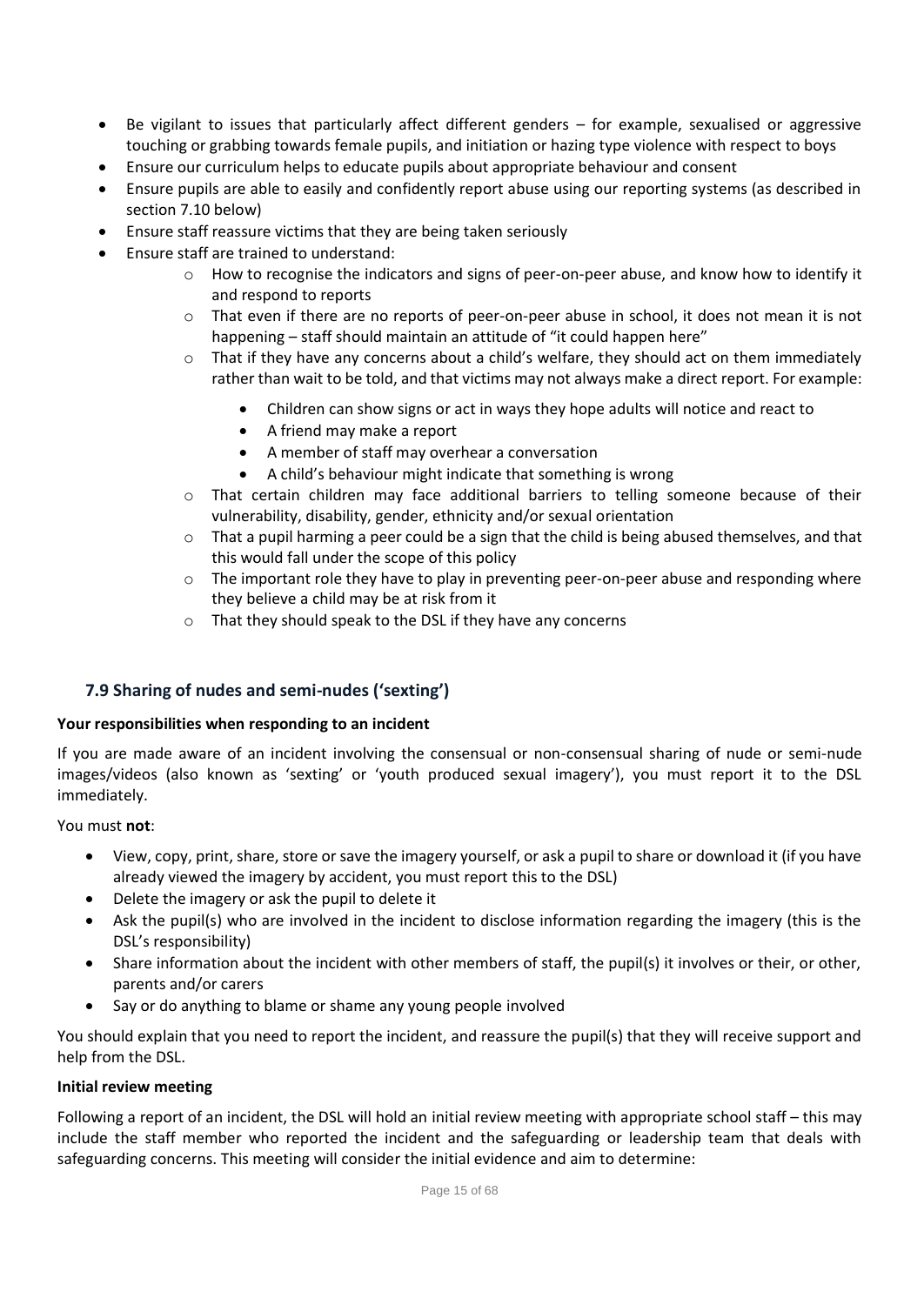- Be vigilant to issues that particularly affect different genders – for example, sexualised or aggressive touching or grabbing towards female pupils, and initiation or hazing type violence with respect to boys
- Ensure our curriculum helps to educate pupils about appropriate behaviour and consent
- Ensure pupils are able to easily and confidently report abuse using our reporting systems (as described in section 7.10 below)
- Ensure staff reassure victims that they are being taken seriously
- Ensure staff are trained to understand:
    - How to recognise the indicators and signs of peer-on-peer abuse, and know how to identify it and respond to reports
    - That even if there are no reports of peer-on-peer abuse in school, it does not mean it is not happening – staff should maintain an attitude of "it could happen here"
    - That if they have any concerns about a child's welfare, they should act on them immediately rather than wait to be told, and that victims may not always make a direct report. For example:
        - Children can show signs or act in ways they hope adults will notice and react to
        - A friend may make a report
        - A member of staff may overhear a conversation
        - A child's behaviour might indicate that something is wrong
    - That certain children may face additional barriers to telling someone because of their vulnerability, disability, gender, ethnicity and/or sexual orientation
    - That a pupil harming a peer could be a sign that the child is being abused themselves, and that this would fall under the scope of this policy
    - The important role they have to play in preventing peer-on-peer abuse and responding where they believe a child may be at risk from it
    - That they should speak to the DSL if they have any concerns

## 7.9 Sharing of nudes and semi-nudes ('sexting')

**Your responsibilities when responding to an incident**

If you are made aware of an incident involving the consensual or non-consensual sharing of nude or semi-nude images/videos (also known as 'sexting' or 'youth produced sexual imagery'), you must report it to the DSL immediately.

You must **not**:

- View, copy, print, share, store or save the imagery yourself, or ask a pupil to share or download it (if you have already viewed the imagery by accident, you must report this to the DSL)
- Delete the imagery or ask the pupil to delete it
- Ask the pupil(s) who are involved in the incident to disclose information regarding the imagery (this is the DSL's responsibility)
- Share information about the incident with other members of staff, the pupil(s) it involves or their, or other, parents and/or carers
- Say or do anything to blame or shame any young people involved

You should explain that you need to report the incident, and reassure the pupil(s) that they will receive support and help from the DSL.

**Initial review meeting**

Following a report of an incident, the DSL will hold an initial review meeting with appropriate school staff – this may include the staff member who reported the incident and the safeguarding or leadership team that deals with safeguarding concerns. This meeting will consider the initial evidence and aim to determine: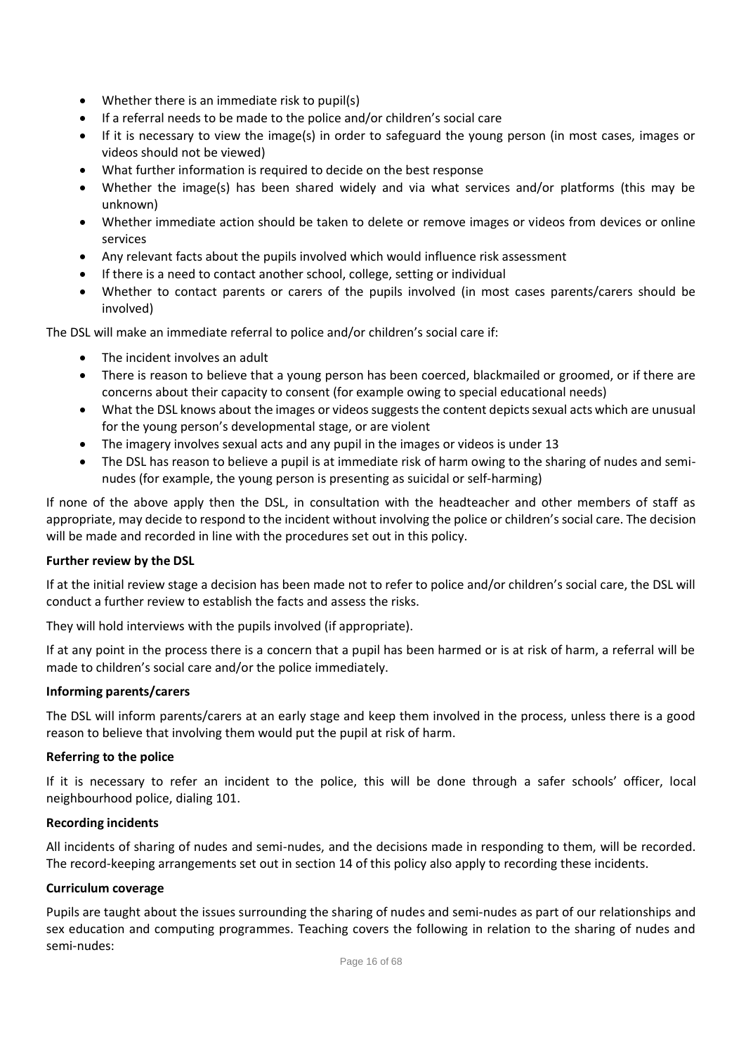- Whether there is an immediate risk to pupil(s)
- If a referral needs to be made to the police and/or children's social care
- If it is necessary to view the image(s) in order to safeguard the young person (in most cases, images or videos should not be viewed)
- What further information is required to decide on the best response
- Whether the image(s) has been shared widely and via what services and/or platforms (this may be unknown)
- Whether immediate action should be taken to delete or remove images or videos from devices or online services
- Any relevant facts about the pupils involved which would influence risk assessment
- If there is a need to contact another school, college, setting or individual
- Whether to contact parents or carers of the pupils involved (in most cases parents/carers should be involved)

The DSL will make an immediate referral to police and/or children's social care if:

- The incident involves an adult
- There is reason to believe that a young person has been coerced, blackmailed or groomed, or if there are concerns about their capacity to consent (for example owing to special educational needs)
- What the DSL knows about the images or videos suggests the content depicts sexual acts which are unusual for the young person's developmental stage, or are violent
- The imagery involves sexual acts and any pupil in the images or videos is under 13
- The DSL has reason to believe a pupil is at immediate risk of harm owing to the sharing of nudes and semi-nudes (for example, the young person is presenting as suicidal or self-harming)

If none of the above apply then the DSL, in consultation with the headteacher and other members of staff as appropriate, may decide to respond to the incident without involving the police or children's social care. The decision will be made and recorded in line with the procedures set out in this policy.

**Further review by the DSL**

If at the initial review stage a decision has been made not to refer to police and/or children's social care, the DSL will conduct a further review to establish the facts and assess the risks.

They will hold interviews with the pupils involved (if appropriate).

If at any point in the process there is a concern that a pupil has been harmed or is at risk of harm, a referral will be made to children's social care and/or the police immediately.

**Informing parents/carers**

The DSL will inform parents/carers at an early stage and keep them involved in the process, unless there is a good reason to believe that involving them would put the pupil at risk of harm.

**Referring to the police**

If it is necessary to refer an incident to the police, this will be done through a safer schools' officer, local neighbourhood police, dialing 101.

**Recording incidents**

All incidents of sharing of nudes and semi-nudes, and the decisions made in responding to them, will be recorded. The record-keeping arrangements set out in section 14 of this policy also apply to recording these incidents.

**Curriculum coverage**

Pupils are taught about the issues surrounding the sharing of nudes and semi-nudes as part of our relationships and sex education and computing programmes. Teaching covers the following in relation to the sharing of nudes and semi-nudes: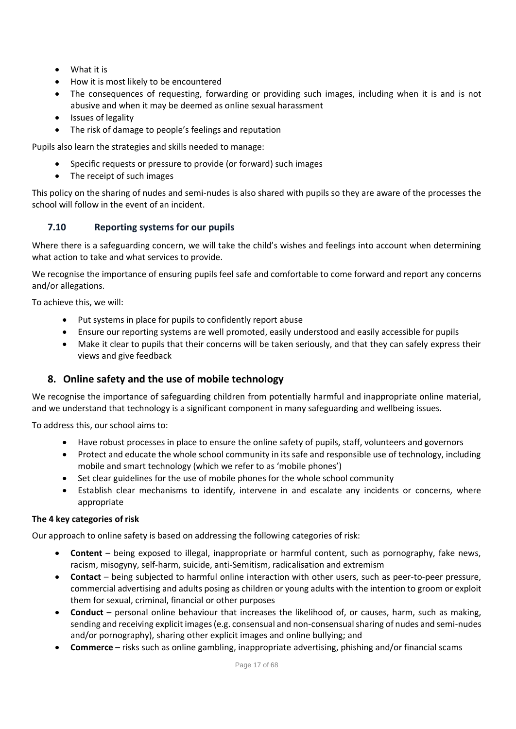- What it is
- How it is most likely to be encountered
- The consequences of requesting, forwarding or providing such images, including when it is and is not abusive and when it may be deemed as online sexual harassment
- Issues of legality
- The risk of damage to people's feelings and reputation

Pupils also learn the strategies and skills needed to manage:

- Specific requests or pressure to provide (or forward) such images
- The receipt of such images

This policy on the sharing of nudes and semi-nudes is also shared with pupils so they are aware of the processes the school will follow in the event of an incident.

### 7.10 Reporting systems for our pupils

Where there is a safeguarding concern, we will take the child's wishes and feelings into account when determining what action to take and what services to provide.

We recognise the importance of ensuring pupils feel safe and comfortable to come forward and report any concerns and/or allegations.

To achieve this, we will:

- Put systems in place for pupils to confidently report abuse
- Ensure our reporting systems are well promoted, easily understood and easily accessible for pupils
- Make it clear to pupils that their concerns will be taken seriously, and that they can safely express their views and give feedback

## 8. Online safety and the use of mobile technology

We recognise the importance of safeguarding children from potentially harmful and inappropriate online material, and we understand that technology is a significant component in many safeguarding and wellbeing issues.

To address this, our school aims to:

- Have robust processes in place to ensure the online safety of pupils, staff, volunteers and governors
- Protect and educate the whole school community in its safe and responsible use of technology, including mobile and smart technology (which we refer to as 'mobile phones')
- Set clear guidelines for the use of mobile phones for the whole school community
- Establish clear mechanisms to identify, intervene in and escalate any incidents or concerns, where appropriate

**The 4 key categories of risk**

Our approach to online safety is based on addressing the following categories of risk:

- **Content** – being exposed to illegal, inappropriate or harmful content, such as pornography, fake news, racism, misogyny, self-harm, suicide, anti-Semitism, radicalisation and extremism
- **Contact** – being subjected to harmful online interaction with other users, such as peer-to-peer pressure, commercial advertising and adults posing as children or young adults with the intention to groom or exploit them for sexual, criminal, financial or other purposes
- **Conduct** – personal online behaviour that increases the likelihood of, or causes, harm, such as making, sending and receiving explicit images (e.g. consensual and non-consensual sharing of nudes and semi-nudes and/or pornography), sharing other explicit images and online bullying; and
- **Commerce** – risks such as online gambling, inappropriate advertising, phishing and/or financial scams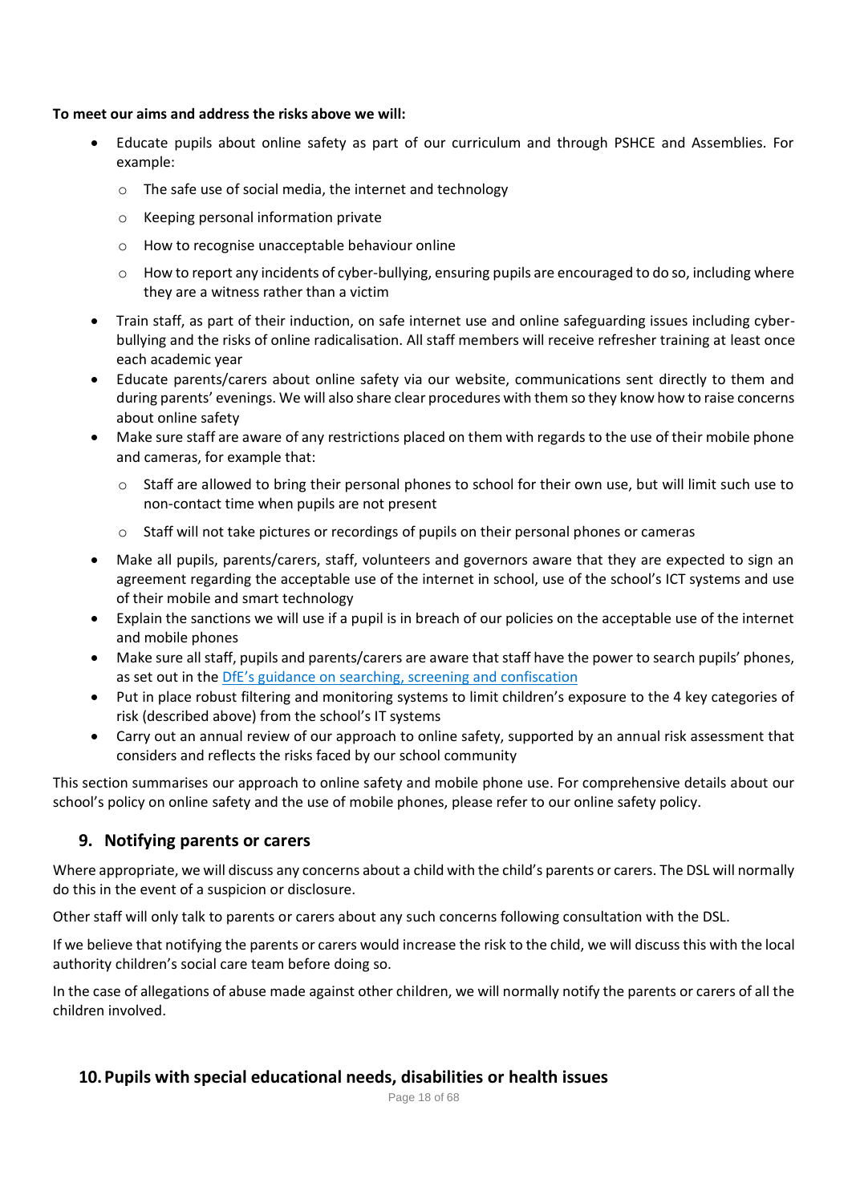**To meet our aims and address the risks above we will:**

- Educate pupils about online safety as part of our curriculum and through PSHCE and Assemblies. For example:
    - The safe use of social media, the internet and technology
    - Keeping personal information private
    - How to recognise unacceptable behaviour online
    - How to report any incidents of cyber-bullying, ensuring pupils are encouraged to do so, including where they are a witness rather than a victim
- Train staff, as part of their induction, on safe internet use and online safeguarding issues including cyber-bullying and the risks of online radicalisation. All staff members will receive refresher training at least once each academic year
- Educate parents/carers about online safety via our website, communications sent directly to them and during parents' evenings. We will also share clear procedures with them so they know how to raise concerns about online safety
- Make sure staff are aware of any restrictions placed on them with regards to the use of their mobile phone and cameras, for example that:
    - Staff are allowed to bring their personal phones to school for their own use, but will limit such use to non-contact time when pupils are not present
    - Staff will not take pictures or recordings of pupils on their personal phones or cameras
- Make all pupils, parents/carers, staff, volunteers and governors aware that they are expected to sign an agreement regarding the acceptable use of the internet in school, use of the school's ICT systems and use of their mobile and smart technology
- Explain the sanctions we will use if a pupil is in breach of our policies on the acceptable use of the internet and mobile phones
- Make sure all staff, pupils and parents/carers are aware that staff have the power to search pupils' phones, as set out in the [DfE's guidance on searching, screening and confiscation]
- Put in place robust filtering and monitoring systems to limit children's exposure to the 4 key categories of risk (described above) from the school's IT systems
- Carry out an annual review of our approach to online safety, supported by an annual risk assessment that considers and reflects the risks faced by our school community

This section summarises our approach to online safety and mobile phone use. For comprehensive details about our school's policy on online safety and the use of mobile phones, please refer to our online safety policy.

## 9. Notifying parents or carers

Where appropriate, we will discuss any concerns about a child with the child's parents or carers. The DSL will normally do this in the event of a suspicion or disclosure.

Other staff will only talk to parents or carers about any such concerns following consultation with the DSL.

If we believe that notifying the parents or carers would increase the risk to the child, we will discuss this with the local authority children's social care team before doing so.

In the case of allegations of abuse made against other children, we will normally notify the parents or carers of all the children involved.

## 10. Pupils with special educational needs, disabilities or health issues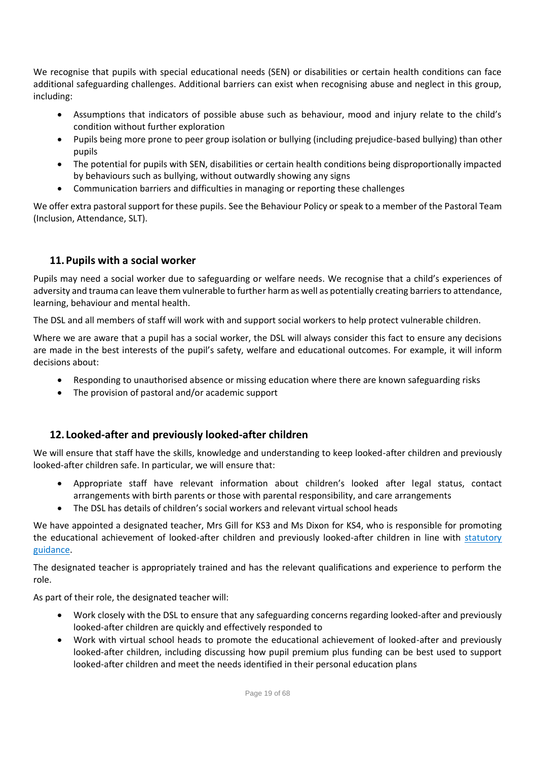We recognise that pupils with special educational needs (SEN) or disabilities or certain health conditions can face additional safeguarding challenges. Additional barriers can exist when recognising abuse and neglect in this group, including:

- Assumptions that indicators of possible abuse such as behaviour, mood and injury relate to the child's condition without further exploration
- Pupils being more prone to peer group isolation or bullying (including prejudice-based bullying) than other pupils
- The potential for pupils with SEN, disabilities or certain health conditions being disproportionally impacted by behaviours such as bullying, without outwardly showing any signs
- Communication barriers and difficulties in managing or reporting these challenges

We offer extra pastoral support for these pupils. See the Behaviour Policy or speak to a member of the Pastoral Team (Inclusion, Attendance, SLT).

## 11. Pupils with a social worker

Pupils may need a social worker due to safeguarding or welfare needs. We recognise that a child's experiences of adversity and trauma can leave them vulnerable to further harm as well as potentially creating barriers to attendance, learning, behaviour and mental health.

The DSL and all members of staff will work with and support social workers to help protect vulnerable children.

Where we are aware that a pupil has a social worker, the DSL will always consider this fact to ensure any decisions are made in the best interests of the pupil's safety, welfare and educational outcomes. For example, it will inform decisions about:

- Responding to unauthorised absence or missing education where there are known safeguarding risks
- The provision of pastoral and/or academic support

## 12. Looked-after and previously looked-after children

We will ensure that staff have the skills, knowledge and understanding to keep looked-after children and previously looked-after children safe. In particular, we will ensure that:

- Appropriate staff have relevant information about children's looked after legal status, contact arrangements with birth parents or those with parental responsibility, and care arrangements
- The DSL has details of children's social workers and relevant virtual school heads

We have appointed a designated teacher, Mrs Gill for KS3 and Ms Dixon for KS4, who is responsible for promoting the educational achievement of looked-after children and previously looked-after children in line with statutory guidance.

The designated teacher is appropriately trained and has the relevant qualifications and experience to perform the role.

As part of their role, the designated teacher will:

- Work closely with the DSL to ensure that any safeguarding concerns regarding looked-after and previously looked-after children are quickly and effectively responded to
- Work with virtual school heads to promote the educational achievement of looked-after and previously looked-after children, including discussing how pupil premium plus funding can be best used to support looked-after children and meet the needs identified in their personal education plans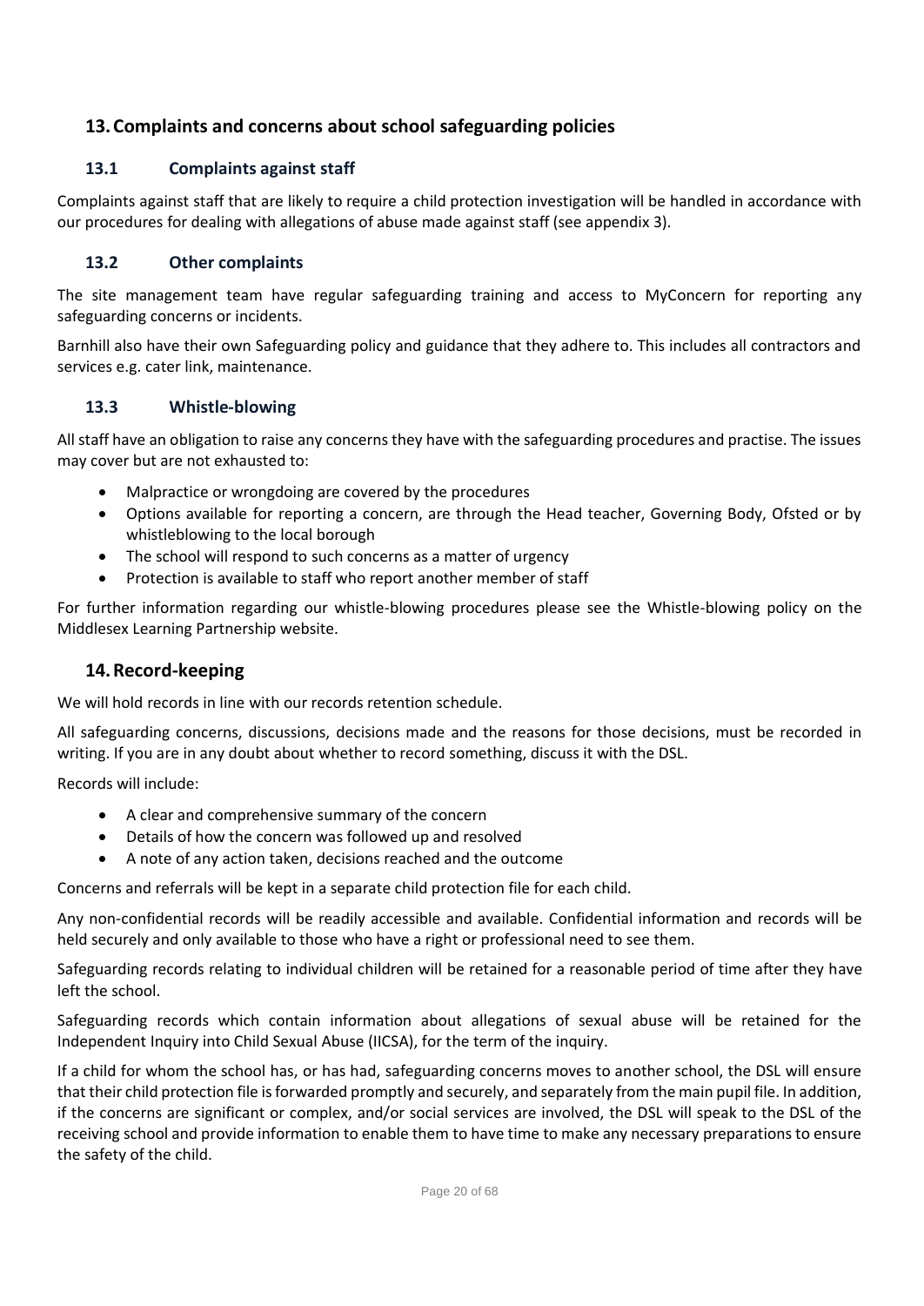## 13. Complaints and concerns about school safeguarding policies

### 13.1 Complaints against staff

Complaints against staff that are likely to require a child protection investigation will be handled in accordance with our procedures for dealing with allegations of abuse made against staff (see appendix 3).

### 13.2 Other complaints

The site management team have regular safeguarding training and access to MyConcern for reporting any safeguarding concerns or incidents.

Barnhill also have their own Safeguarding policy and guidance that they adhere to. This includes all contractors and services e.g. cater link, maintenance.

### 13.3 Whistle-blowing

All staff have an obligation to raise any concerns they have with the safeguarding procedures and practise. The issues may cover but are not exhausted to:

- Malpractice or wrongdoing are covered by the procedures
- Options available for reporting a concern, are through the Head teacher, Governing Body, Ofsted or by whistleblowing to the local borough
- The school will respond to such concerns as a matter of urgency
- Protection is available to staff who report another member of staff

For further information regarding our whistle-blowing procedures please see the Whistle-blowing policy on the Middlesex Learning Partnership website.

## 14. Record-keeping

We will hold records in line with our records retention schedule.

All safeguarding concerns, discussions, decisions made and the reasons for those decisions, must be recorded in writing. If you are in any doubt about whether to record something, discuss it with the DSL.

Records will include:

- A clear and comprehensive summary of the concern
- Details of how the concern was followed up and resolved
- A note of any action taken, decisions reached and the outcome

Concerns and referrals will be kept in a separate child protection file for each child.

Any non-confidential records will be readily accessible and available. Confidential information and records will be held securely and only available to those who have a right or professional need to see them.

Safeguarding records relating to individual children will be retained for a reasonable period of time after they have left the school.

Safeguarding records which contain information about allegations of sexual abuse will be retained for the Independent Inquiry into Child Sexual Abuse (IICSA), for the term of the inquiry.

If a child for whom the school has, or has had, safeguarding concerns moves to another school, the DSL will ensure that their child protection file is forwarded promptly and securely, and separately from the main pupil file. In addition, if the concerns are significant or complex, and/or social services are involved, the DSL will speak to the DSL of the receiving school and provide information to enable them to have time to make any necessary preparations to ensure the safety of the child.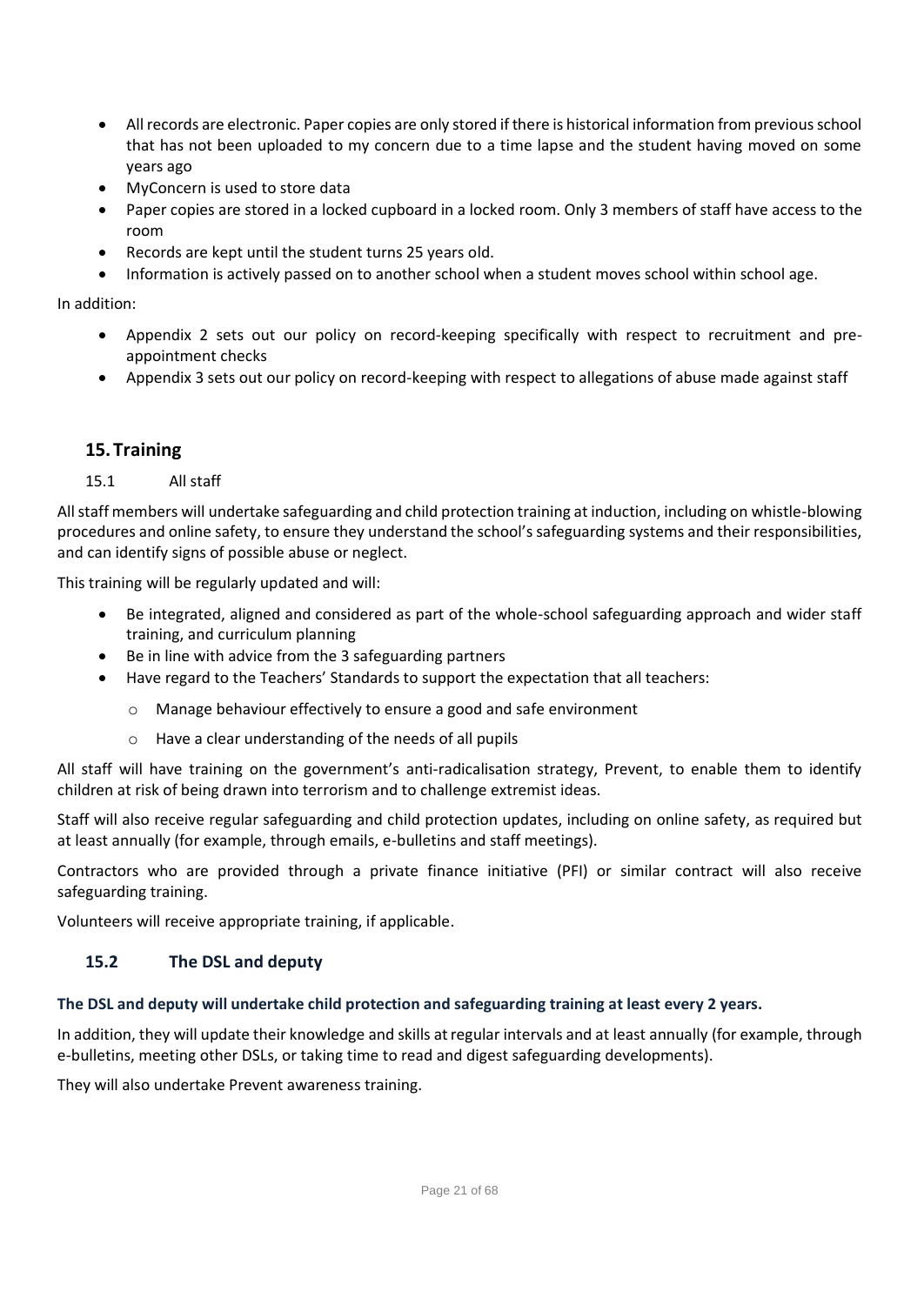- All records are electronic. Paper copies are only stored if there is historical information from previous school that has not been uploaded to my concern due to a time lapse and the student having moved on some years ago
- MyConcern is used to store data
- Paper copies are stored in a locked cupboard in a locked room. Only 3 members of staff have access to the room
- Records are kept until the student turns 25 years old.
- Information is actively passed on to another school when a student moves school within school age.

In addition:

- Appendix 2 sets out our policy on record-keeping specifically with respect to recruitment and pre-appointment checks
- Appendix 3 sets out our policy on record-keeping with respect to allegations of abuse made against staff

## 15. Training

### 15.1 All staff

All staff members will undertake safeguarding and child protection training at induction, including on whistle-blowing procedures and online safety, to ensure they understand the school's safeguarding systems and their responsibilities, and can identify signs of possible abuse or neglect.

This training will be regularly updated and will:

- Be integrated, aligned and considered as part of the whole-school safeguarding approach and wider staff training, and curriculum planning
- Be in line with advice from the 3 safeguarding partners
- Have regard to the Teachers' Standards to support the expectation that all teachers:
  - Manage behaviour effectively to ensure a good and safe environment
  - Have a clear understanding of the needs of all pupils

All staff will have training on the government's anti-radicalisation strategy, Prevent, to enable them to identify children at risk of being drawn into terrorism and to challenge extremist ideas.

Staff will also receive regular safeguarding and child protection updates, including on online safety, as required but at least annually (for example, through emails, e-bulletins and staff meetings).

Contractors who are provided through a private finance initiative (PFI) or similar contract will also receive safeguarding training.

Volunteers will receive appropriate training, if applicable.

### 15.2 The DSL and deputy

**The DSL and deputy will undertake child protection and safeguarding training at least every 2 years.**

In addition, they will update their knowledge and skills at regular intervals and at least annually (for example, through e-bulletins, meeting other DSLs, or taking time to read and digest safeguarding developments).

They will also undertake Prevent awareness training.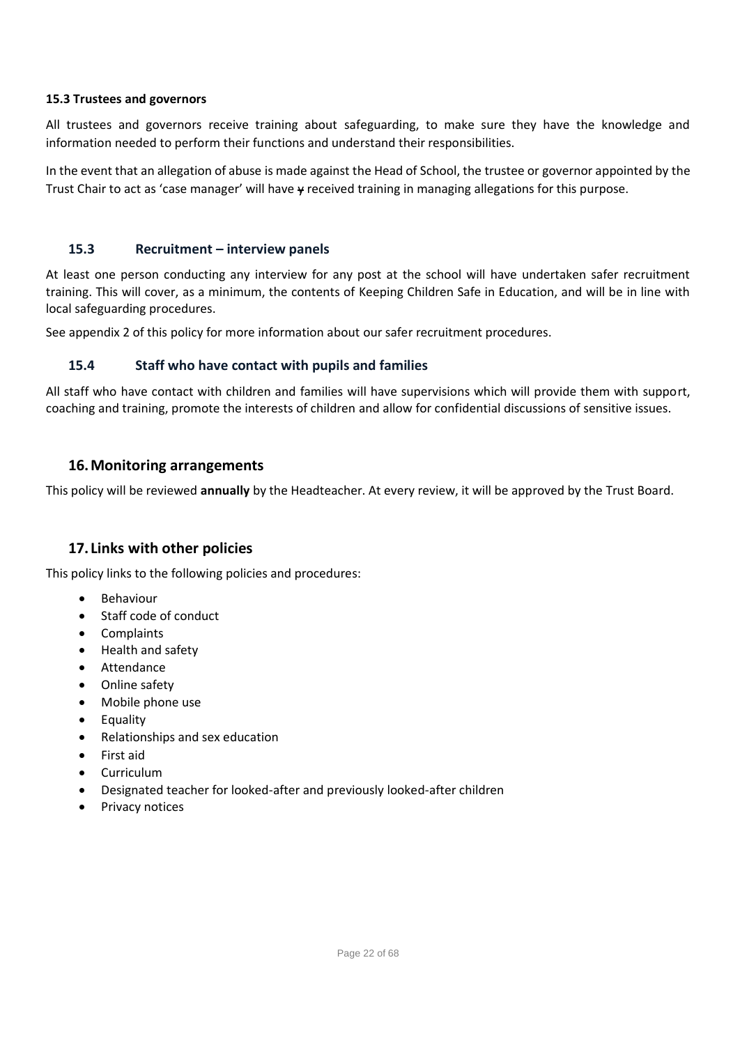**15.3 Trustees and governors**

All trustees and governors receive training about safeguarding, to make sure they have the knowledge and information needed to perform their functions and understand their responsibilities.

In the event that an allegation of abuse is made against the Head of School, the trustee or governor appointed by the Trust Chair to act as 'case manager' will have ~~y~~ received training in managing allegations for this purpose.

### 15.3 Recruitment – interview panels

At least one person conducting any interview for any post at the school will have undertaken safer recruitment training. This will cover, as a minimum, the contents of Keeping Children Safe in Education, and will be in line with local safeguarding procedures.

See appendix 2 of this policy for more information about our safer recruitment procedures.

### 15.4 Staff who have contact with pupils and families

All staff who have contact with children and families will have supervisions which will provide them with support, coaching and training, promote the interests of children and allow for confidential discussions of sensitive issues.

## 16. Monitoring arrangements

This policy will be reviewed **annually** by the Headteacher. At every review, it will be approved by the Trust Board.

## 17. Links with other policies

This policy links to the following policies and procedures:

- Behaviour
- Staff code of conduct
- Complaints
- Health and safety
- Attendance
- Online safety
- Mobile phone use
- Equality
- Relationships and sex education
- First aid
- Curriculum
- Designated teacher for looked-after and previously looked-after children
- Privacy notices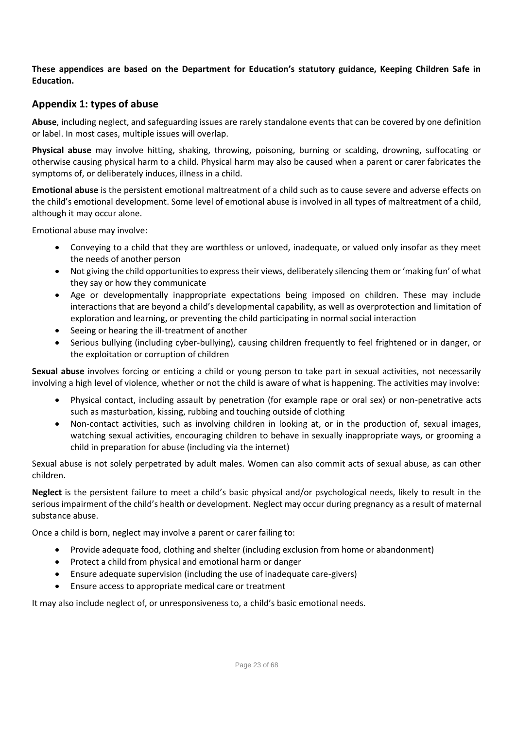**These appendices are based on the Department for Education's statutory guidance, Keeping Children Safe in Education.**

## Appendix 1: types of abuse

**Abuse**, including neglect, and safeguarding issues are rarely standalone events that can be covered by one definition or label. In most cases, multiple issues will overlap.

**Physical abuse** may involve hitting, shaking, throwing, poisoning, burning or scalding, drowning, suffocating or otherwise causing physical harm to a child. Physical harm may also be caused when a parent or carer fabricates the symptoms of, or deliberately induces, illness in a child.

**Emotional abuse** is the persistent emotional maltreatment of a child such as to cause severe and adverse effects on the child's emotional development. Some level of emotional abuse is involved in all types of maltreatment of a child, although it may occur alone.

Emotional abuse may involve:

- Conveying to a child that they are worthless or unloved, inadequate, or valued only insofar as they meet the needs of another person
- Not giving the child opportunities to express their views, deliberately silencing them or 'making fun' of what they say or how they communicate
- Age or developmentally inappropriate expectations being imposed on children. These may include interactions that are beyond a child's developmental capability, as well as overprotection and limitation of exploration and learning, or preventing the child participating in normal social interaction
- Seeing or hearing the ill-treatment of another
- Serious bullying (including cyber-bullying), causing children frequently to feel frightened or in danger, or the exploitation or corruption of children

**Sexual abuse** involves forcing or enticing a child or young person to take part in sexual activities, not necessarily involving a high level of violence, whether or not the child is aware of what is happening. The activities may involve:

- Physical contact, including assault by penetration (for example rape or oral sex) or non-penetrative acts such as masturbation, kissing, rubbing and touching outside of clothing
- Non-contact activities, such as involving children in looking at, or in the production of, sexual images, watching sexual activities, encouraging children to behave in sexually inappropriate ways, or grooming a child in preparation for abuse (including via the internet)

Sexual abuse is not solely perpetrated by adult males. Women can also commit acts of sexual abuse, as can other children.

**Neglect** is the persistent failure to meet a child's basic physical and/or psychological needs, likely to result in the serious impairment of the child's health or development. Neglect may occur during pregnancy as a result of maternal substance abuse.

Once a child is born, neglect may involve a parent or carer failing to:

- Provide adequate food, clothing and shelter (including exclusion from home or abandonment)
- Protect a child from physical and emotional harm or danger
- Ensure adequate supervision (including the use of inadequate care-givers)
- Ensure access to appropriate medical care or treatment

It may also include neglect of, or unresponsiveness to, a child's basic emotional needs.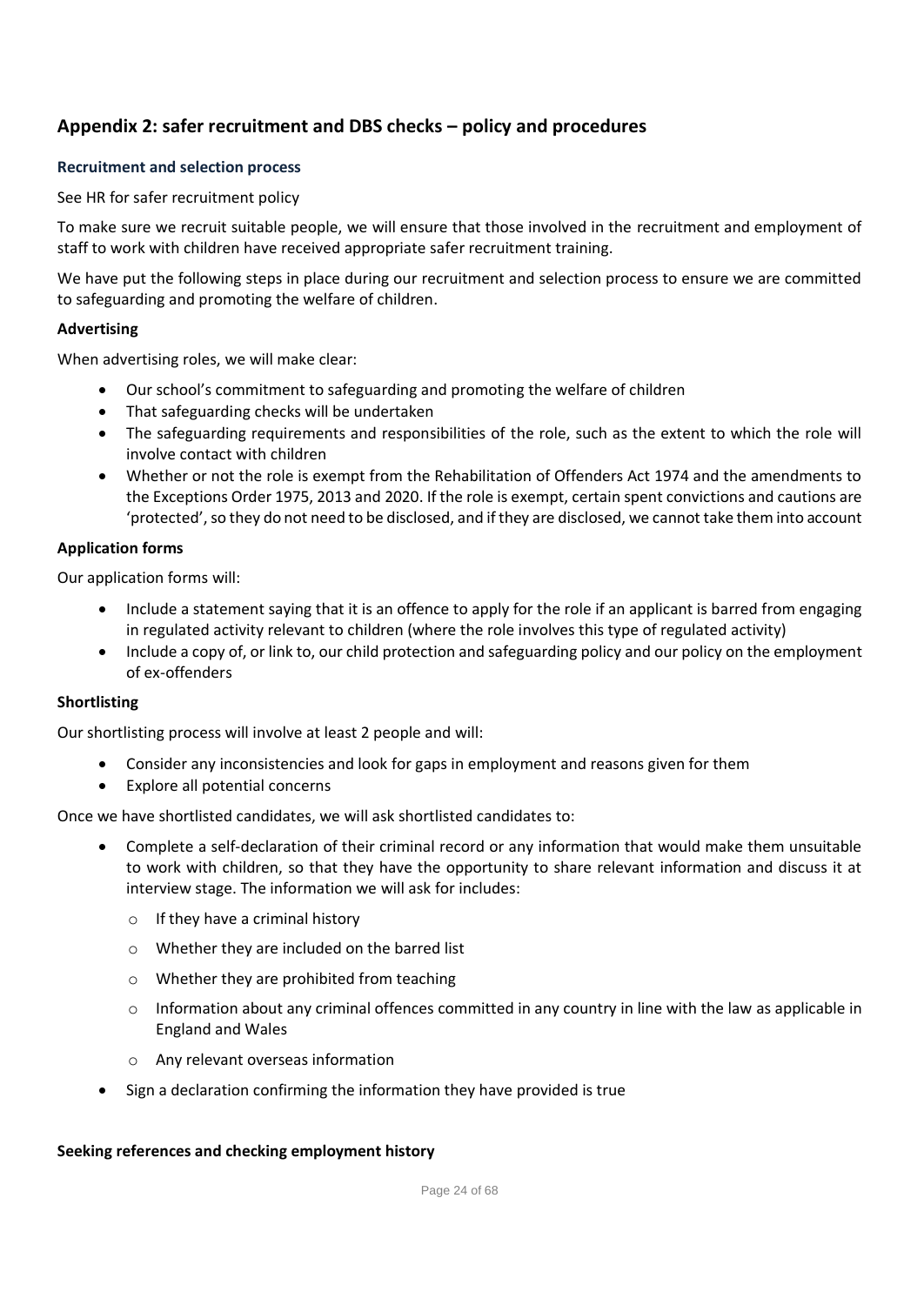## Appendix 2: safer recruitment and DBS checks – policy and procedures

### Recruitment and selection process

See HR for safer recruitment policy

To make sure we recruit suitable people, we will ensure that those involved in the recruitment and employment of staff to work with children have received appropriate safer recruitment training.

We have put the following steps in place during our recruitment and selection process to ensure we are committed to safeguarding and promoting the welfare of children.

**Advertising**

When advertising roles, we will make clear:

- Our school's commitment to safeguarding and promoting the welfare of children
- That safeguarding checks will be undertaken
- The safeguarding requirements and responsibilities of the role, such as the extent to which the role will involve contact with children
- Whether or not the role is exempt from the Rehabilitation of Offenders Act 1974 and the amendments to the Exceptions Order 1975, 2013 and 2020. If the role is exempt, certain spent convictions and cautions are 'protected', so they do not need to be disclosed, and if they are disclosed, we cannot take them into account

**Application forms**

Our application forms will:

- Include a statement saying that it is an offence to apply for the role if an applicant is barred from engaging in regulated activity relevant to children (where the role involves this type of regulated activity)
- Include a copy of, or link to, our child protection and safeguarding policy and our policy on the employment of ex-offenders

**Shortlisting**

Our shortlisting process will involve at least 2 people and will:

- Consider any inconsistencies and look for gaps in employment and reasons given for them
- Explore all potential concerns

Once we have shortlisted candidates, we will ask shortlisted candidates to:

- Complete a self-declaration of their criminal record or any information that would make them unsuitable to work with children, so that they have the opportunity to share relevant information and discuss it at interview stage. The information we will ask for includes:
  - If they have a criminal history
  - Whether they are included on the barred list
  - Whether they are prohibited from teaching
  - Information about any criminal offences committed in any country in line with the law as applicable in England and Wales
  - Any relevant overseas information
- Sign a declaration confirming the information they have provided is true

**Seeking references and checking employment history**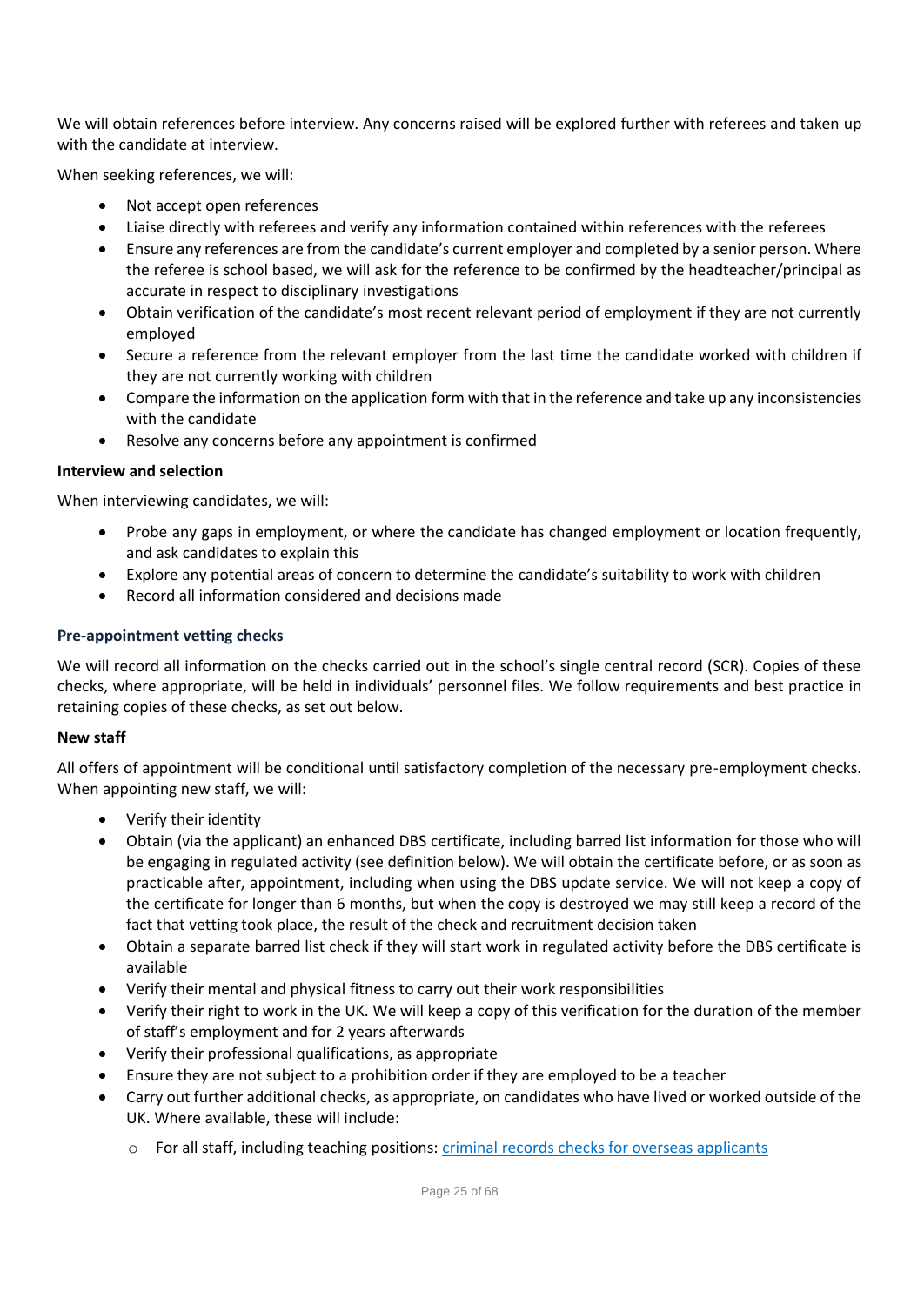We will obtain references before interview. Any concerns raised will be explored further with referees and taken up with the candidate at interview.

When seeking references, we will:

- Not accept open references
- Liaise directly with referees and verify any information contained within references with the referees
- Ensure any references are from the candidate's current employer and completed by a senior person. Where the referee is school based, we will ask for the reference to be confirmed by the headteacher/principal as accurate in respect to disciplinary investigations
- Obtain verification of the candidate's most recent relevant period of employment if they are not currently employed
- Secure a reference from the relevant employer from the last time the candidate worked with children if they are not currently working with children
- Compare the information on the application form with that in the reference and take up any inconsistencies with the candidate
- Resolve any concerns before any appointment is confirmed

**Interview and selection**

When interviewing candidates, we will:

- Probe any gaps in employment, or where the candidate has changed employment or location frequently, and ask candidates to explain this
- Explore any potential areas of concern to determine the candidate's suitability to work with children
- Record all information considered and decisions made

### Pre-appointment vetting checks

We will record all information on the checks carried out in the school's single central record (SCR). Copies of these checks, where appropriate, will be held in individuals' personnel files. We follow requirements and best practice in retaining copies of these checks, as set out below.

**New staff**

All offers of appointment will be conditional until satisfactory completion of the necessary pre-employment checks. When appointing new staff, we will:

- Verify their identity
- Obtain (via the applicant) an enhanced DBS certificate, including barred list information for those who will be engaging in regulated activity (see definition below). We will obtain the certificate before, or as soon as practicable after, appointment, including when using the DBS update service. We will not keep a copy of the certificate for longer than 6 months, but when the copy is destroyed we may still keep a record of the fact that vetting took place, the result of the check and recruitment decision taken
- Obtain a separate barred list check if they will start work in regulated activity before the DBS certificate is available
- Verify their mental and physical fitness to carry out their work responsibilities
- Verify their right to work in the UK. We will keep a copy of this verification for the duration of the member of staff's employment and for 2 years afterwards
- Verify their professional qualifications, as appropriate
- Ensure they are not subject to a prohibition order if they are employed to be a teacher
- Carry out further additional checks, as appropriate, on candidates who have lived or worked outside of the UK. Where available, these will include:
  - For all staff, including teaching positions: criminal records checks for overseas applicants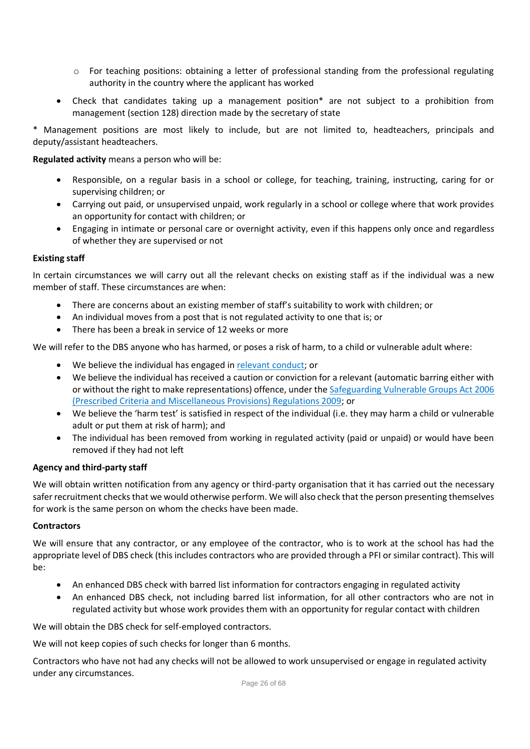- For teaching positions: obtaining a letter of professional standing from the professional regulating authority in the country where the applicant has worked

- Check that candidates taking up a management position* are not subject to a prohibition from management (section 128) direction made by the secretary of state

* Management positions are most likely to include, but are not limited to, headteachers, principals and deputy/assistant headteachers.

**Regulated activity** means a person who will be:

- Responsible, on a regular basis in a school or college, for teaching, training, instructing, caring for or supervising children; or
- Carrying out paid, or unsupervised unpaid, work regularly in a school or college where that work provides an opportunity for contact with children; or
- Engaging in intimate or personal care or overnight activity, even if this happens only once and regardless of whether they are supervised or not

**Existing staff**

In certain circumstances we will carry out all the relevant checks on existing staff as if the individual was a new member of staff. These circumstances are when:

- There are concerns about an existing member of staff's suitability to work with children; or
- An individual moves from a post that is not regulated activity to one that is; or
- There has been a break in service of 12 weeks or more

We will refer to the DBS anyone who has harmed, or poses a risk of harm, to a child or vulnerable adult where:

- We believe the individual has engaged in relevant conduct; or
- We believe the individual has received a caution or conviction for a relevant (automatic barring either with or without the right to make representations) offence, under the Safeguarding Vulnerable Groups Act 2006 (Prescribed Criteria and Miscellaneous Provisions) Regulations 2009; or
- We believe the 'harm test' is satisfied in respect of the individual (i.e. they may harm a child or vulnerable adult or put them at risk of harm); and
- The individual has been removed from working in regulated activity (paid or unpaid) or would have been removed if they had not left

**Agency and third-party staff**

We will obtain written notification from any agency or third-party organisation that it has carried out the necessary safer recruitment checks that we would otherwise perform. We will also check that the person presenting themselves for work is the same person on whom the checks have been made.

**Contractors**

We will ensure that any contractor, or any employee of the contractor, who is to work at the school has had the appropriate level of DBS check (this includes contractors who are provided through a PFI or similar contract). This will be:

- An enhanced DBS check with barred list information for contractors engaging in regulated activity
- An enhanced DBS check, not including barred list information, for all other contractors who are not in regulated activity but whose work provides them with an opportunity for regular contact with children

We will obtain the DBS check for self-employed contractors.

We will not keep copies of such checks for longer than 6 months.

Contractors who have not had any checks will not be allowed to work unsupervised or engage in regulated activity under any circumstances.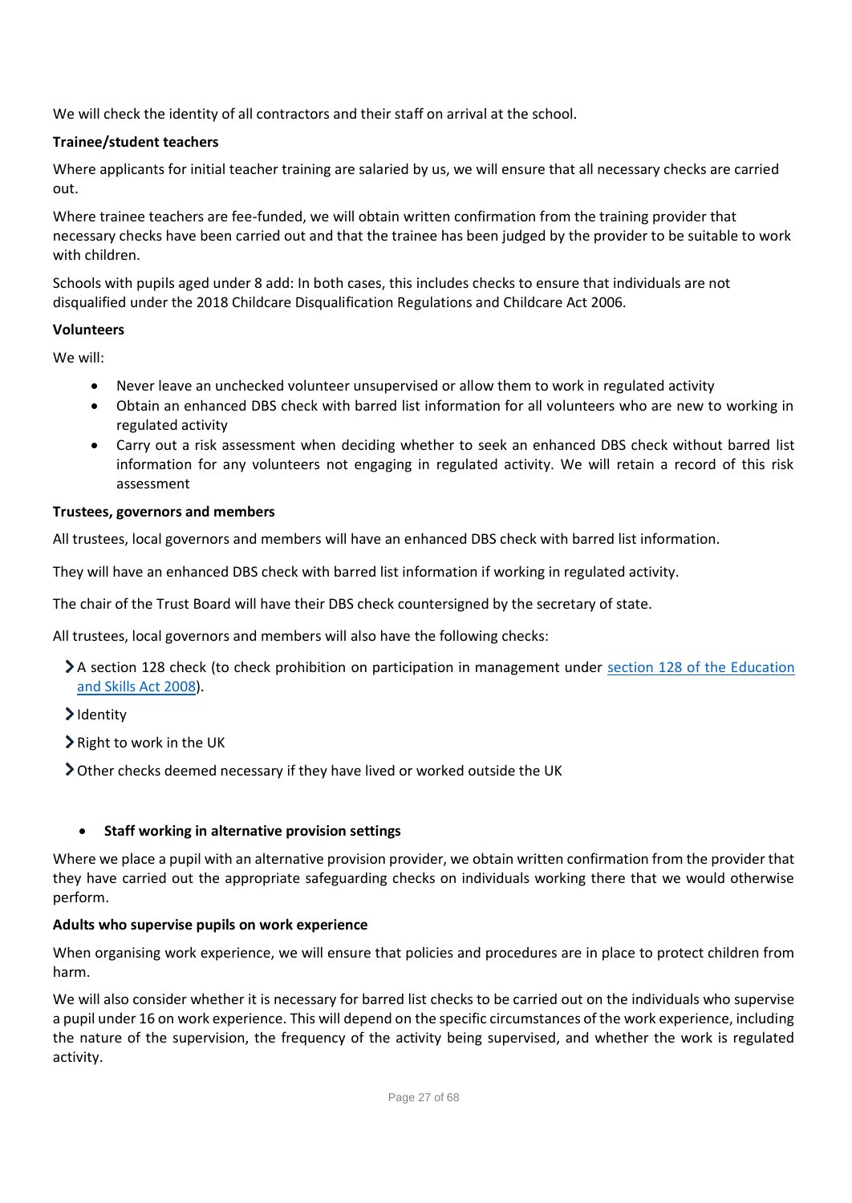We will check the identity of all contractors and their staff on arrival at the school.

**Trainee/student teachers**

Where applicants for initial teacher training are salaried by us, we will ensure that all necessary checks are carried out.

Where trainee teachers are fee-funded, we will obtain written confirmation from the training provider that necessary checks have been carried out and that the trainee has been judged by the provider to be suitable to work with children.

Schools with pupils aged under 8 add: In both cases, this includes checks to ensure that individuals are not disqualified under the 2018 Childcare Disqualification Regulations and Childcare Act 2006.

**Volunteers**

We will:

- Never leave an unchecked volunteer unsupervised or allow them to work in regulated activity
- Obtain an enhanced DBS check with barred list information for all volunteers who are new to working in regulated activity
- Carry out a risk assessment when deciding whether to seek an enhanced DBS check without barred list information for any volunteers not engaging in regulated activity. We will retain a record of this risk assessment

**Trustees, governors and members**

All trustees, local governors and members will have an enhanced DBS check with barred list information.

They will have an enhanced DBS check with barred list information if working in regulated activity.

The chair of the Trust Board will have their DBS check countersigned by the secretary of state.

All trustees, local governors and members will also have the following checks:

- A section 128 check (to check prohibition on participation in management under section 128 of the Education and Skills Act 2008).
- Identity
- Right to work in the UK
- Other checks deemed necessary if they have lived or worked outside the UK

- **Staff working in alternative provision settings**

Where we place a pupil with an alternative provision provider, we obtain written confirmation from the provider that they have carried out the appropriate safeguarding checks on individuals working there that we would otherwise perform.

**Adults who supervise pupils on work experience**

When organising work experience, we will ensure that policies and procedures are in place to protect children from harm.

We will also consider whether it is necessary for barred list checks to be carried out on the individuals who supervise a pupil under 16 on work experience. This will depend on the specific circumstances of the work experience, including the nature of the supervision, the frequency of the activity being supervised, and whether the work is regulated activity.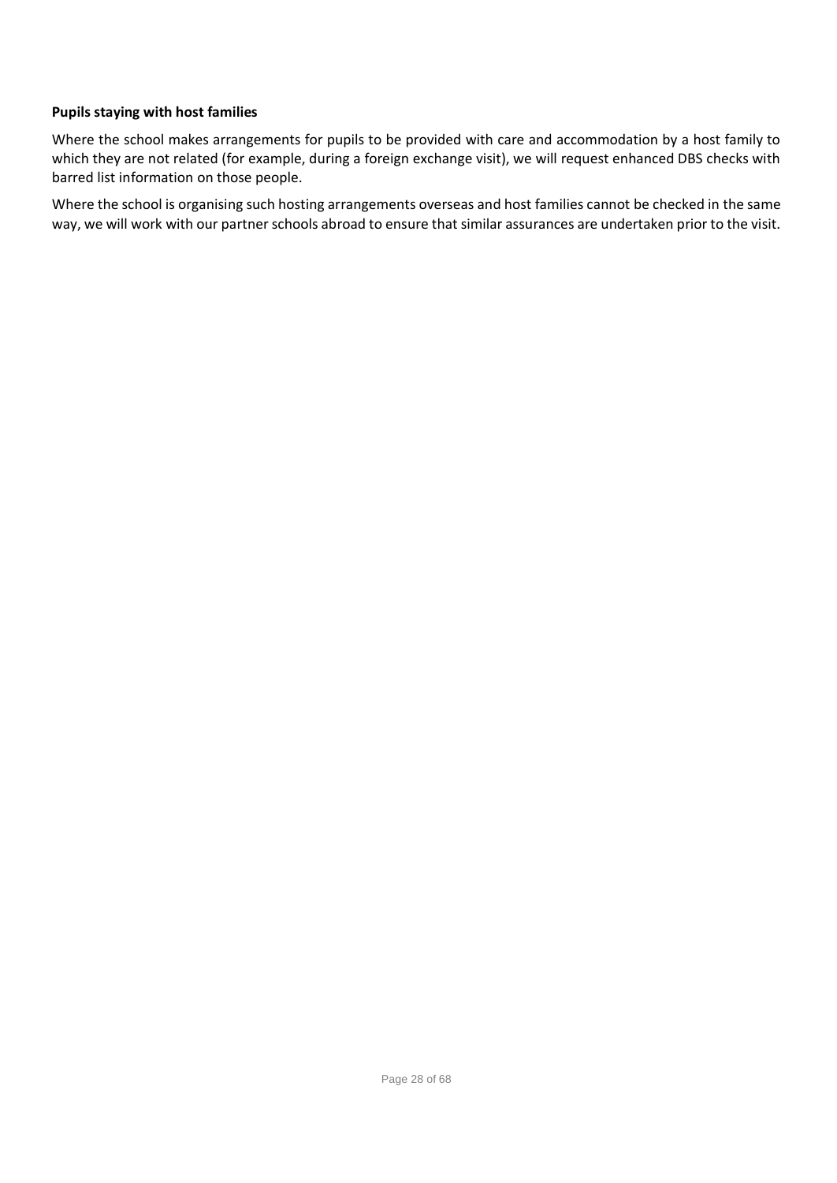**Pupils staying with host families**

Where the school makes arrangements for pupils to be provided with care and accommodation by a host family to which they are not related (for example, during a foreign exchange visit), we will request enhanced DBS checks with barred list information on those people.

Where the school is organising such hosting arrangements overseas and host families cannot be checked in the same way, we will work with our partner schools abroad to ensure that similar assurances are undertaken prior to the visit.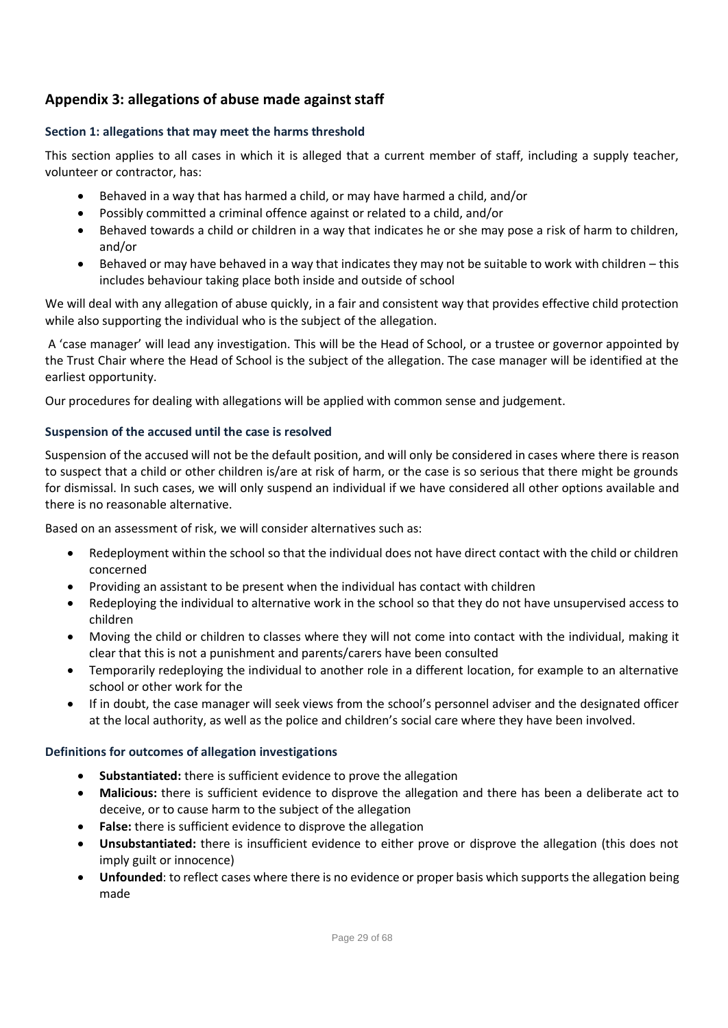## Appendix 3: allegations of abuse made against staff

### Section 1: allegations that may meet the harms threshold

This section applies to all cases in which it is alleged that a current member of staff, including a supply teacher, volunteer or contractor, has:

- Behaved in a way that has harmed a child, or may have harmed a child, and/or
- Possibly committed a criminal offence against or related to a child, and/or
- Behaved towards a child or children in a way that indicates he or she may pose a risk of harm to children, and/or
- Behaved or may have behaved in a way that indicates they may not be suitable to work with children – this includes behaviour taking place both inside and outside of school

We will deal with any allegation of abuse quickly, in a fair and consistent way that provides effective child protection while also supporting the individual who is the subject of the allegation.

A 'case manager' will lead any investigation. This will be the Head of School, or a trustee or governor appointed by the Trust Chair where the Head of School is the subject of the allegation. The case manager will be identified at the earliest opportunity.

Our procedures for dealing with allegations will be applied with common sense and judgement.

### Suspension of the accused until the case is resolved

Suspension of the accused will not be the default position, and will only be considered in cases where there is reason to suspect that a child or other children is/are at risk of harm, or the case is so serious that there might be grounds for dismissal. In such cases, we will only suspend an individual if we have considered all other options available and there is no reasonable alternative.

Based on an assessment of risk, we will consider alternatives such as:

- Redeployment within the school so that the individual does not have direct contact with the child or children concerned
- Providing an assistant to be present when the individual has contact with children
- Redeploying the individual to alternative work in the school so that they do not have unsupervised access to children
- Moving the child or children to classes where they will not come into contact with the individual, making it clear that this is not a punishment and parents/carers have been consulted
- Temporarily redeploying the individual to another role in a different location, for example to an alternative school or other work for the
- If in doubt, the case manager will seek views from the school's personnel adviser and the designated officer at the local authority, as well as the police and children's social care where they have been involved.

### Definitions for outcomes of allegation investigations

- **Substantiated:** there is sufficient evidence to prove the allegation
- **Malicious:** there is sufficient evidence to disprove the allegation and there has been a deliberate act to deceive, or to cause harm to the subject of the allegation
- **False:** there is sufficient evidence to disprove the allegation
- **Unsubstantiated:** there is insufficient evidence to either prove or disprove the allegation (this does not imply guilt or innocence)
- **Unfounded**: to reflect cases where there is no evidence or proper basis which supports the allegation being made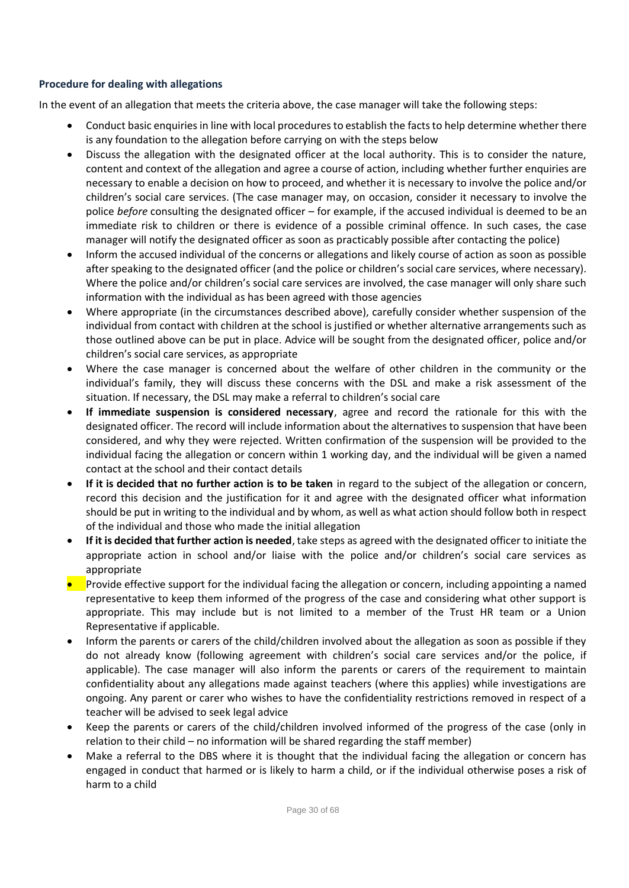### Procedure for dealing with allegations

In the event of an allegation that meets the criteria above, the case manager will take the following steps:

- Conduct basic enquiries in line with local procedures to establish the facts to help determine whether there is any foundation to the allegation before carrying on with the steps below
- Discuss the allegation with the designated officer at the local authority. This is to consider the nature, content and context of the allegation and agree a course of action, including whether further enquiries are necessary to enable a decision on how to proceed, and whether it is necessary to involve the police and/or children's social care services. (The case manager may, on occasion, consider it necessary to involve the police *before* consulting the designated officer – for example, if the accused individual is deemed to be an immediate risk to children or there is evidence of a possible criminal offence. In such cases, the case manager will notify the designated officer as soon as practicably possible after contacting the police)
- Inform the accused individual of the concerns or allegations and likely course of action as soon as possible after speaking to the designated officer (and the police or children's social care services, where necessary). Where the police and/or children's social care services are involved, the case manager will only share such information with the individual as has been agreed with those agencies
- Where appropriate (in the circumstances described above), carefully consider whether suspension of the individual from contact with children at the school is justified or whether alternative arrangements such as those outlined above can be put in place. Advice will be sought from the designated officer, police and/or children's social care services, as appropriate
- Where the case manager is concerned about the welfare of other children in the community or the individual's family, they will discuss these concerns with the DSL and make a risk assessment of the situation. If necessary, the DSL may make a referral to children's social care
- **If immediate suspension is considered necessary**, agree and record the rationale for this with the designated officer. The record will include information about the alternatives to suspension that have been considered, and why they were rejected. Written confirmation of the suspension will be provided to the individual facing the allegation or concern within 1 working day, and the individual will be given a named contact at the school and their contact details
- **If it is decided that no further action is to be taken** in regard to the subject of the allegation or concern, record this decision and the justification for it and agree with the designated officer what information should be put in writing to the individual and by whom, as well as what action should follow both in respect of the individual and those who made the initial allegation
- **If it is decided that further action is needed**, take steps as agreed with the designated officer to initiate the appropriate action in school and/or liaise with the police and/or children's social care services as appropriate
- Provide effective support for the individual facing the allegation or concern, including appointing a named representative to keep them informed of the progress of the case and considering what other support is appropriate. This may include but is not limited to a member of the Trust HR team or a Union Representative if applicable.
- Inform the parents or carers of the child/children involved about the allegation as soon as possible if they do not already know (following agreement with children's social care services and/or the police, if applicable). The case manager will also inform the parents or carers of the requirement to maintain confidentiality about any allegations made against teachers (where this applies) while investigations are ongoing. Any parent or carer who wishes to have the confidentiality restrictions removed in respect of a teacher will be advised to seek legal advice
- Keep the parents or carers of the child/children involved informed of the progress of the case (only in relation to their child – no information will be shared regarding the staff member)
- Make a referral to the DBS where it is thought that the individual facing the allegation or concern has engaged in conduct that harmed or is likely to harm a child, or if the individual otherwise poses a risk of harm to a child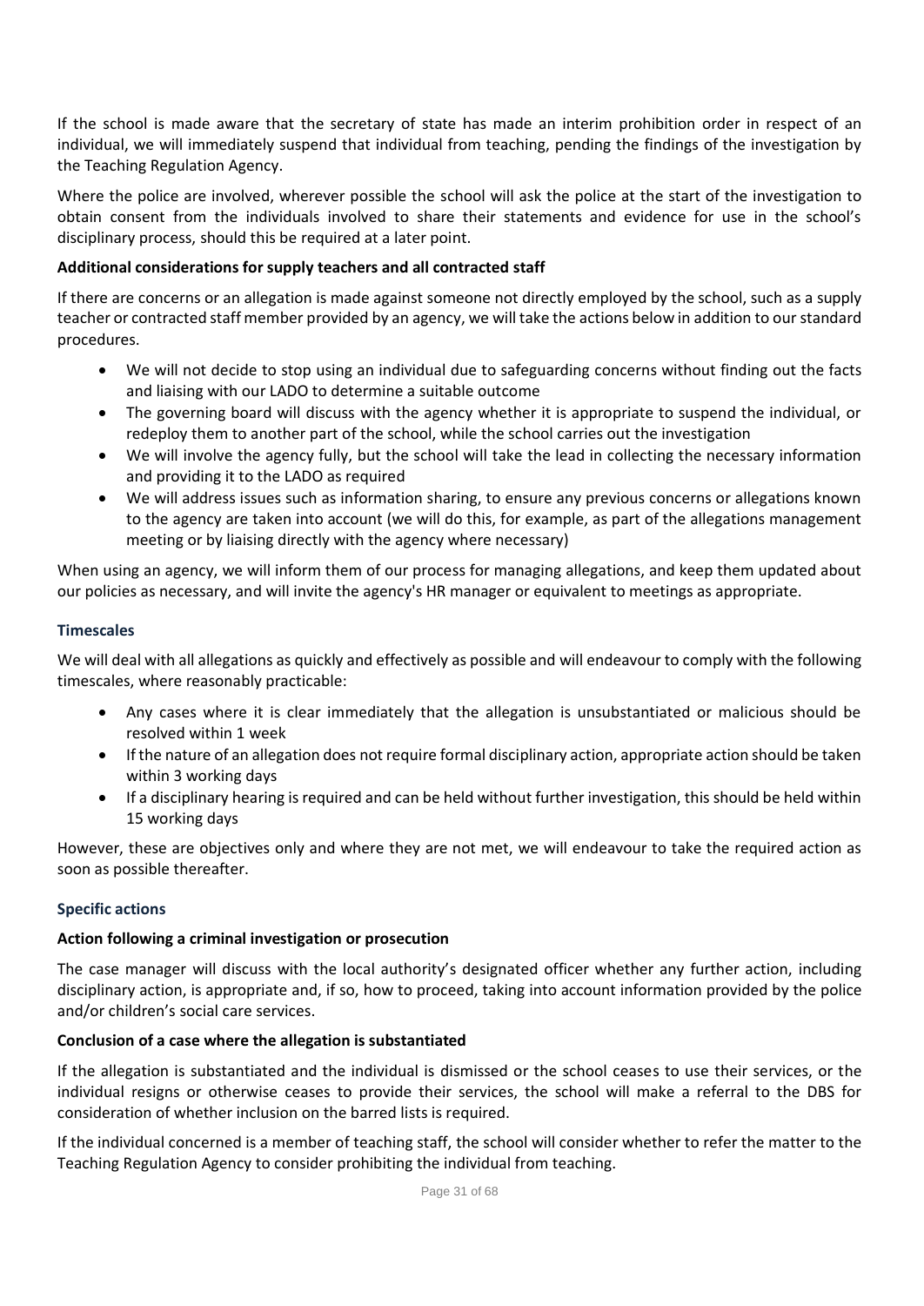If the school is made aware that the secretary of state has made an interim prohibition order in respect of an individual, we will immediately suspend that individual from teaching, pending the findings of the investigation by the Teaching Regulation Agency.

Where the police are involved, wherever possible the school will ask the police at the start of the investigation to obtain consent from the individuals involved to share their statements and evidence for use in the school's disciplinary process, should this be required at a later point.

**Additional considerations for supply teachers and all contracted staff**

If there are concerns or an allegation is made against someone not directly employed by the school, such as a supply teacher or contracted staff member provided by an agency, we will take the actions below in addition to our standard procedures.

- We will not decide to stop using an individual due to safeguarding concerns without finding out the facts and liaising with our LADO to determine a suitable outcome
- The governing board will discuss with the agency whether it is appropriate to suspend the individual, or redeploy them to another part of the school, while the school carries out the investigation
- We will involve the agency fully, but the school will take the lead in collecting the necessary information and providing it to the LADO as required
- We will address issues such as information sharing, to ensure any previous concerns or allegations known to the agency are taken into account (we will do this, for example, as part of the allegations management meeting or by liaising directly with the agency where necessary)

When using an agency, we will inform them of our process for managing allegations, and keep them updated about our policies as necessary, and will invite the agency's HR manager or equivalent to meetings as appropriate.

### Timescales

We will deal with all allegations as quickly and effectively as possible and will endeavour to comply with the following timescales, where reasonably practicable:

- Any cases where it is clear immediately that the allegation is unsubstantiated or malicious should be resolved within 1 week
- If the nature of an allegation does not require formal disciplinary action, appropriate action should be taken within 3 working days
- If a disciplinary hearing is required and can be held without further investigation, this should be held within 15 working days

However, these are objectives only and where they are not met, we will endeavour to take the required action as soon as possible thereafter.

### Specific actions

**Action following a criminal investigation or prosecution**

The case manager will discuss with the local authority's designated officer whether any further action, including disciplinary action, is appropriate and, if so, how to proceed, taking into account information provided by the police and/or children's social care services.

**Conclusion of a case where the allegation is substantiated**

If the allegation is substantiated and the individual is dismissed or the school ceases to use their services, or the individual resigns or otherwise ceases to provide their services, the school will make a referral to the DBS for consideration of whether inclusion on the barred lists is required.

If the individual concerned is a member of teaching staff, the school will consider whether to refer the matter to the Teaching Regulation Agency to consider prohibiting the individual from teaching.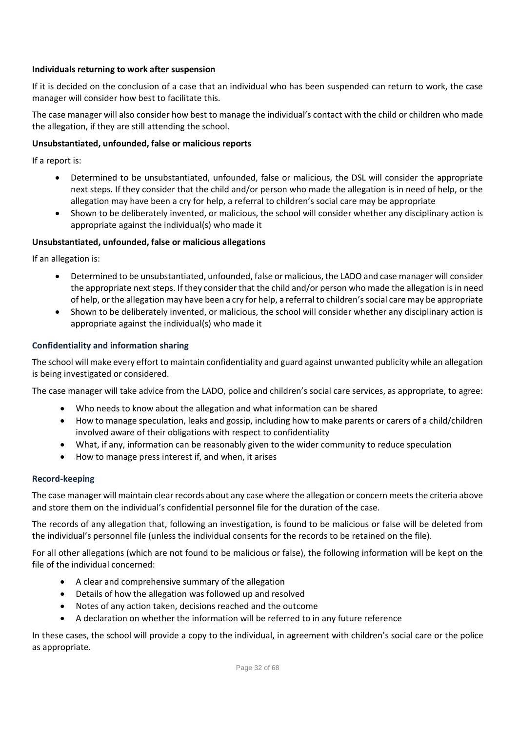**Individuals returning to work after suspension**

If it is decided on the conclusion of a case that an individual who has been suspended can return to work, the case manager will consider how best to facilitate this.

The case manager will also consider how best to manage the individual's contact with the child or children who made the allegation, if they are still attending the school.

**Unsubstantiated, unfounded, false or malicious reports**

If a report is:

- Determined to be unsubstantiated, unfounded, false or malicious, the DSL will consider the appropriate next steps. If they consider that the child and/or person who made the allegation is in need of help, or the allegation may have been a cry for help, a referral to children's social care may be appropriate
- Shown to be deliberately invented, or malicious, the school will consider whether any disciplinary action is appropriate against the individual(s) who made it

**Unsubstantiated, unfounded, false or malicious allegations**

If an allegation is:

- Determined to be unsubstantiated, unfounded, false or malicious, the LADO and case manager will consider the appropriate next steps. If they consider that the child and/or person who made the allegation is in need of help, or the allegation may have been a cry for help, a referral to children's social care may be appropriate
- Shown to be deliberately invented, or malicious, the school will consider whether any disciplinary action is appropriate against the individual(s) who made it

### Confidentiality and information sharing

The school will make every effort to maintain confidentiality and guard against unwanted publicity while an allegation is being investigated or considered.

The case manager will take advice from the LADO, police and children's social care services, as appropriate, to agree:

- Who needs to know about the allegation and what information can be shared
- How to manage speculation, leaks and gossip, including how to make parents or carers of a child/children involved aware of their obligations with respect to confidentiality
- What, if any, information can be reasonably given to the wider community to reduce speculation
- How to manage press interest if, and when, it arises

### Record-keeping

The case manager will maintain clear records about any case where the allegation or concern meets the criteria above and store them on the individual's confidential personnel file for the duration of the case.

The records of any allegation that, following an investigation, is found to be malicious or false will be deleted from the individual's personnel file (unless the individual consents for the records to be retained on the file).

For all other allegations (which are not found to be malicious or false), the following information will be kept on the file of the individual concerned:

- A clear and comprehensive summary of the allegation
- Details of how the allegation was followed up and resolved
- Notes of any action taken, decisions reached and the outcome
- A declaration on whether the information will be referred to in any future reference

In these cases, the school will provide a copy to the individual, in agreement with children's social care or the police as appropriate.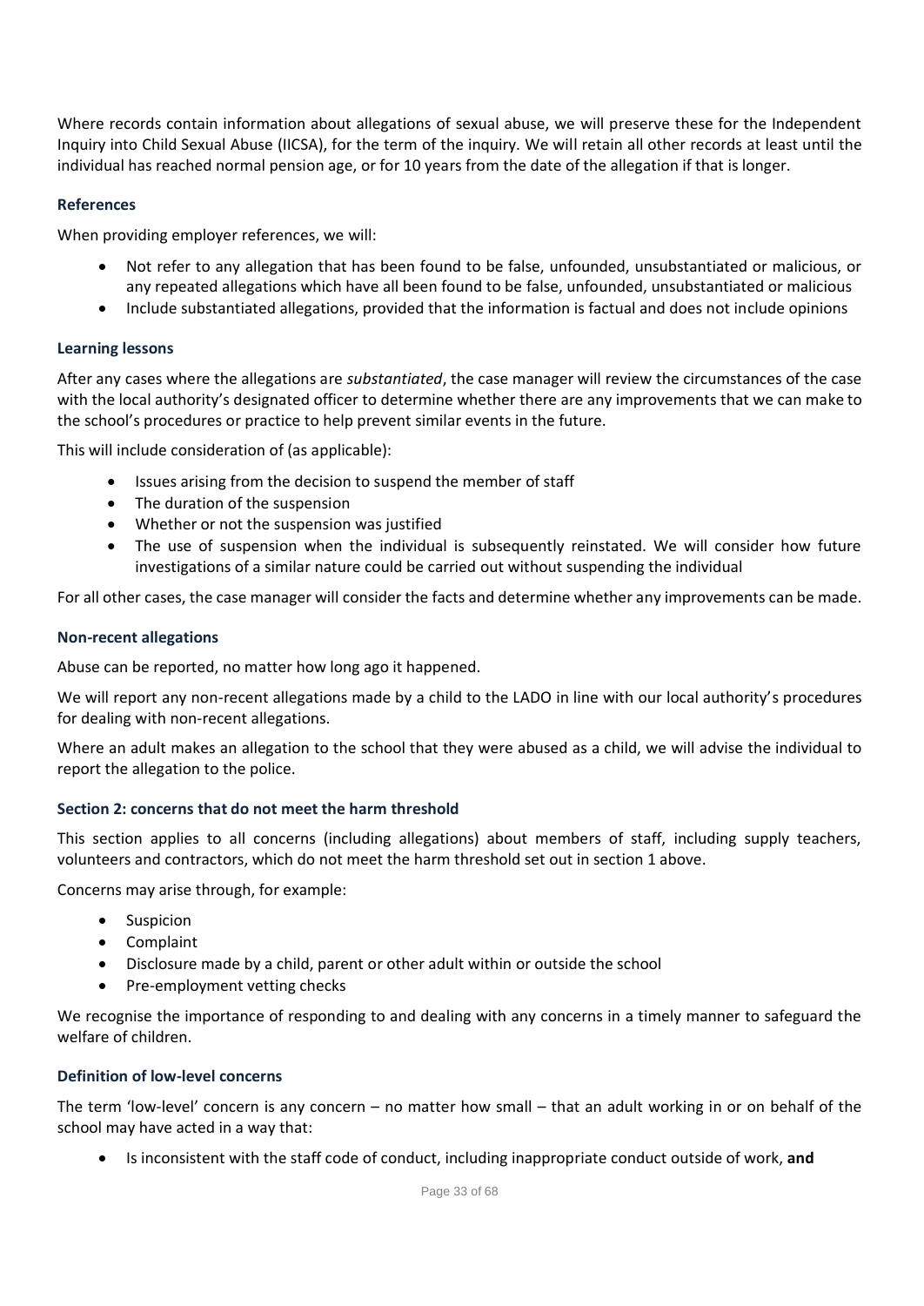Where records contain information about allegations of sexual abuse, we will preserve these for the Independent Inquiry into Child Sexual Abuse (IICSA), for the term of the inquiry. We will retain all other records at least until the individual has reached normal pension age, or for 10 years from the date of the allegation if that is longer.

### References

When providing employer references, we will:

- Not refer to any allegation that has been found to be false, unfounded, unsubstantiated or malicious, or any repeated allegations which have all been found to be false, unfounded, unsubstantiated or malicious
- Include substantiated allegations, provided that the information is factual and does not include opinions

### Learning lessons

After any cases where the allegations are *substantiated*, the case manager will review the circumstances of the case with the local authority's designated officer to determine whether there are any improvements that we can make to the school's procedures or practice to help prevent similar events in the future.

This will include consideration of (as applicable):

- Issues arising from the decision to suspend the member of staff
- The duration of the suspension
- Whether or not the suspension was justified
- The use of suspension when the individual is subsequently reinstated. We will consider how future investigations of a similar nature could be carried out without suspending the individual

For all other cases, the case manager will consider the facts and determine whether any improvements can be made.

### Non-recent allegations

Abuse can be reported, no matter how long ago it happened.

We will report any non-recent allegations made by a child to the LADO in line with our local authority's procedures for dealing with non-recent allegations.

Where an adult makes an allegation to the school that they were abused as a child, we will advise the individual to report the allegation to the police.

### Section 2: concerns that do not meet the harm threshold

This section applies to all concerns (including allegations) about members of staff, including supply teachers, volunteers and contractors, which do not meet the harm threshold set out in section 1 above.

Concerns may arise through, for example:

- Suspicion
- Complaint
- Disclosure made by a child, parent or other adult within or outside the school
- Pre-employment vetting checks

We recognise the importance of responding to and dealing with any concerns in a timely manner to safeguard the welfare of children.

### Definition of low-level concerns

The term 'low-level' concern is any concern – no matter how small – that an adult working in or on behalf of the school may have acted in a way that:

- Is inconsistent with the staff code of conduct, including inappropriate conduct outside of work, **and**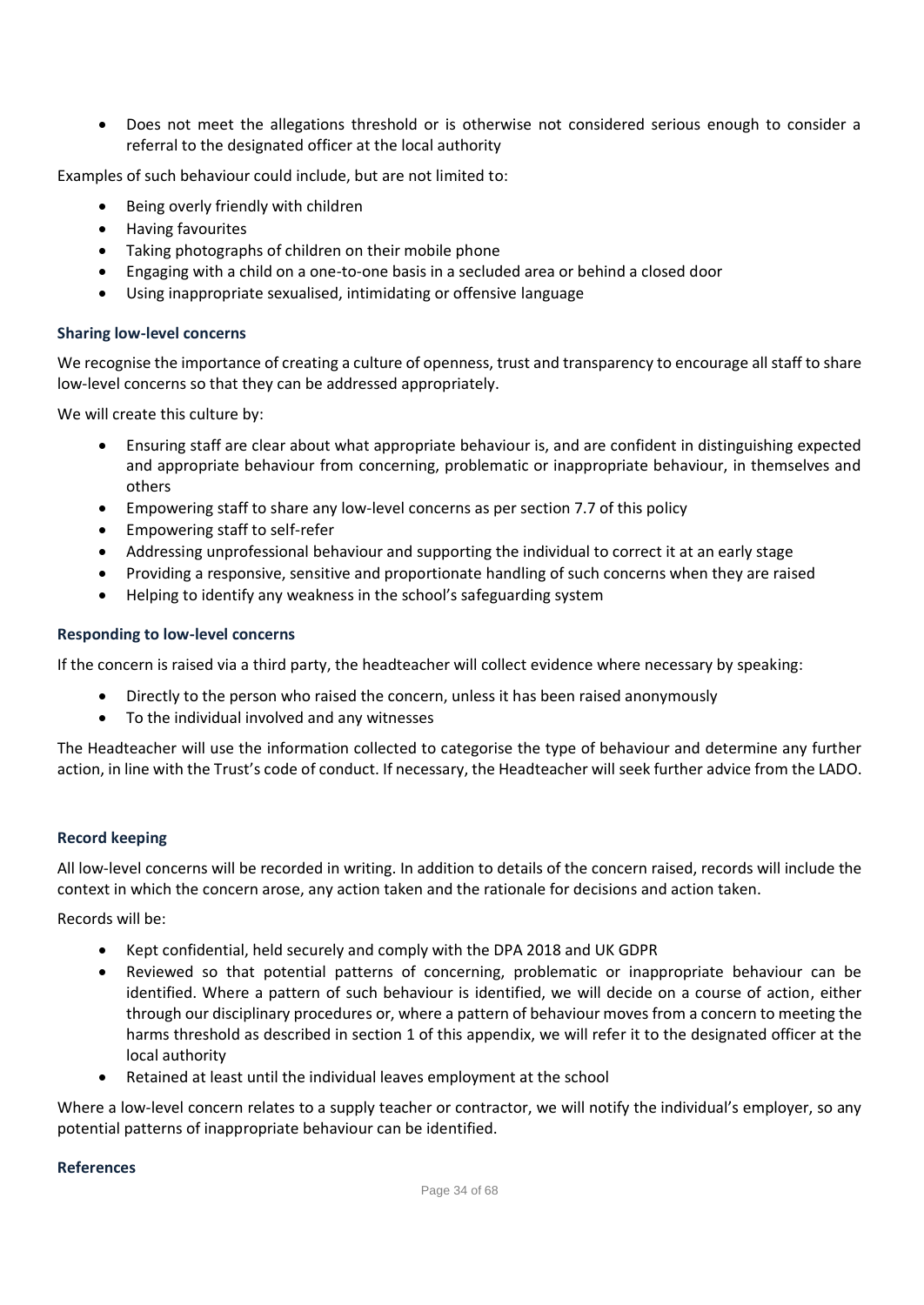- Does not meet the allegations threshold or is otherwise not considered serious enough to consider a referral to the designated officer at the local authority

Examples of such behaviour could include, but are not limited to:

- Being overly friendly with children
- Having favourites
- Taking photographs of children on their mobile phone
- Engaging with a child on a one-to-one basis in a secluded area or behind a closed door
- Using inappropriate sexualised, intimidating or offensive language

#### Sharing low-level concerns

We recognise the importance of creating a culture of openness, trust and transparency to encourage all staff to share low-level concerns so that they can be addressed appropriately.

We will create this culture by:

- Ensuring staff are clear about what appropriate behaviour is, and are confident in distinguishing expected and appropriate behaviour from concerning, problematic or inappropriate behaviour, in themselves and others
- Empowering staff to share any low-level concerns as per section 7.7 of this policy
- Empowering staff to self-refer
- Addressing unprofessional behaviour and supporting the individual to correct it at an early stage
- Providing a responsive, sensitive and proportionate handling of such concerns when they are raised
- Helping to identify any weakness in the school's safeguarding system

#### Responding to low-level concerns

If the concern is raised via a third party, the headteacher will collect evidence where necessary by speaking:

- Directly to the person who raised the concern, unless it has been raised anonymously
- To the individual involved and any witnesses

The Headteacher will use the information collected to categorise the type of behaviour and determine any further action, in line with the Trust's code of conduct. If necessary, the Headteacher will seek further advice from the LADO.

#### Record keeping

All low-level concerns will be recorded in writing. In addition to details of the concern raised, records will include the context in which the concern arose, any action taken and the rationale for decisions and action taken.

Records will be:

- Kept confidential, held securely and comply with the DPA 2018 and UK GDPR
- Reviewed so that potential patterns of concerning, problematic or inappropriate behaviour can be identified. Where a pattern of such behaviour is identified, we will decide on a course of action, either through our disciplinary procedures or, where a pattern of behaviour moves from a concern to meeting the harms threshold as described in section 1 of this appendix, we will refer it to the designated officer at the local authority
- Retained at least until the individual leaves employment at the school

Where a low-level concern relates to a supply teacher or contractor, we will notify the individual's employer, so any potential patterns of inappropriate behaviour can be identified.

#### References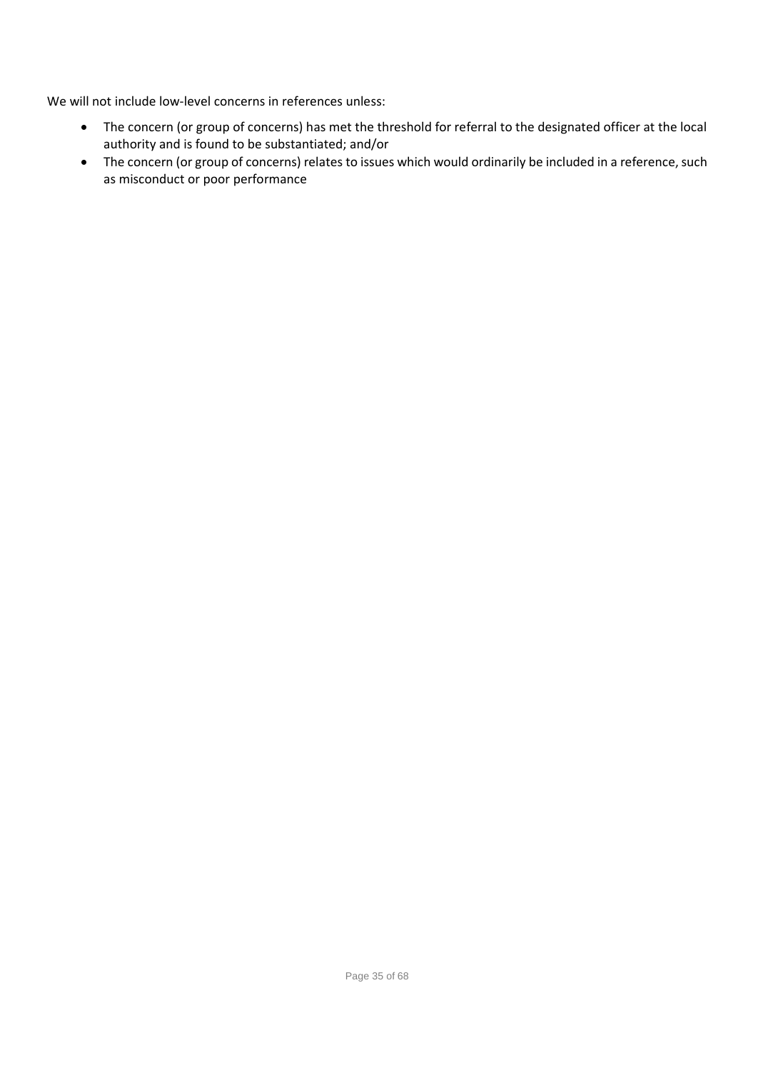We will not include low-level concerns in references unless:

- The concern (or group of concerns) has met the threshold for referral to the designated officer at the local authority and is found to be substantiated; and/or
- The concern (or group of concerns) relates to issues which would ordinarily be included in a reference, such as misconduct or poor performance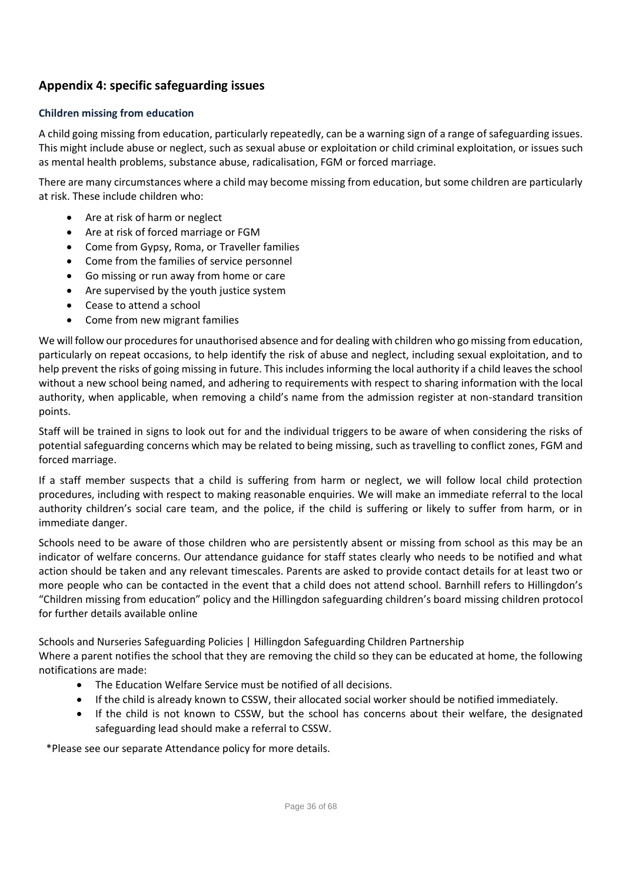## Appendix 4: specific safeguarding issues

### Children missing from education

A child going missing from education, particularly repeatedly, can be a warning sign of a range of safeguarding issues. This might include abuse or neglect, such as sexual abuse or exploitation or child criminal exploitation, or issues such as mental health problems, substance abuse, radicalisation, FGM or forced marriage.

There are many circumstances where a child may become missing from education, but some children are particularly at risk. These include children who:

- Are at risk of harm or neglect
- Are at risk of forced marriage or FGM
- Come from Gypsy, Roma, or Traveller families
- Come from the families of service personnel
- Go missing or run away from home or care
- Are supervised by the youth justice system
- Cease to attend a school
- Come from new migrant families

We will follow our procedures for unauthorised absence and for dealing with children who go missing from education, particularly on repeat occasions, to help identify the risk of abuse and neglect, including sexual exploitation, and to help prevent the risks of going missing in future. This includes informing the local authority if a child leaves the school without a new school being named, and adhering to requirements with respect to sharing information with the local authority, when applicable, when removing a child's name from the admission register at non-standard transition points.

Staff will be trained in signs to look out for and the individual triggers to be aware of when considering the risks of potential safeguarding concerns which may be related to being missing, such as travelling to conflict zones, FGM and forced marriage.

If a staff member suspects that a child is suffering from harm or neglect, we will follow local child protection procedures, including with respect to making reasonable enquiries. We will make an immediate referral to the local authority children's social care team, and the police, if the child is suffering or likely to suffer from harm, or in immediate danger.

Schools need to be aware of those children who are persistently absent or missing from school as this may be an indicator of welfare concerns. Our attendance guidance for staff states clearly who needs to be notified and what action should be taken and any relevant timescales. Parents are asked to provide contact details for at least two or more people who can be contacted in the event that a child does not attend school. Barnhill refers to Hillingdon's "Children missing from education" policy and the Hillingdon safeguarding children's board missing children protocol for further details available online

Schools and Nurseries Safeguarding Policies | Hillingdon Safeguarding Children Partnership
Where a parent notifies the school that they are removing the child so they can be educated at home, the following notifications are made:

- The Education Welfare Service must be notified of all decisions.
- If the child is already known to CSSW, their allocated social worker should be notified immediately.
- If the child is not known to CSSW, but the school has concerns about their welfare, the designated safeguarding lead should make a referral to CSSW.

*Please see our separate Attendance policy for more details.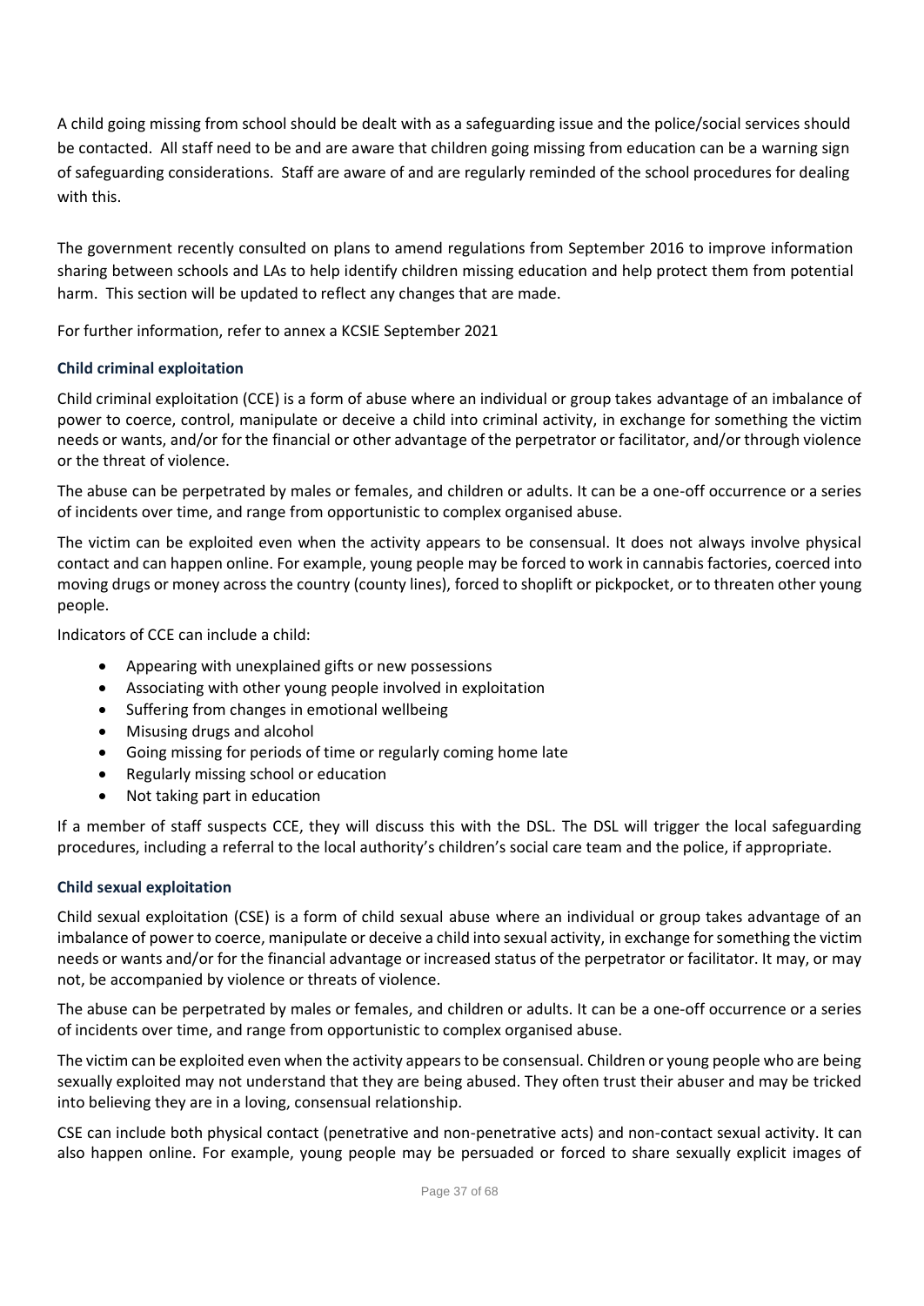A child going missing from school should be dealt with as a safeguarding issue and the police/social services should be contacted. All staff need to be and are aware that children going missing from education can be a warning sign of safeguarding considerations. Staff are aware of and are regularly reminded of the school procedures for dealing with this.

The government recently consulted on plans to amend regulations from September 2016 to improve information sharing between schools and LAs to help identify children missing education and help protect them from potential harm. This section will be updated to reflect any changes that are made.

For further information, refer to annex a KCSIE September 2021

### Child criminal exploitation

Child criminal exploitation (CCE) is a form of abuse where an individual or group takes advantage of an imbalance of power to coerce, control, manipulate or deceive a child into criminal activity, in exchange for something the victim needs or wants, and/or for the financial or other advantage of the perpetrator or facilitator, and/or through violence or the threat of violence.

The abuse can be perpetrated by males or females, and children or adults. It can be a one-off occurrence or a series of incidents over time, and range from opportunistic to complex organised abuse.

The victim can be exploited even when the activity appears to be consensual. It does not always involve physical contact and can happen online. For example, young people may be forced to work in cannabis factories, coerced into moving drugs or money across the country (county lines), forced to shoplift or pickpocket, or to threaten other young people.

Indicators of CCE can include a child:

- Appearing with unexplained gifts or new possessions
- Associating with other young people involved in exploitation
- Suffering from changes in emotional wellbeing
- Misusing drugs and alcohol
- Going missing for periods of time or regularly coming home late
- Regularly missing school or education
- Not taking part in education

If a member of staff suspects CCE, they will discuss this with the DSL. The DSL will trigger the local safeguarding procedures, including a referral to the local authority's children's social care team and the police, if appropriate.

### Child sexual exploitation

Child sexual exploitation (CSE) is a form of child sexual abuse where an individual or group takes advantage of an imbalance of power to coerce, manipulate or deceive a child into sexual activity, in exchange for something the victim needs or wants and/or for the financial advantage or increased status of the perpetrator or facilitator. It may, or may not, be accompanied by violence or threats of violence.

The abuse can be perpetrated by males or females, and children or adults. It can be a one-off occurrence or a series of incidents over time, and range from opportunistic to complex organised abuse.

The victim can be exploited even when the activity appears to be consensual. Children or young people who are being sexually exploited may not understand that they are being abused. They often trust their abuser and may be tricked into believing they are in a loving, consensual relationship.

CSE can include both physical contact (penetrative and non-penetrative acts) and non-contact sexual activity. It can also happen online. For example, young people may be persuaded or forced to share sexually explicit images of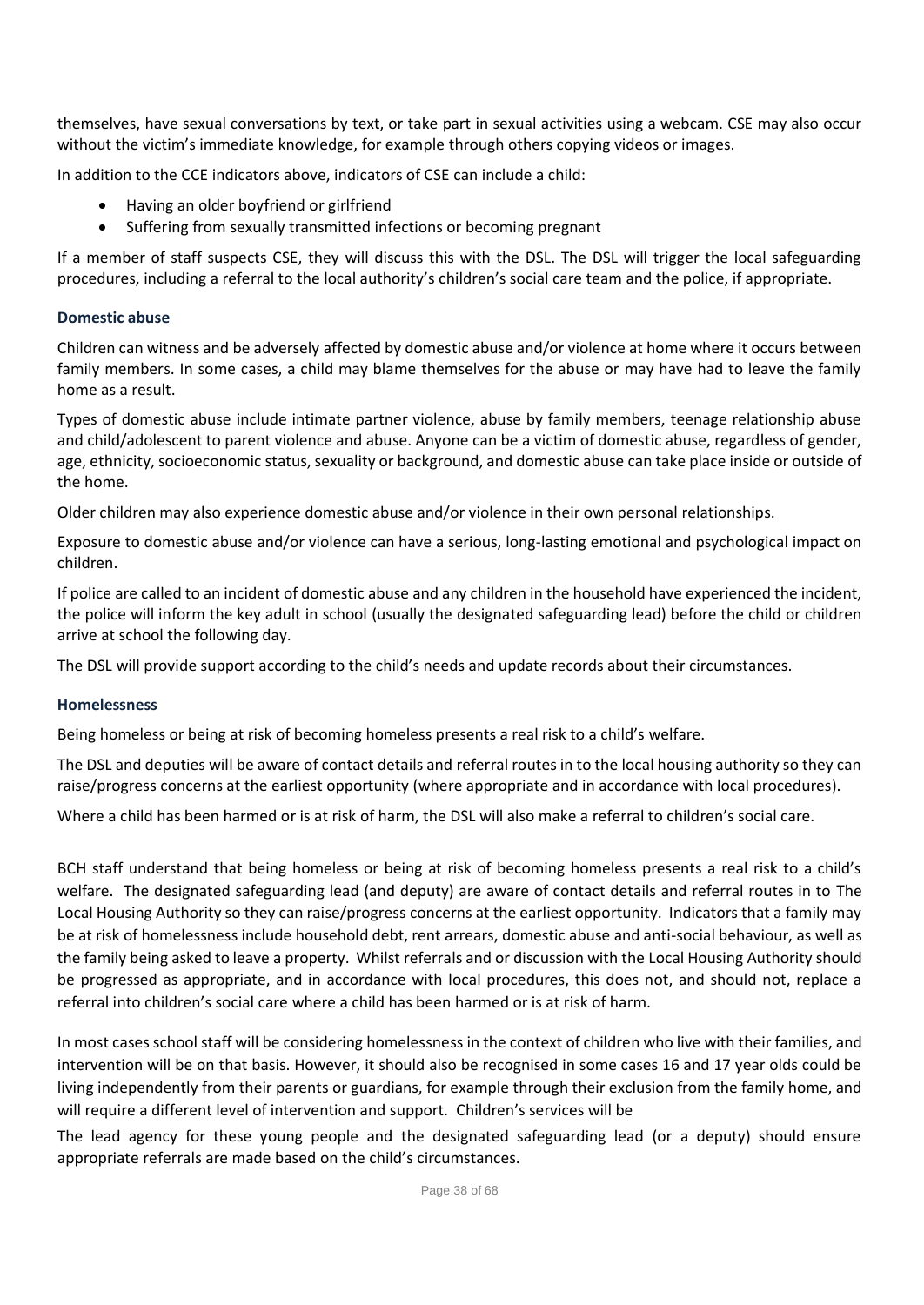themselves, have sexual conversations by text, or take part in sexual activities using a webcam. CSE may also occur without the victim's immediate knowledge, for example through others copying videos or images.

In addition to the CCE indicators above, indicators of CSE can include a child:

- Having an older boyfriend or girlfriend
- Suffering from sexually transmitted infections or becoming pregnant

If a member of staff suspects CSE, they will discuss this with the DSL. The DSL will trigger the local safeguarding procedures, including a referral to the local authority's children's social care team and the police, if appropriate.

### Domestic abuse

Children can witness and be adversely affected by domestic abuse and/or violence at home where it occurs between family members. In some cases, a child may blame themselves for the abuse or may have had to leave the family home as a result.

Types of domestic abuse include intimate partner violence, abuse by family members, teenage relationship abuse and child/adolescent to parent violence and abuse. Anyone can be a victim of domestic abuse, regardless of gender, age, ethnicity, socioeconomic status, sexuality or background, and domestic abuse can take place inside or outside of the home.

Older children may also experience domestic abuse and/or violence in their own personal relationships.

Exposure to domestic abuse and/or violence can have a serious, long-lasting emotional and psychological impact on children.

If police are called to an incident of domestic abuse and any children in the household have experienced the incident, the police will inform the key adult in school (usually the designated safeguarding lead) before the child or children arrive at school the following day.

The DSL will provide support according to the child's needs and update records about their circumstances.

### Homelessness

Being homeless or being at risk of becoming homeless presents a real risk to a child's welfare.

The DSL and deputies will be aware of contact details and referral routes in to the local housing authority so they can raise/progress concerns at the earliest opportunity (where appropriate and in accordance with local procedures).

Where a child has been harmed or is at risk of harm, the DSL will also make a referral to children's social care.

BCH staff understand that being homeless or being at risk of becoming homeless presents a real risk to a child's welfare. The designated safeguarding lead (and deputy) are aware of contact details and referral routes in to The Local Housing Authority so they can raise/progress concerns at the earliest opportunity. Indicators that a family may be at risk of homelessness include household debt, rent arrears, domestic abuse and anti-social behaviour, as well as the family being asked to leave a property. Whilst referrals and or discussion with the Local Housing Authority should be progressed as appropriate, and in accordance with local procedures, this does not, and should not, replace a referral into children's social care where a child has been harmed or is at risk of harm.

In most cases school staff will be considering homelessness in the context of children who live with their families, and intervention will be on that basis. However, it should also be recognised in some cases 16 and 17 year olds could be living independently from their parents or guardians, for example through their exclusion from the family home, and will require a different level of intervention and support. Children's services will be

The lead agency for these young people and the designated safeguarding lead (or a deputy) should ensure appropriate referrals are made based on the child's circumstances.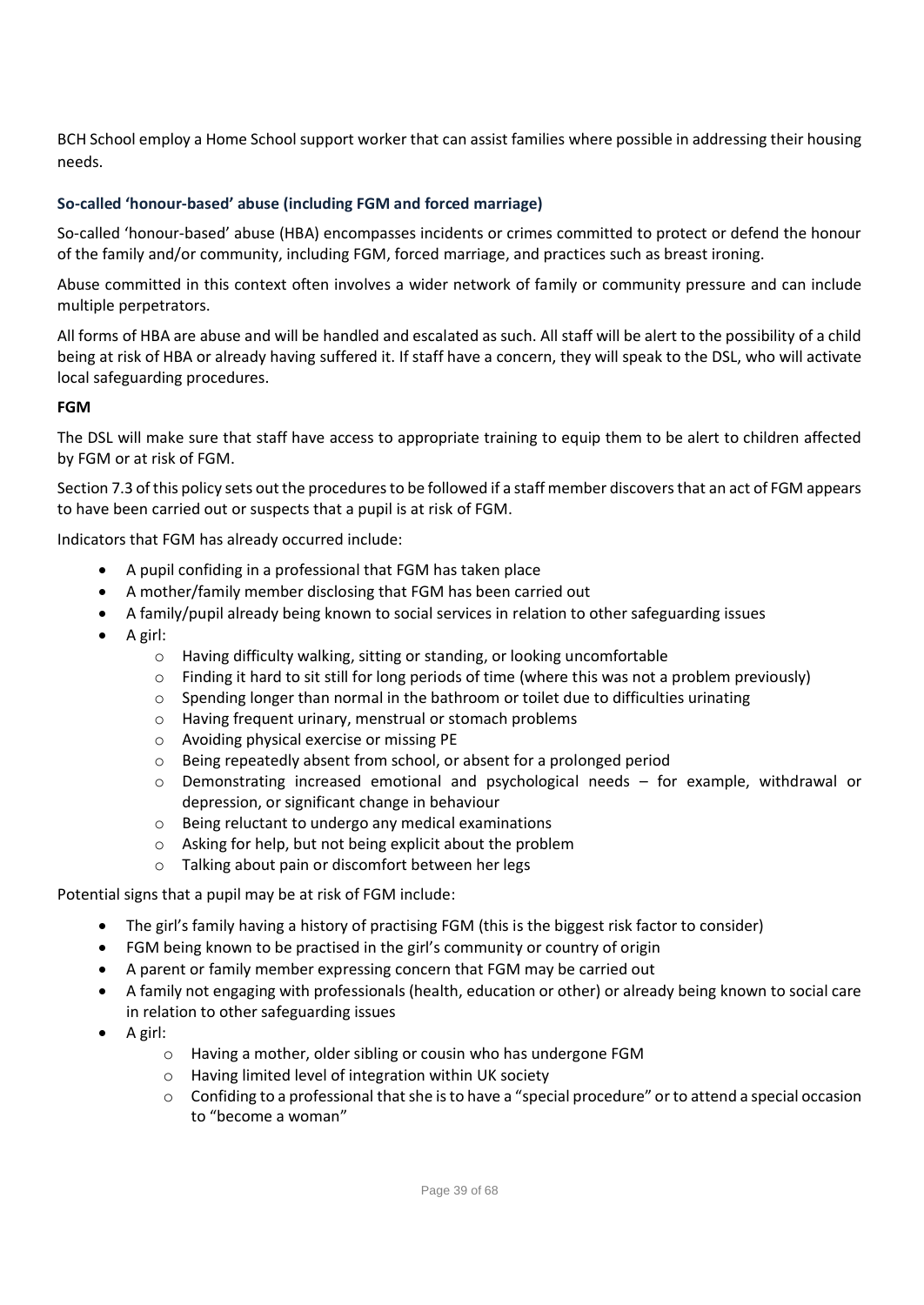BCH School employ a Home School support worker that can assist families where possible in addressing their housing needs.

### So-called 'honour-based' abuse (including FGM and forced marriage)

So-called 'honour-based' abuse (HBA) encompasses incidents or crimes committed to protect or defend the honour of the family and/or community, including FGM, forced marriage, and practices such as breast ironing.

Abuse committed in this context often involves a wider network of family or community pressure and can include multiple perpetrators.

All forms of HBA are abuse and will be handled and escalated as such. All staff will be alert to the possibility of a child being at risk of HBA or already having suffered it. If staff have a concern, they will speak to the DSL, who will activate local safeguarding procedures.

#### FGM

The DSL will make sure that staff have access to appropriate training to equip them to be alert to children affected by FGM or at risk of FGM.

Section 7.3 of this policy sets out the procedures to be followed if a staff member discovers that an act of FGM appears to have been carried out or suspects that a pupil is at risk of FGM.

Indicators that FGM has already occurred include:

- A pupil confiding in a professional that FGM has taken place
- A mother/family member disclosing that FGM has been carried out
- A family/pupil already being known to social services in relation to other safeguarding issues
- A girl:
    - Having difficulty walking, sitting or standing, or looking uncomfortable
    - Finding it hard to sit still for long periods of time (where this was not a problem previously)
    - Spending longer than normal in the bathroom or toilet due to difficulties urinating
    - Having frequent urinary, menstrual or stomach problems
    - Avoiding physical exercise or missing PE
    - Being repeatedly absent from school, or absent for a prolonged period
    - Demonstrating increased emotional and psychological needs – for example, withdrawal or depression, or significant change in behaviour
    - Being reluctant to undergo any medical examinations
    - Asking for help, but not being explicit about the problem
    - Talking about pain or discomfort between her legs

Potential signs that a pupil may be at risk of FGM include:

- The girl's family having a history of practising FGM (this is the biggest risk factor to consider)
- FGM being known to be practised in the girl's community or country of origin
- A parent or family member expressing concern that FGM may be carried out
- A family not engaging with professionals (health, education or other) or already being known to social care in relation to other safeguarding issues
- A girl:
    - Having a mother, older sibling or cousin who has undergone FGM
    - Having limited level of integration within UK society
    - Confiding to a professional that she is to have a "special procedure" or to attend a special occasion to "become a woman"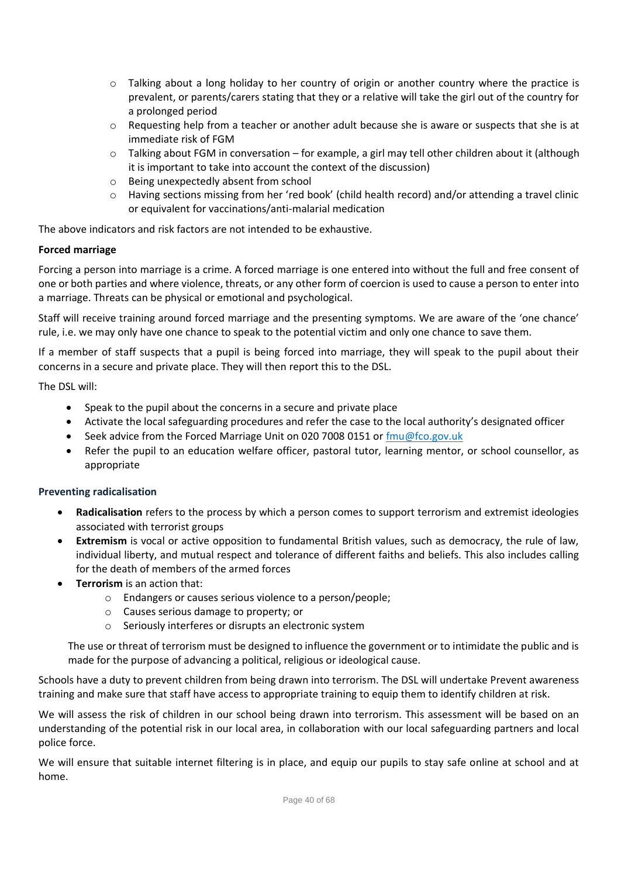- Talking about a long holiday to her country of origin or another country where the practice is prevalent, or parents/carers stating that they or a relative will take the girl out of the country for a prolonged period
  - Requesting help from a teacher or another adult because she is aware or suspects that she is at immediate risk of FGM
  - Talking about FGM in conversation – for example, a girl may tell other children about it (although it is important to take into account the context of the discussion)
  - Being unexpectedly absent from school
  - Having sections missing from her 'red book' (child health record) and/or attending a travel clinic or equivalent for vaccinations/anti-malarial medication

The above indicators and risk factors are not intended to be exhaustive.

**Forced marriage**

Forcing a person into marriage is a crime. A forced marriage is one entered into without the full and free consent of one or both parties and where violence, threats, or any other form of coercion is used to cause a person to enter into a marriage. Threats can be physical or emotional and psychological.

Staff will receive training around forced marriage and the presenting symptoms. We are aware of the 'one chance' rule, i.e. we may only have one chance to speak to the potential victim and only one chance to save them.

If a member of staff suspects that a pupil is being forced into marriage, they will speak to the pupil about their concerns in a secure and private place. They will then report this to the DSL.

The DSL will:

- Speak to the pupil about the concerns in a secure and private place
- Activate the local safeguarding procedures and refer the case to the local authority's designated officer
- Seek advice from the Forced Marriage Unit on 020 7008 0151 or fmu@fco.gov.uk
- Refer the pupil to an education welfare officer, pastoral tutor, learning mentor, or school counsellor, as appropriate

### Preventing radicalisation

- **Radicalisation** refers to the process by which a person comes to support terrorism and extremist ideologies associated with terrorist groups
- **Extremism** is vocal or active opposition to fundamental British values, such as democracy, the rule of law, individual liberty, and mutual respect and tolerance of different faiths and beliefs. This also includes calling for the death of members of the armed forces
- **Terrorism** is an action that:
  - Endangers or causes serious violence to a person/people;
  - Causes serious damage to property; or
  - Seriously interferes or disrupts an electronic system

  The use or threat of terrorism must be designed to influence the government or to intimidate the public and is made for the purpose of advancing a political, religious or ideological cause.

Schools have a duty to prevent children from being drawn into terrorism. The DSL will undertake Prevent awareness training and make sure that staff have access to appropriate training to equip them to identify children at risk.

We will assess the risk of children in our school being drawn into terrorism. This assessment will be based on an understanding of the potential risk in our local area, in collaboration with our local safeguarding partners and local police force.

We will ensure that suitable internet filtering is in place, and equip our pupils to stay safe online at school and at home.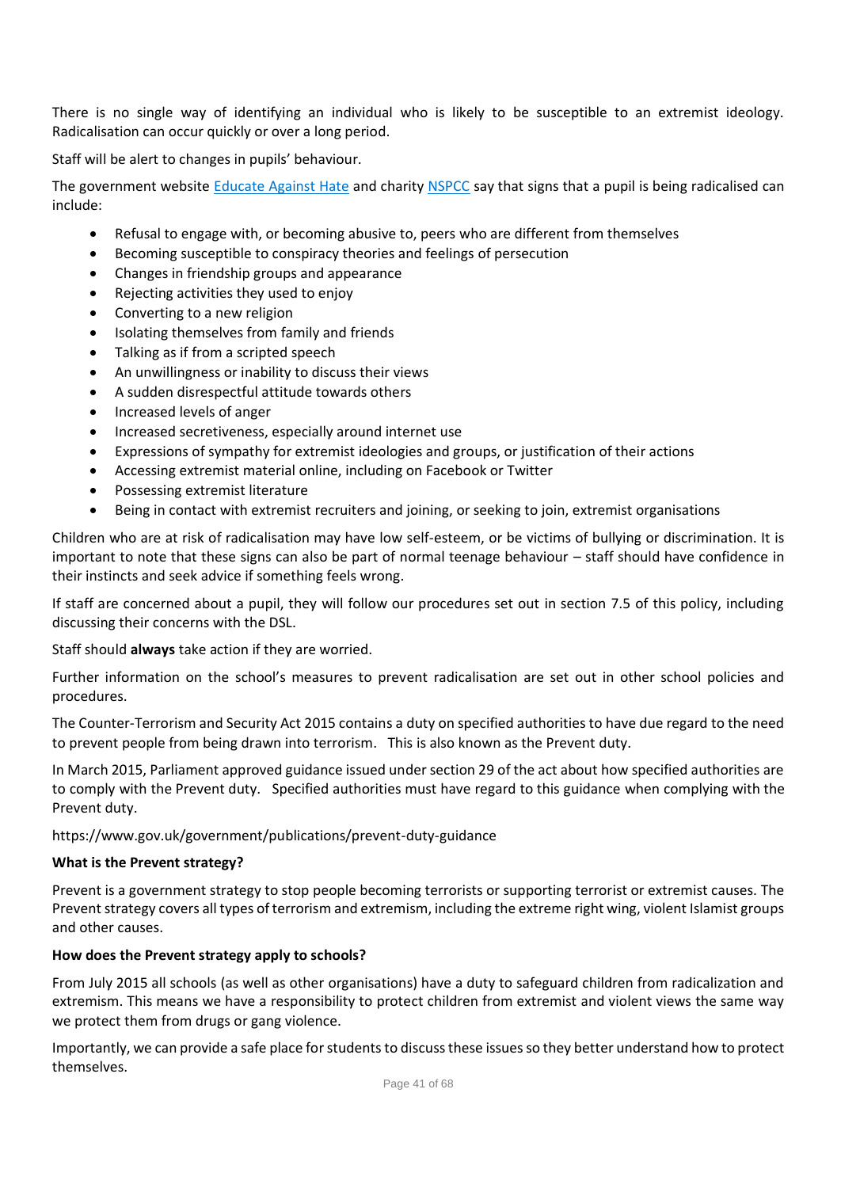There is no single way of identifying an individual who is likely to be susceptible to an extremist ideology. Radicalisation can occur quickly or over a long period.

Staff will be alert to changes in pupils' behaviour.

The government website [Educate Against Hate](https://educateagainsthate.com) and charity [NSPCC](https://www.nspcc.org.uk) say that signs that a pupil is being radicalised can include:

- Refusal to engage with, or becoming abusive to, peers who are different from themselves
- Becoming susceptible to conspiracy theories and feelings of persecution
- Changes in friendship groups and appearance
- Rejecting activities they used to enjoy
- Converting to a new religion
- Isolating themselves from family and friends
- Talking as if from a scripted speech
- An unwillingness or inability to discuss their views
- A sudden disrespectful attitude towards others
- Increased levels of anger
- Increased secretiveness, especially around internet use
- Expressions of sympathy for extremist ideologies and groups, or justification of their actions
- Accessing extremist material online, including on Facebook or Twitter
- Possessing extremist literature
- Being in contact with extremist recruiters and joining, or seeking to join, extremist organisations

Children who are at risk of radicalisation may have low self-esteem, or be victims of bullying or discrimination. It is important to note that these signs can also be part of normal teenage behaviour – staff should have confidence in their instincts and seek advice if something feels wrong.

If staff are concerned about a pupil, they will follow our procedures set out in section 7.5 of this policy, including discussing their concerns with the DSL.

Staff should **always** take action if they are worried.

Further information on the school's measures to prevent radicalisation are set out in other school policies and procedures.

The Counter-Terrorism and Security Act 2015 contains a duty on specified authorities to have due regard to the need to prevent people from being drawn into terrorism. This is also known as the Prevent duty.

In March 2015, Parliament approved guidance issued under section 29 of the act about how specified authorities are to comply with the Prevent duty. Specified authorities must have regard to this guidance when complying with the Prevent duty.

https://www.gov.uk/government/publications/prevent-duty-guidance

**What is the Prevent strategy?**

Prevent is a government strategy to stop people becoming terrorists or supporting terrorist or extremist causes. The Prevent strategy covers all types of terrorism and extremism, including the extreme right wing, violent Islamist groups and other causes.

**How does the Prevent strategy apply to schools?**

From July 2015 all schools (as well as other organisations) have a duty to safeguard children from radicalization and extremism. This means we have a responsibility to protect children from extremist and violent views the same way we protect them from drugs or gang violence.

Importantly, we can provide a safe place for students to discuss these issues so they better understand how to protect themselves.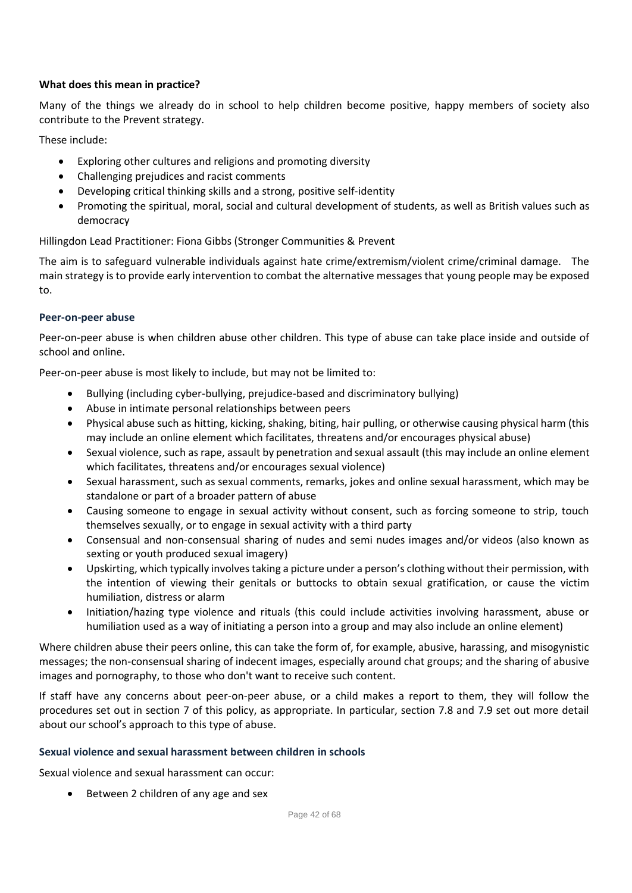**What does this mean in practice?**

Many of the things we already do in school to help children become positive, happy members of society also contribute to the Prevent strategy.

These include:

- Exploring other cultures and religions and promoting diversity
- Challenging prejudices and racist comments
- Developing critical thinking skills and a strong, positive self-identity
- Promoting the spiritual, moral, social and cultural development of students, as well as British values such as democracy

Hillingdon Lead Practitioner: Fiona Gibbs (Stronger Communities & Prevent

The aim is to safeguard vulnerable individuals against hate crime/extremism/violent crime/criminal damage. The main strategy is to provide early intervention to combat the alternative messages that young people may be exposed to.

### Peer-on-peer abuse

Peer-on-peer abuse is when children abuse other children. This type of abuse can take place inside and outside of school and online.

Peer-on-peer abuse is most likely to include, but may not be limited to:

- Bullying (including cyber-bullying, prejudice-based and discriminatory bullying)
- Abuse in intimate personal relationships between peers
- Physical abuse such as hitting, kicking, shaking, biting, hair pulling, or otherwise causing physical harm (this may include an online element which facilitates, threatens and/or encourages physical abuse)
- Sexual violence, such as rape, assault by penetration and sexual assault (this may include an online element which facilitates, threatens and/or encourages sexual violence)
- Sexual harassment, such as sexual comments, remarks, jokes and online sexual harassment, which may be standalone or part of a broader pattern of abuse
- Causing someone to engage in sexual activity without consent, such as forcing someone to strip, touch themselves sexually, or to engage in sexual activity with a third party
- Consensual and non-consensual sharing of nudes and semi nudes images and/or videos (also known as sexting or youth produced sexual imagery)
- Upskirting, which typically involves taking a picture under a person's clothing without their permission, with the intention of viewing their genitals or buttocks to obtain sexual gratification, or cause the victim humiliation, distress or alarm
- Initiation/hazing type violence and rituals (this could include activities involving harassment, abuse or humiliation used as a way of initiating a person into a group and may also include an online element)

Where children abuse their peers online, this can take the form of, for example, abusive, harassing, and misogynistic messages; the non-consensual sharing of indecent images, especially around chat groups; and the sharing of abusive images and pornography, to those who don't want to receive such content.

If staff have any concerns about peer-on-peer abuse, or a child makes a report to them, they will follow the procedures set out in section 7 of this policy, as appropriate. In particular, section 7.8 and 7.9 set out more detail about our school's approach to this type of abuse.

### Sexual violence and sexual harassment between children in schools

Sexual violence and sexual harassment can occur:

- Between 2 children of any age and sex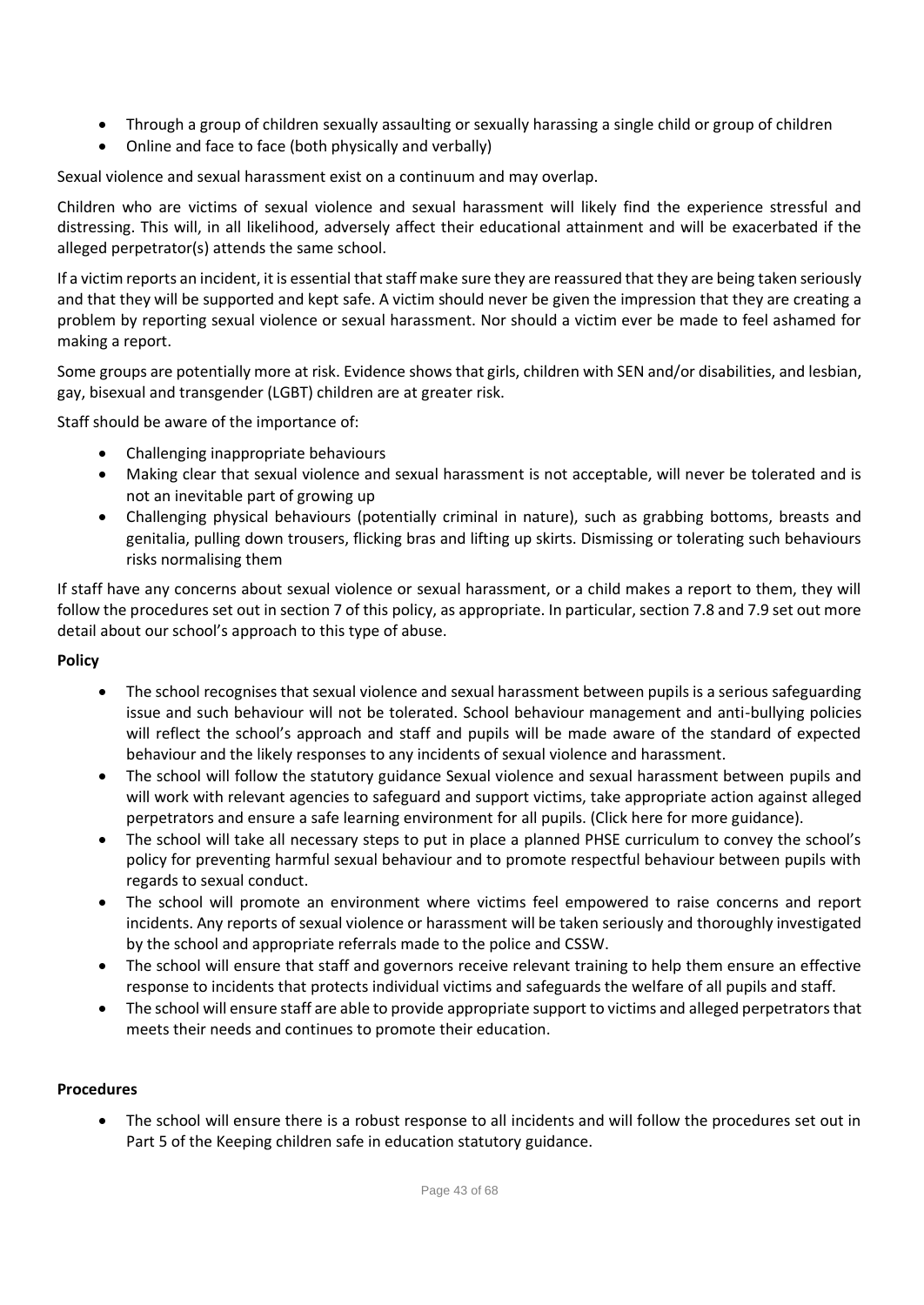- Through a group of children sexually assaulting or sexually harassing a single child or group of children
- Online and face to face (both physically and verbally)

Sexual violence and sexual harassment exist on a continuum and may overlap.

Children who are victims of sexual violence and sexual harassment will likely find the experience stressful and distressing. This will, in all likelihood, adversely affect their educational attainment and will be exacerbated if the alleged perpetrator(s) attends the same school.

If a victim reports an incident, it is essential that staff make sure they are reassured that they are being taken seriously and that they will be supported and kept safe. A victim should never be given the impression that they are creating a problem by reporting sexual violence or sexual harassment. Nor should a victim ever be made to feel ashamed for making a report.

Some groups are potentially more at risk. Evidence shows that girls, children with SEN and/or disabilities, and lesbian, gay, bisexual and transgender (LGBT) children are at greater risk.

Staff should be aware of the importance of:

- Challenging inappropriate behaviours
- Making clear that sexual violence and sexual harassment is not acceptable, will never be tolerated and is not an inevitable part of growing up
- Challenging physical behaviours (potentially criminal in nature), such as grabbing bottoms, breasts and genitalia, pulling down trousers, flicking bras and lifting up skirts. Dismissing or tolerating such behaviours risks normalising them

If staff have any concerns about sexual violence or sexual harassment, or a child makes a report to them, they will follow the procedures set out in section 7 of this policy, as appropriate. In particular, section 7.8 and 7.9 set out more detail about our school's approach to this type of abuse.

**Policy**

- The school recognises that sexual violence and sexual harassment between pupils is a serious safeguarding issue and such behaviour will not be tolerated. School behaviour management and anti-bullying policies will reflect the school's approach and staff and pupils will be made aware of the standard of expected behaviour and the likely responses to any incidents of sexual violence and harassment.
- The school will follow the statutory guidance Sexual violence and sexual harassment between pupils and will work with relevant agencies to safeguard and support victims, take appropriate action against alleged perpetrators and ensure a safe learning environment for all pupils. (Click here for more guidance).
- The school will take all necessary steps to put in place a planned PHSE curriculum to convey the school's policy for preventing harmful sexual behaviour and to promote respectful behaviour between pupils with regards to sexual conduct.
- The school will promote an environment where victims feel empowered to raise concerns and report incidents. Any reports of sexual violence or harassment will be taken seriously and thoroughly investigated by the school and appropriate referrals made to the police and CSSW.
- The school will ensure that staff and governors receive relevant training to help them ensure an effective response to incidents that protects individual victims and safeguards the welfare of all pupils and staff.
- The school will ensure staff are able to provide appropriate support to victims and alleged perpetrators that meets their needs and continues to promote their education.

**Procedures**

- The school will ensure there is a robust response to all incidents and will follow the procedures set out in Part 5 of the Keeping children safe in education statutory guidance.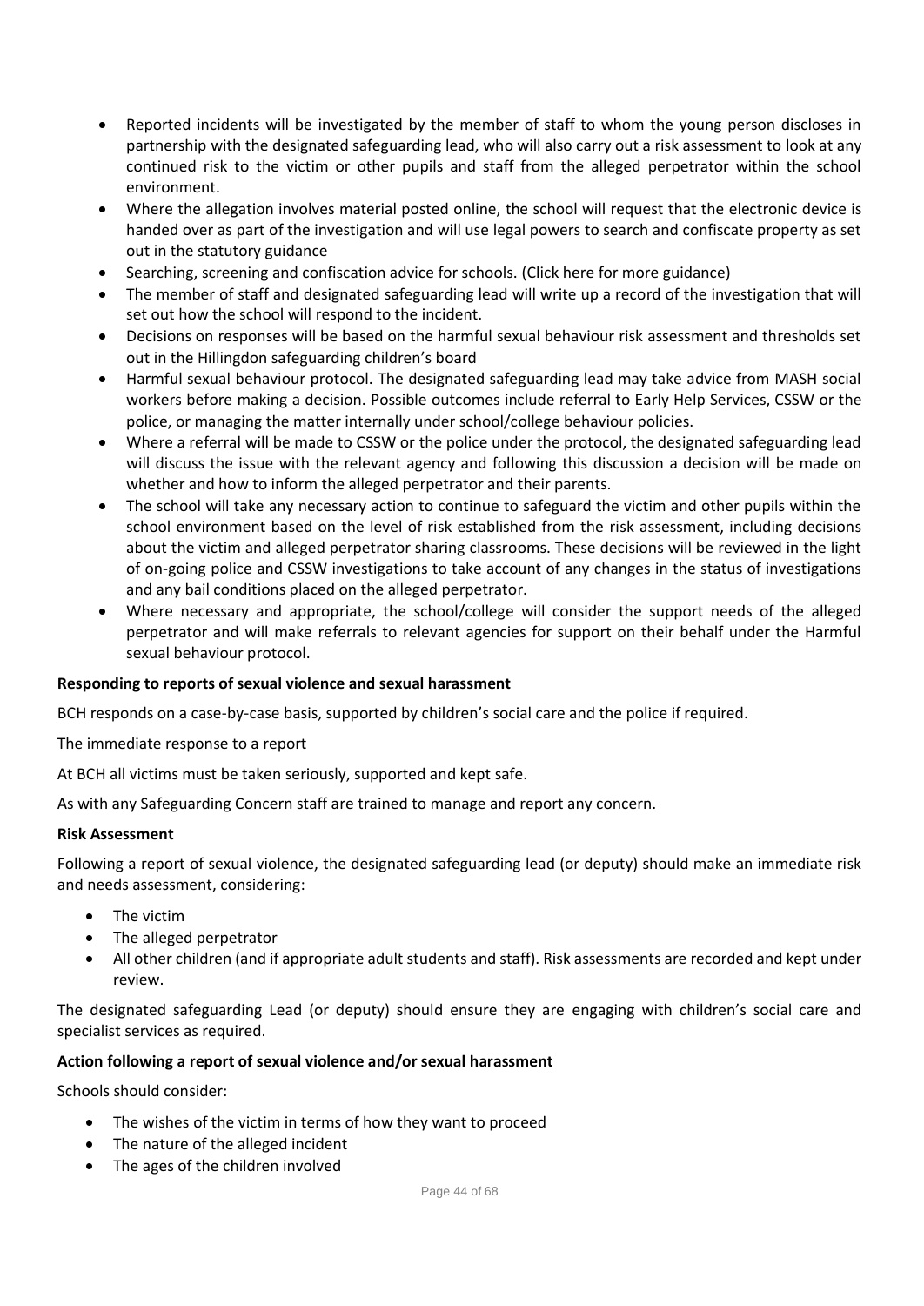- Reported incidents will be investigated by the member of staff to whom the young person discloses in partnership with the designated safeguarding lead, who will also carry out a risk assessment to look at any continued risk to the victim or other pupils and staff from the alleged perpetrator within the school environment.
- Where the allegation involves material posted online, the school will request that the electronic device is handed over as part of the investigation and will use legal powers to search and confiscate property as set out in the statutory guidance
- Searching, screening and confiscation advice for schools. (Click here for more guidance)
- The member of staff and designated safeguarding lead will write up a record of the investigation that will set out how the school will respond to the incident.
- Decisions on responses will be based on the harmful sexual behaviour risk assessment and thresholds set out in the Hillingdon safeguarding children's board
- Harmful sexual behaviour protocol. The designated safeguarding lead may take advice from MASH social workers before making a decision. Possible outcomes include referral to Early Help Services, CSSW or the police, or managing the matter internally under school/college behaviour policies.
- Where a referral will be made to CSSW or the police under the protocol, the designated safeguarding lead will discuss the issue with the relevant agency and following this discussion a decision will be made on whether and how to inform the alleged perpetrator and their parents.
- The school will take any necessary action to continue to safeguard the victim and other pupils within the school environment based on the level of risk established from the risk assessment, including decisions about the victim and alleged perpetrator sharing classrooms. These decisions will be reviewed in the light of on-going police and CSSW investigations to take account of any changes in the status of investigations and any bail conditions placed on the alleged perpetrator.
- Where necessary and appropriate, the school/college will consider the support needs of the alleged perpetrator and will make referrals to relevant agencies for support on their behalf under the Harmful sexual behaviour protocol.

**Responding to reports of sexual violence and sexual harassment**

BCH responds on a case-by-case basis, supported by children's social care and the police if required.

The immediate response to a report

At BCH all victims must be taken seriously, supported and kept safe.

As with any Safeguarding Concern staff are trained to manage and report any concern.

**Risk Assessment**

Following a report of sexual violence, the designated safeguarding lead (or deputy) should make an immediate risk and needs assessment, considering:

- The victim
- The alleged perpetrator
- All other children (and if appropriate adult students and staff). Risk assessments are recorded and kept under review.

The designated safeguarding Lead (or deputy) should ensure they are engaging with children's social care and specialist services as required.

**Action following a report of sexual violence and/or sexual harassment**

Schools should consider:

- The wishes of the victim in terms of how they want to proceed
- The nature of the alleged incident
- The ages of the children involved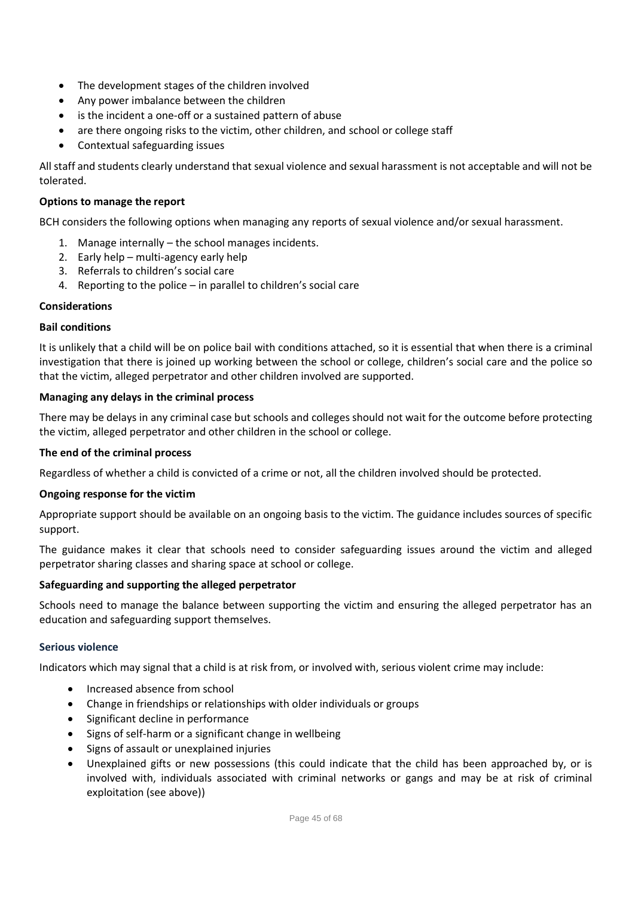- The development stages of the children involved
- Any power imbalance between the children
- is the incident a one-off or a sustained pattern of abuse
- are there ongoing risks to the victim, other children, and school or college staff
- Contextual safeguarding issues

All staff and students clearly understand that sexual violence and sexual harassment is not acceptable and will not be tolerated.

**Options to manage the report**

BCH considers the following options when managing any reports of sexual violence and/or sexual harassment.

1. Manage internally – the school manages incidents.
2. Early help – multi-agency early help
3. Referrals to children's social care
4. Reporting to the police – in parallel to children's social care

**Considerations**

**Bail conditions**

It is unlikely that a child will be on police bail with conditions attached, so it is essential that when there is a criminal investigation that there is joined up working between the school or college, children's social care and the police so that the victim, alleged perpetrator and other children involved are supported.

**Managing any delays in the criminal process**

There may be delays in any criminal case but schools and colleges should not wait for the outcome before protecting the victim, alleged perpetrator and other children in the school or college.

**The end of the criminal process**

Regardless of whether a child is convicted of a crime or not, all the children involved should be protected.

**Ongoing response for the victim**

Appropriate support should be available on an ongoing basis to the victim. The guidance includes sources of specific support.

The guidance makes it clear that schools need to consider safeguarding issues around the victim and alleged perpetrator sharing classes and sharing space at school or college.

**Safeguarding and supporting the alleged perpetrator**

Schools need to manage the balance between supporting the victim and ensuring the alleged perpetrator has an education and safeguarding support themselves.

### Serious violence

Indicators which may signal that a child is at risk from, or involved with, serious violent crime may include:

- Increased absence from school
- Change in friendships or relationships with older individuals or groups
- Significant decline in performance
- Signs of self-harm or a significant change in wellbeing
- Signs of assault or unexplained injuries
- Unexplained gifts or new possessions (this could indicate that the child has been approached by, or is involved with, individuals associated with criminal networks or gangs and may be at risk of criminal exploitation (see above))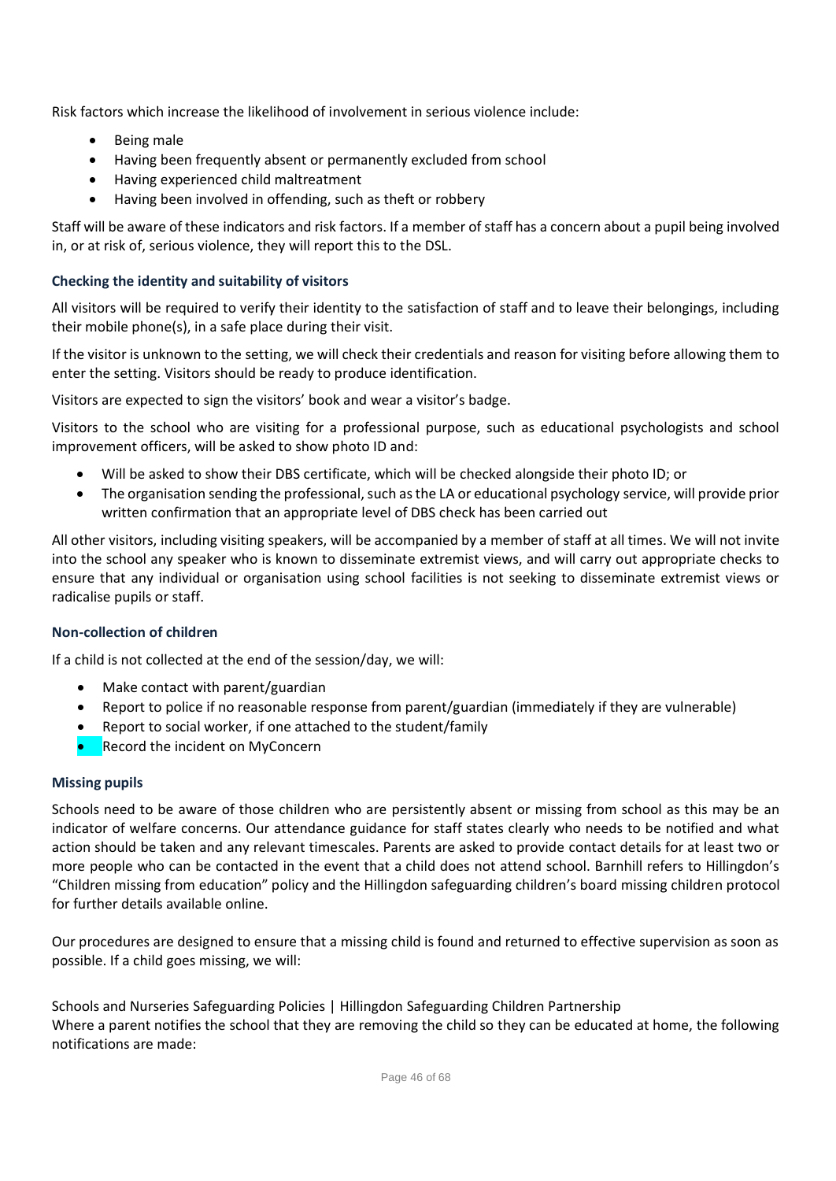Risk factors which increase the likelihood of involvement in serious violence include:

- Being male
- Having been frequently absent or permanently excluded from school
- Having experienced child maltreatment
- Having been involved in offending, such as theft or robbery

Staff will be aware of these indicators and risk factors. If a member of staff has a concern about a pupil being involved in, or at risk of, serious violence, they will report this to the DSL.

### Checking the identity and suitability of visitors

All visitors will be required to verify their identity to the satisfaction of staff and to leave their belongings, including their mobile phone(s), in a safe place during their visit.

If the visitor is unknown to the setting, we will check their credentials and reason for visiting before allowing them to enter the setting. Visitors should be ready to produce identification.

Visitors are expected to sign the visitors' book and wear a visitor's badge.

Visitors to the school who are visiting for a professional purpose, such as educational psychologists and school improvement officers, will be asked to show photo ID and:

- Will be asked to show their DBS certificate, which will be checked alongside their photo ID; or
- The organisation sending the professional, such as the LA or educational psychology service, will provide prior written confirmation that an appropriate level of DBS check has been carried out

All other visitors, including visiting speakers, will be accompanied by a member of staff at all times. We will not invite into the school any speaker who is known to disseminate extremist views, and will carry out appropriate checks to ensure that any individual or organisation using school facilities is not seeking to disseminate extremist views or radicalise pupils or staff.

### Non-collection of children

If a child is not collected at the end of the session/day, we will:

- Make contact with parent/guardian
- Report to police if no reasonable response from parent/guardian (immediately if they are vulnerable)
- Report to social worker, if one attached to the student/family
- Record the incident on MyConcern

### Missing pupils

Schools need to be aware of those children who are persistently absent or missing from school as this may be an indicator of welfare concerns. Our attendance guidance for staff states clearly who needs to be notified and what action should be taken and any relevant timescales. Parents are asked to provide contact details for at least two or more people who can be contacted in the event that a child does not attend school. Barnhill refers to Hillingdon's "Children missing from education" policy and the Hillingdon safeguarding children's board missing children protocol for further details available online.

Our procedures are designed to ensure that a missing child is found and returned to effective supervision as soon as possible. If a child goes missing, we will:

Schools and Nurseries Safeguarding Policies | Hillingdon Safeguarding Children Partnership
Where a parent notifies the school that they are removing the child so they can be educated at home, the following notifications are made: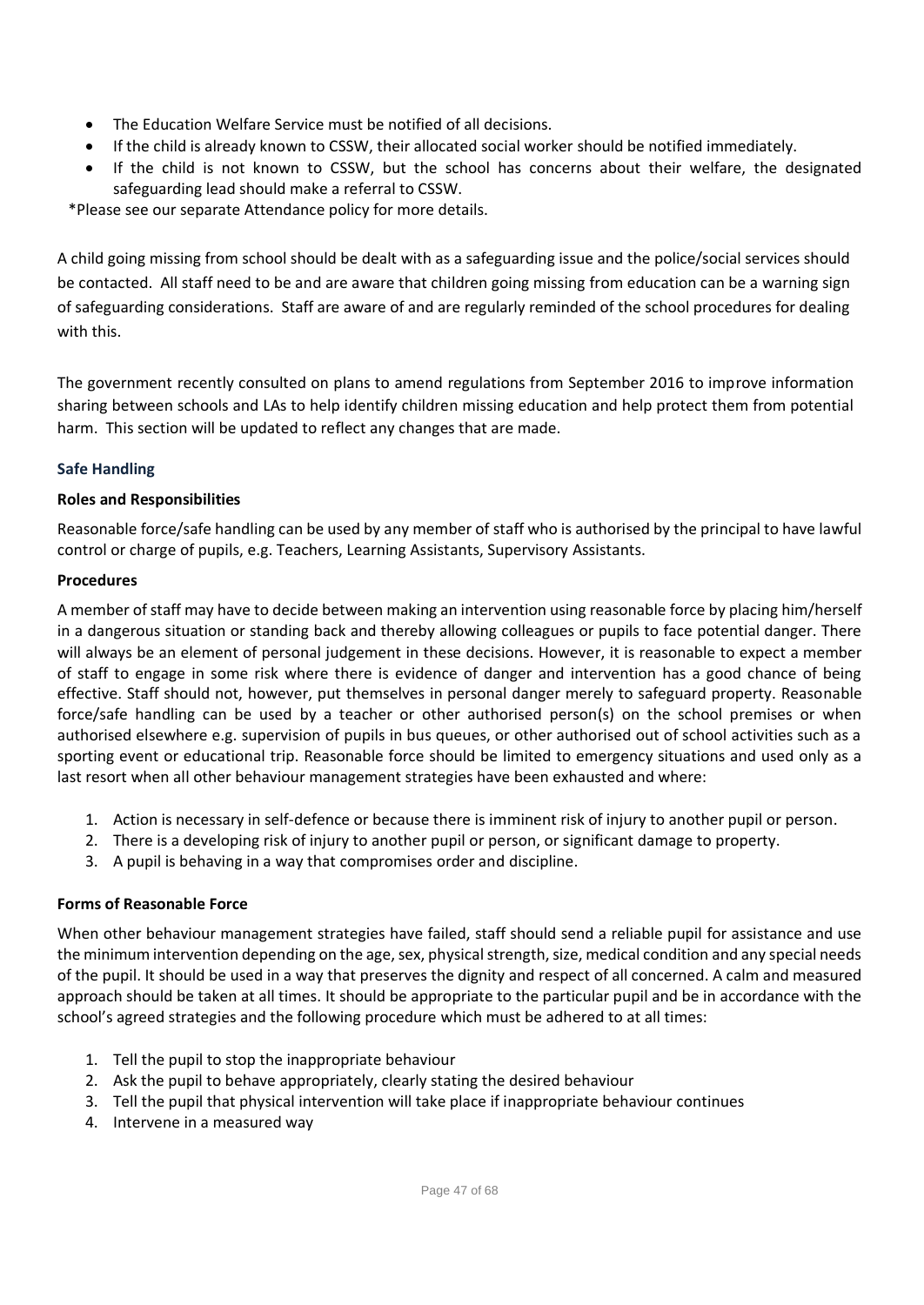- The Education Welfare Service must be notified of all decisions.
- If the child is already known to CSSW, their allocated social worker should be notified immediately.
- If the child is not known to CSSW, but the school has concerns about their welfare, the designated safeguarding lead should make a referral to CSSW.

*Please see our separate Attendance policy for more details.

A child going missing from school should be dealt with as a safeguarding issue and the police/social services should be contacted. All staff need to be and are aware that children going missing from education can be a warning sign of safeguarding considerations. Staff are aware of and are regularly reminded of the school procedures for dealing with this.

The government recently consulted on plans to amend regulations from September 2016 to improve information sharing between schools and LAs to help identify children missing education and help protect them from potential harm. This section will be updated to reflect any changes that are made.

### Safe Handling

**Roles and Responsibilities**

Reasonable force/safe handling can be used by any member of staff who is authorised by the principal to have lawful control or charge of pupils, e.g. Teachers, Learning Assistants, Supervisory Assistants.

**Procedures**

A member of staff may have to decide between making an intervention using reasonable force by placing him/herself in a dangerous situation or standing back and thereby allowing colleagues or pupils to face potential danger. There will always be an element of personal judgement in these decisions. However, it is reasonable to expect a member of staff to engage in some risk where there is evidence of danger and intervention has a good chance of being effective. Staff should not, however, put themselves in personal danger merely to safeguard property. Reasonable force/safe handling can be used by a teacher or other authorised person(s) on the school premises or when authorised elsewhere e.g. supervision of pupils in bus queues, or other authorised out of school activities such as a sporting event or educational trip. Reasonable force should be limited to emergency situations and used only as a last resort when all other behaviour management strategies have been exhausted and where:

1. Action is necessary in self-defence or because there is imminent risk of injury to another pupil or person.
2. There is a developing risk of injury to another pupil or person, or significant damage to property.
3. A pupil is behaving in a way that compromises order and discipline.

**Forms of Reasonable Force**

When other behaviour management strategies have failed, staff should send a reliable pupil for assistance and use the minimum intervention depending on the age, sex, physical strength, size, medical condition and any special needs of the pupil. It should be used in a way that preserves the dignity and respect of all concerned. A calm and measured approach should be taken at all times. It should be appropriate to the particular pupil and be in accordance with the school's agreed strategies and the following procedure which must be adhered to at all times:

1. Tell the pupil to stop the inappropriate behaviour
2. Ask the pupil to behave appropriately, clearly stating the desired behaviour
3. Tell the pupil that physical intervention will take place if inappropriate behaviour continues
4. Intervene in a measured way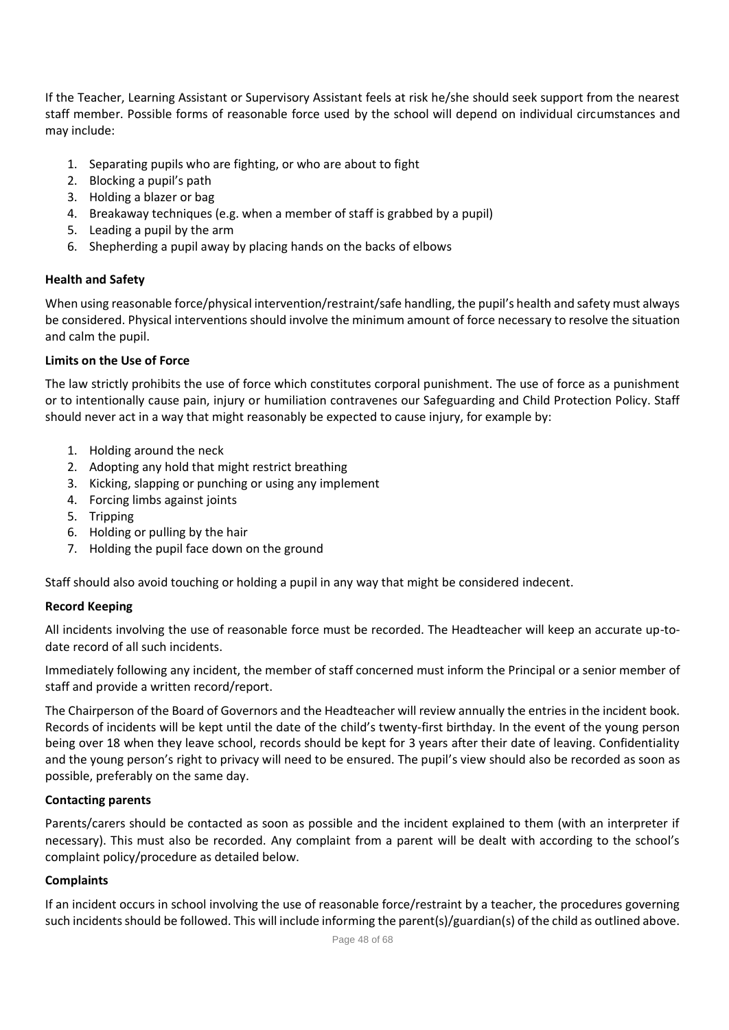If the Teacher, Learning Assistant or Supervisory Assistant feels at risk he/she should seek support from the nearest staff member. Possible forms of reasonable force used by the school will depend on individual circumstances and may include:

1. Separating pupils who are fighting, or who are about to fight
2. Blocking a pupil's path
3. Holding a blazer or bag
4. Breakaway techniques (e.g. when a member of staff is grabbed by a pupil)
5. Leading a pupil by the arm
6. Shepherding a pupil away by placing hands on the backs of elbows

**Health and Safety**

When using reasonable force/physical intervention/restraint/safe handling, the pupil's health and safety must always be considered. Physical interventions should involve the minimum amount of force necessary to resolve the situation and calm the pupil.

**Limits on the Use of Force**

The law strictly prohibits the use of force which constitutes corporal punishment. The use of force as a punishment or to intentionally cause pain, injury or humiliation contravenes our Safeguarding and Child Protection Policy. Staff should never act in a way that might reasonably be expected to cause injury, for example by:

1. Holding around the neck
2. Adopting any hold that might restrict breathing
3. Kicking, slapping or punching or using any implement
4. Forcing limbs against joints
5. Tripping
6. Holding or pulling by the hair
7. Holding the pupil face down on the ground

Staff should also avoid touching or holding a pupil in any way that might be considered indecent.

**Record Keeping**

All incidents involving the use of reasonable force must be recorded. The Headteacher will keep an accurate up-to-date record of all such incidents.

Immediately following any incident, the member of staff concerned must inform the Principal or a senior member of staff and provide a written record/report.

The Chairperson of the Board of Governors and the Headteacher will review annually the entries in the incident book. Records of incidents will be kept until the date of the child's twenty-first birthday. In the event of the young person being over 18 when they leave school, records should be kept for 3 years after their date of leaving. Confidentiality and the young person's right to privacy will need to be ensured. The pupil's view should also be recorded as soon as possible, preferably on the same day.

**Contacting parents**

Parents/carers should be contacted as soon as possible and the incident explained to them (with an interpreter if necessary). This must also be recorded. Any complaint from a parent will be dealt with according to the school's complaint policy/procedure as detailed below.

**Complaints**

If an incident occurs in school involving the use of reasonable force/restraint by a teacher, the procedures governing such incidents should be followed. This will include informing the parent(s)/guardian(s) of the child as outlined above.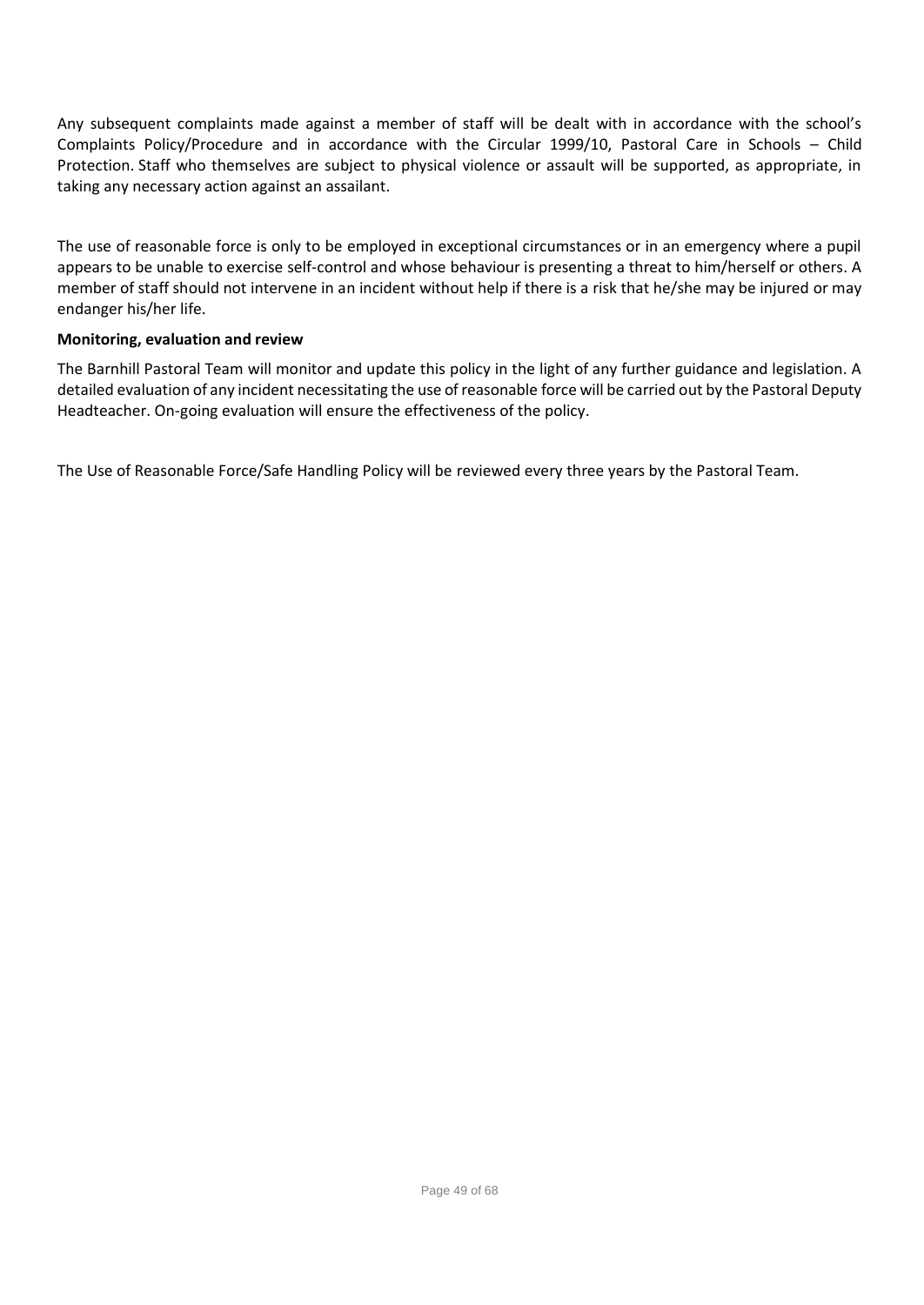Any subsequent complaints made against a member of staff will be dealt with in accordance with the school's Complaints Policy/Procedure and in accordance with the Circular 1999/10, Pastoral Care in Schools – Child Protection. Staff who themselves are subject to physical violence or assault will be supported, as appropriate, in taking any necessary action against an assailant.

The use of reasonable force is only to be employed in exceptional circumstances or in an emergency where a pupil appears to be unable to exercise self-control and whose behaviour is presenting a threat to him/herself or others. A member of staff should not intervene in an incident without help if there is a risk that he/she may be injured or may endanger his/her life.

**Monitoring, evaluation and review**

The Barnhill Pastoral Team will monitor and update this policy in the light of any further guidance and legislation. A detailed evaluation of any incident necessitating the use of reasonable force will be carried out by the Pastoral Deputy Headteacher. On-going evaluation will ensure the effectiveness of the policy.

The Use of Reasonable Force/Safe Handling Policy will be reviewed every three years by the Pastoral Team.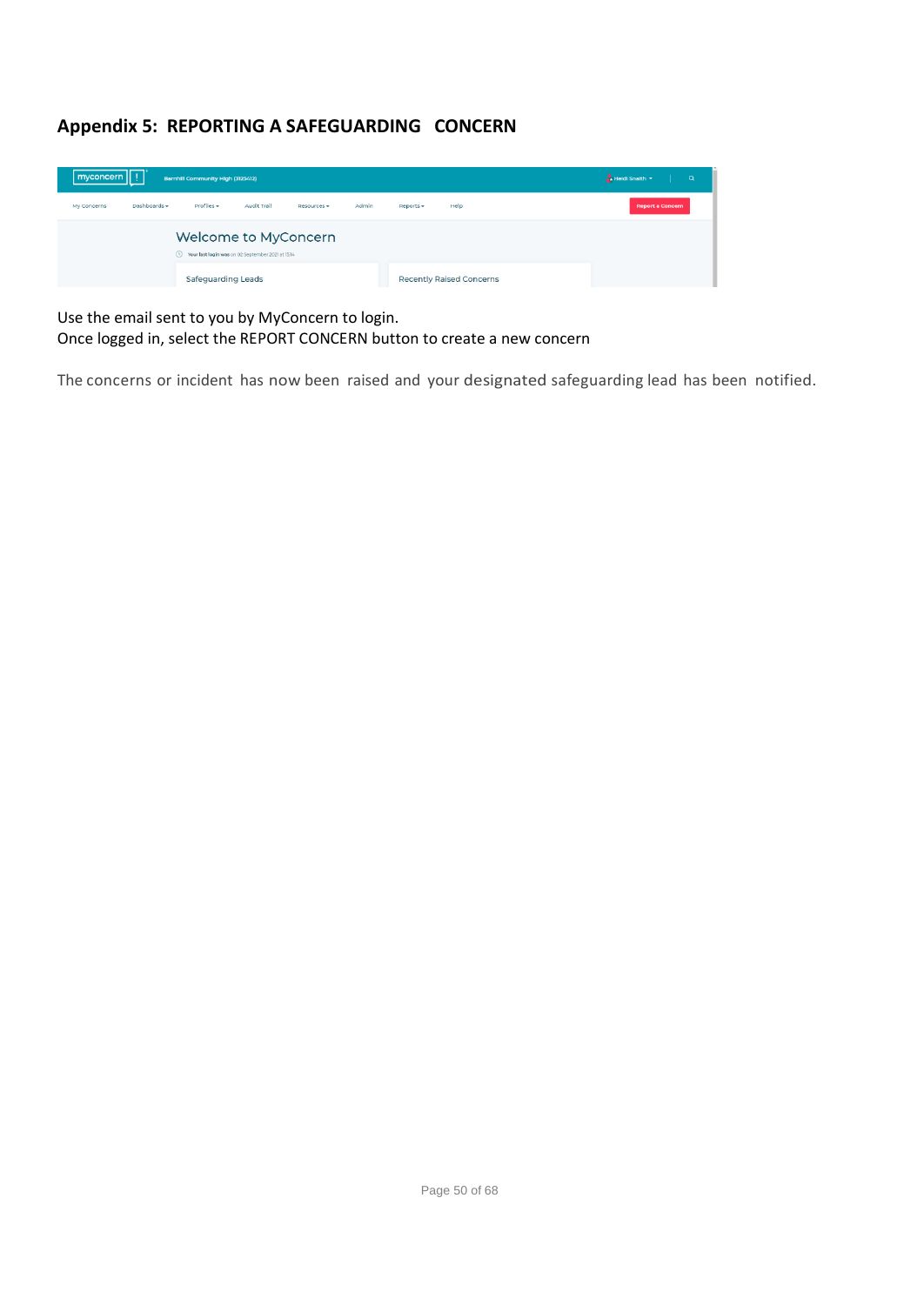## Appendix 5: REPORTING A SAFEGUARDING CONCERN

Use the email sent to you by MyConcern to login.
Once logged in, select the REPORT CONCERN button to create a new concern

The concerns or incident has now been raised and your designated safeguarding lead has been notified.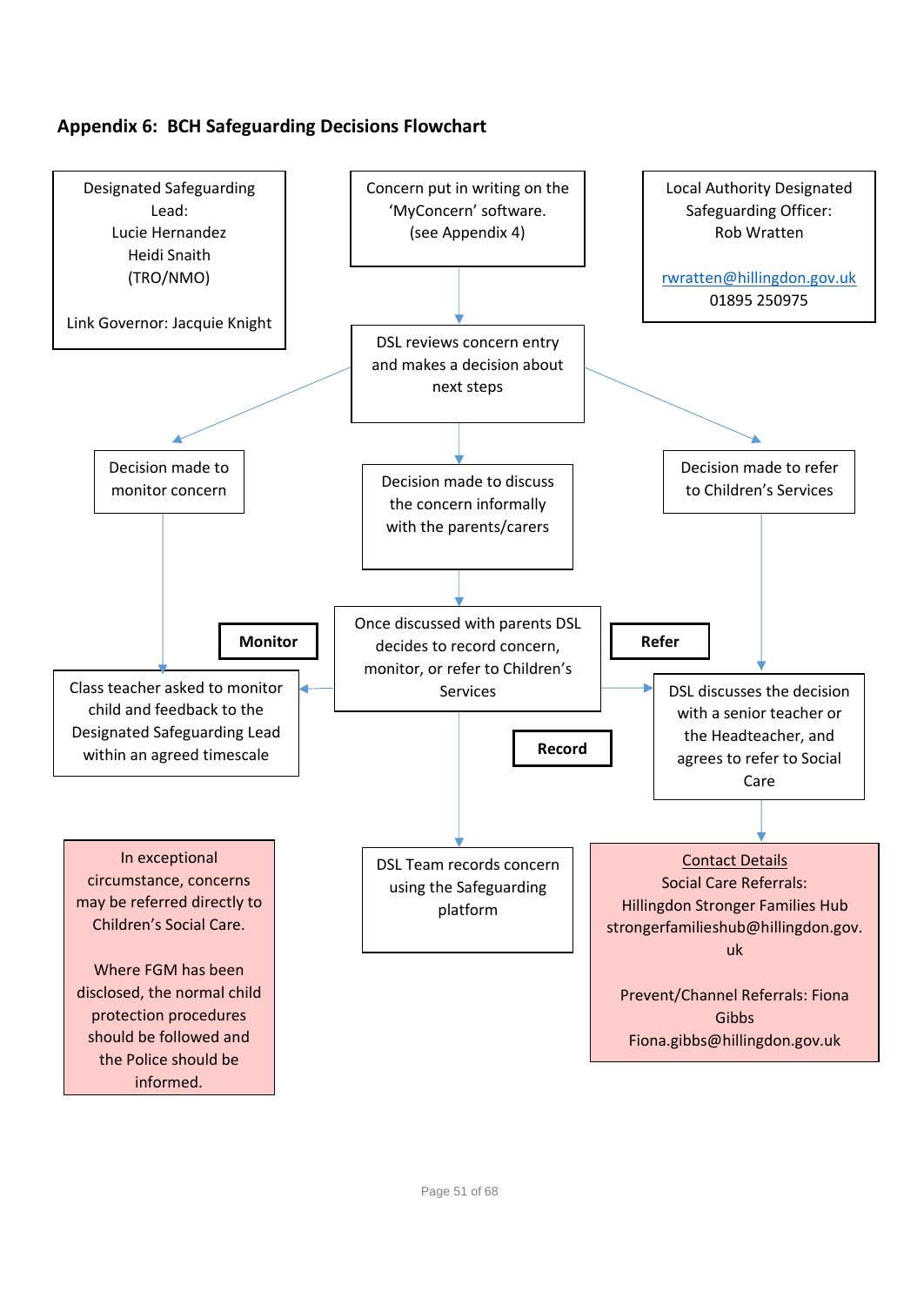### Appendix 6: BCH Safeguarding Decisions Flowchart

Designated Safeguarding Lead:
Lucie Hernandez
Heidi Snaith
(TRO/NMO)

Link Governor: Jacquie Knight

Concern put in writing on the 'MyConcern' software.
(see Appendix 4)

Local Authority Designated Safeguarding Officer:
Rob Wratten

rwratten@hillingdon.gov.uk
01895 250975

DSL reviews concern entry and makes a decision about next steps

Decision made to monitor concern

Decision made to discuss the concern informally with the parents/carers

Decision made to refer to Children's Services

**Monitor**

Once discussed with parents DSL decides to record concern, monitor, or refer to Children's Services

**Refer**

Class teacher asked to monitor child and feedback to the Designated Safeguarding Lead within an agreed timescale

**Record**

DSL discusses the decision with a senior teacher or the Headteacher, and agrees to refer to Social Care

In exceptional circumstance, concerns may be referred directly to Children's Social Care.

Where FGM has been disclosed, the normal child protection procedures should be followed and the Police should be informed.

DSL Team records concern using the Safeguarding platform

Contact Details
Social Care Referrals:
Hillingdon Stronger Families Hub
strongerfamilieshub@hillingdon.gov.uk

Prevent/Channel Referrals: Fiona Gibbs
Fiona.gibbs@hillingdon.gov.uk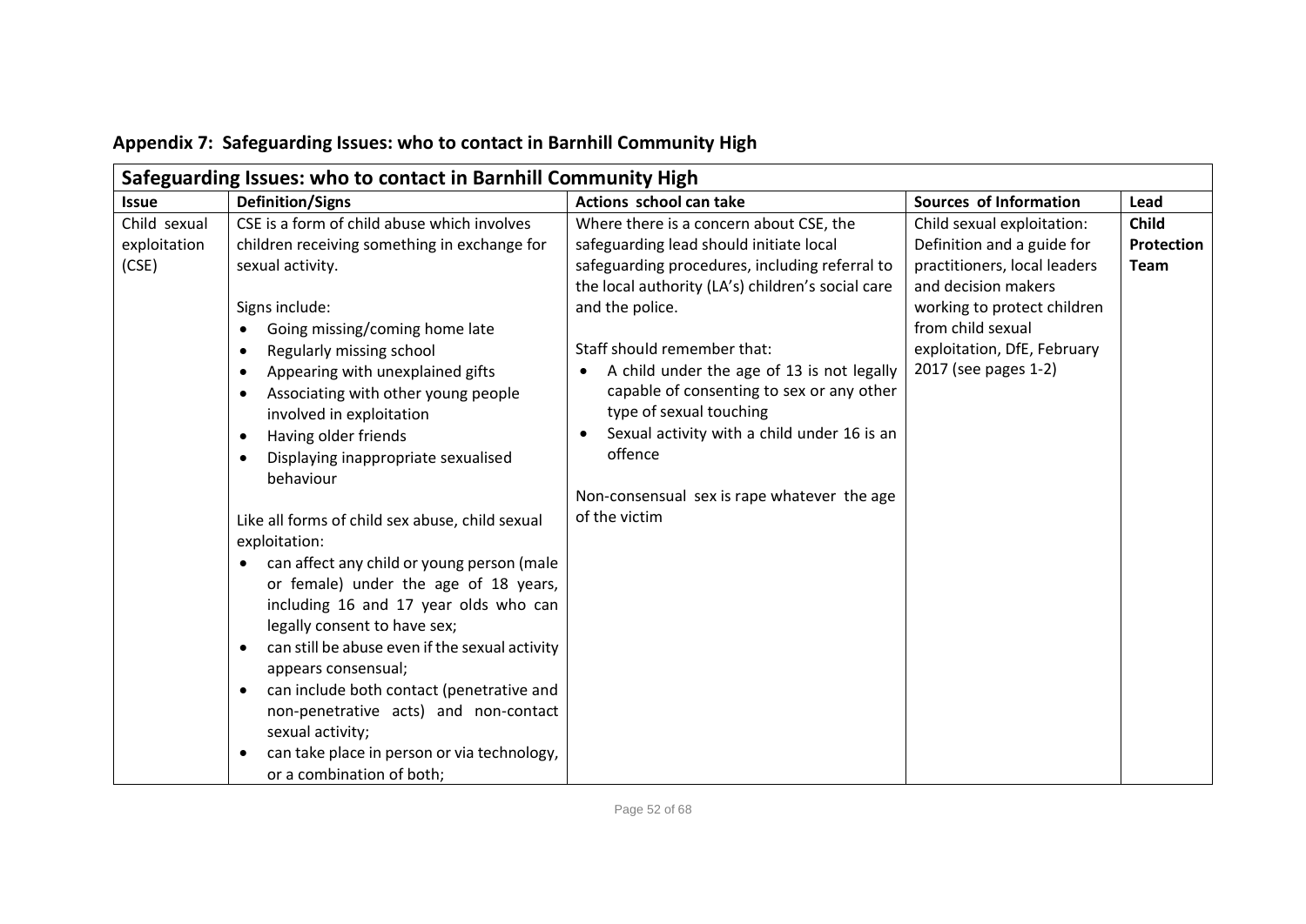## Appendix 7: Safeguarding Issues: who to contact in Barnhill Community High

| Safeguarding Issues: who to contact in Barnhill Community High | | | | |
|---|---|---|---|---|
| **Issue** | **Definition/Signs** | **Actions school can take** | **Sources of Information** | **Lead** |
| Child sexual exploitation (CSE) | CSE is a form of child abuse which involves children receiving something in exchange for sexual activity.<br><br>Signs include:<br>• Going missing/coming home late<br>• Regularly missing school<br>• Appearing with unexplained gifts<br>• Associating with other young people involved in exploitation<br>• Having older friends<br>• Displaying inappropriate sexualised behaviour<br><br>Like all forms of child sex abuse, child sexual exploitation:<br>• can affect any child or young person (male or female) under the age of 18 years, including 16 and 17 year olds who can legally consent to have sex;<br>• can still be abuse even if the sexual activity appears consensual;<br>• can include both contact (penetrative and non-penetrative acts) and non-contact sexual activity;<br>• can take place in person or via technology, or a combination of both; | Where there is a concern about CSE, the safeguarding lead should initiate local safeguarding procedures, including referral to the local authority (LA's) children's social care and the police.<br><br>Staff should remember that:<br>• A child under the age of 13 is not legally capable of consenting to sex or any other type of sexual touching<br>• Sexual activity with a child under 16 is an offence<br><br>Non-consensual sex is rape whatever the age of the victim | Child sexual exploitation: Definition and a guide for practitioners, local leaders and decision makers working to protect children from child sexual exploitation, DfE, February 2017 (see pages 1-2) | **Child Protection Team** |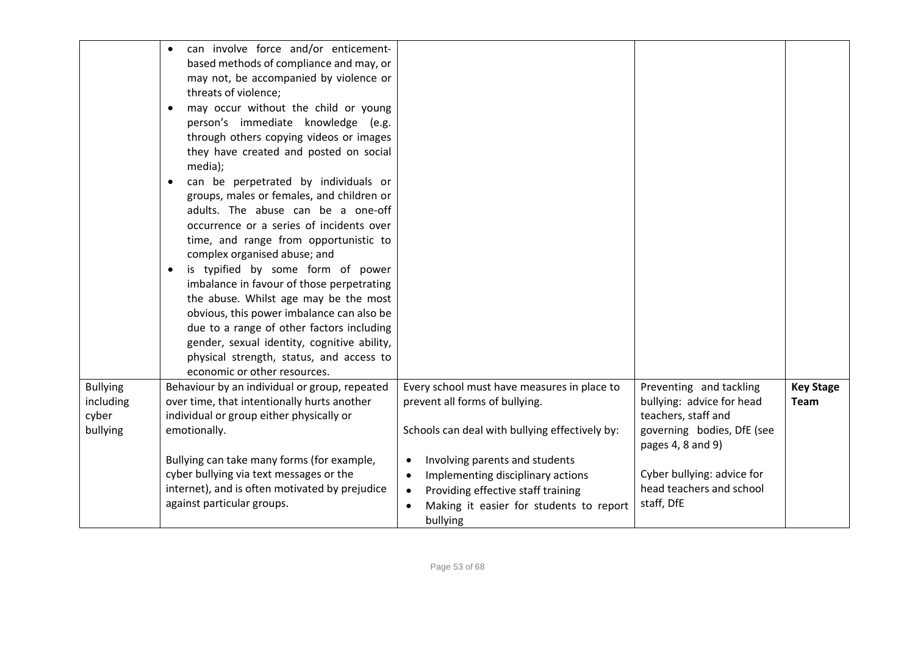| | | | | |
|---|---|---|---|---|
| | • can involve force and/or enticement-based methods of compliance and may, or may not, be accompanied by violence or threats of violence;<br>• may occur without the child or young person's immediate knowledge (e.g. through others copying videos or images they have created and posted on social media);<br>• can be perpetrated by individuals or groups, males or females, and children or adults. The abuse can be a one-off occurrence or a series of incidents over time, and range from opportunistic to complex organised abuse; and<br>• is typified by some form of power imbalance in favour of those perpetrating the abuse. Whilst age may be the most obvious, this power imbalance can also be due to a range of other factors including gender, sexual identity, cognitive ability, physical strength, status, and access to economic or other resources. | | | |
| Bullying including cyber bullying | Behaviour by an individual or group, repeated over time, that intentionally hurts another individual or group either physically or emotionally.<br><br>Bullying can take many forms (for example, cyber bullying via text messages or the internet), and is often motivated by prejudice against particular groups. | Every school must have measures in place to prevent all forms of bullying.<br><br>Schools can deal with bullying effectively by:<br><br>• Involving parents and students<br>• Implementing disciplinary actions<br>• Providing effective staff training<br>• Making it easier for students to report bullying | Preventing and tackling bullying: advice for head teachers, staff and governing bodies, DfE (see pages 4, 8 and 9)<br><br>Cyber bullying: advice for head teachers and school staff, DfE | **Key Stage Team** |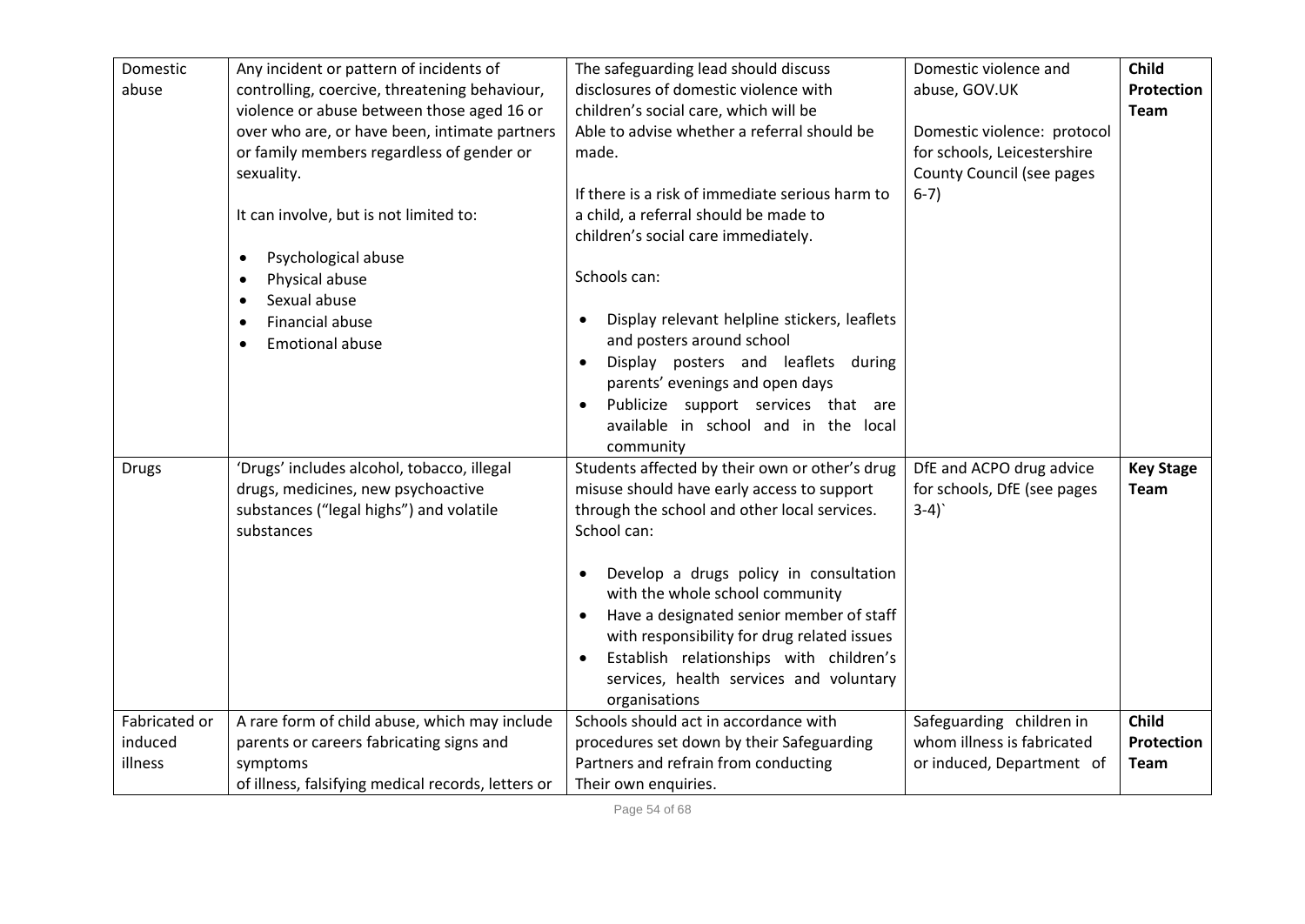| Domestic abuse | Any incident or pattern of incidents of controlling, coercive, threatening behaviour, violence or abuse between those aged 16 or over who are, or have been, intimate partners or family members regardless of gender or sexuality.<br><br>It can involve, but is not limited to:<br><br>• Psychological abuse<br>• Physical abuse<br>• Sexual abuse<br>• Financial abuse<br>• Emotional abuse | The safeguarding lead should discuss disclosures of domestic violence with children's social care, which will be Able to advise whether a referral should be made.<br><br>If there is a risk of immediate serious harm to a child, a referral should be made to children's social care immediately.<br><br>Schools can:<br><br>• Display relevant helpline stickers, leaflets and posters around school<br>• Display posters and leaflets during parents' evenings and open days<br>• Publicize support services that are available in school and in the local community | Domestic violence and abuse, GOV.UK<br><br>Domestic violence: protocol for schools, Leicestershire County Council (see pages 6-7) | **Child Protection Team** |
|---|---|---|---|---|
| Drugs | 'Drugs' includes alcohol, tobacco, illegal drugs, medicines, new psychoactive substances ("legal highs") and volatile substances | Students affected by their own or other's drug misuse should have early access to support through the school and other local services. School can:<br><br>• Develop a drugs policy in consultation with the whole school community<br>• Have a designated senior member of staff with responsibility for drug related issues<br>• Establish relationships with children's services, health services and voluntary organisations | DfE and ACPO drug advice for schools, DfE (see pages 3-4)` | **Key Stage Team** |
| Fabricated or induced illness | A rare form of child abuse, which may include parents or careers fabricating signs and symptoms of illness, falsifying medical records, letters or | Schools should act in accordance with procedures set down by their Safeguarding Partners and refrain from conducting Their own enquiries. | Safeguarding children in whom illness is fabricated or induced, Department of | **Child Protection Team** |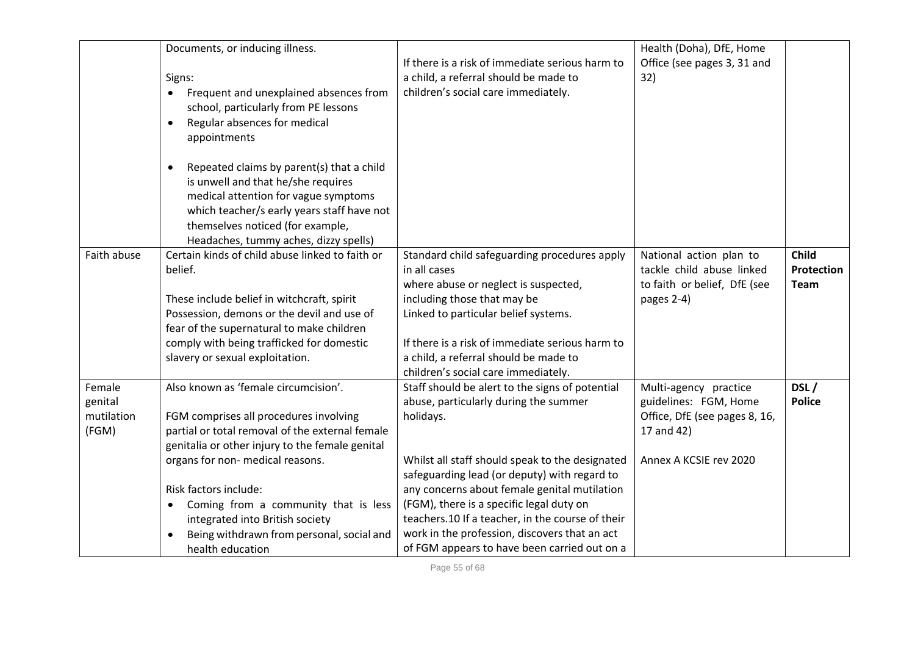| | | | | |
|---|---|---|---|---|
| | Documents, or inducing illness.<br><br>Signs:<br>• Frequent and unexplained absences from school, particularly from PE lessons<br>• Regular absences for medical appointments<br><br>• Repeated claims by parent(s) that a child is unwell and that he/she requires medical attention for vague symptoms which teacher/s early years staff have not themselves noticed (for example, Headaches, tummy aches, dizzy spells) | If there is a risk of immediate serious harm to a child, a referral should be made to children's social care immediately. | Health (Doha), DfE, Home Office (see pages 3, 31 and 32) | |
| Faith abuse | Certain kinds of child abuse linked to faith or belief.<br><br>These include belief in witchcraft, spirit Possession, demons or the devil and use of fear of the supernatural to make children comply with being trafficked for domestic slavery or sexual exploitation. | Standard child safeguarding procedures apply in all cases where abuse or neglect is suspected, including those that may be Linked to particular belief systems.<br><br>If there is a risk of immediate serious harm to a child, a referral should be made to children's social care immediately. | National action plan to tackle child abuse linked to faith or belief, DfE (see pages 2-4) | **Child Protection Team** |
| Female genital mutilation (FGM) | Also known as 'female circumcision'.<br><br>FGM comprises all procedures involving partial or total removal of the external female genitalia or other injury to the female genital organs for non- medical reasons.<br><br>Risk factors include:<br>• Coming from a community that is less integrated into British society<br>• Being withdrawn from personal, social and health education | Staff should be alert to the signs of potential abuse, particularly during the summer holidays.<br><br>Whilst all staff should speak to the designated safeguarding lead (or deputy) with regard to any concerns about female genital mutilation (FGM), there is a specific legal duty on teachers.10 If a teacher, in the course of their work in the profession, discovers that an act of FGM appears to have been carried out on a | Multi-agency practice guidelines: FGM, Home Office, DfE (see pages 8, 16, 17 and 42)<br><br>Annex A KCSIE rev 2020 | **DSL / Police** |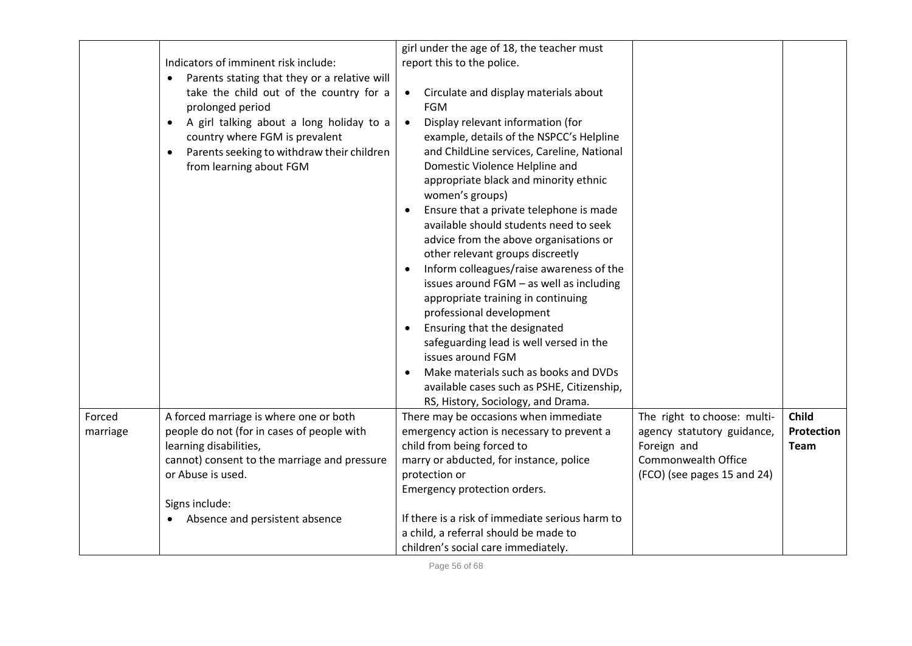| | | | | |
|---|---|---|---|---|
| | Indicators of imminent risk include:<br>• Parents stating that they or a relative will take the child out of the country for a prolonged period<br>• A girl talking about a long holiday to a country where FGM is prevalent<br>• Parents seeking to withdraw their children from learning about FGM | girl under the age of 18, the teacher must report this to the police.<br><br>• Circulate and display materials about FGM<br>• Display relevant information (for example, details of the NSPCC's Helpline and ChildLine services, Careline, National Domestic Violence Helpline and appropriate black and minority ethnic women's groups)<br>• Ensure that a private telephone is made available should students need to seek advice from the above organisations or other relevant groups discreetly<br>• Inform colleagues/raise awareness of the issues around FGM – as well as including appropriate training in continuing professional development<br>• Ensuring that the designated safeguarding lead is well versed in the issues around FGM<br>• Make materials such as books and DVDs available cases such as PSHE, Citizenship, RS, History, Sociology, and Drama. | | |
| Forced marriage | A forced marriage is where one or both people do not (for in cases of people with learning disabilities, cannot) consent to the marriage and pressure or Abuse is used.<br><br>Signs include:<br>• Absence and persistent absence | There may be occasions when immediate emergency action is necessary to prevent a child from being forced to marry or abducted, for instance, police protection or Emergency protection orders.<br><br>If there is a risk of immediate serious harm to a child, a referral should be made to children's social care immediately. | The right to choose: multi-agency statutory guidance, Foreign and Commonwealth Office (FCO) (see pages 15 and 24) | **Child Protection Team** |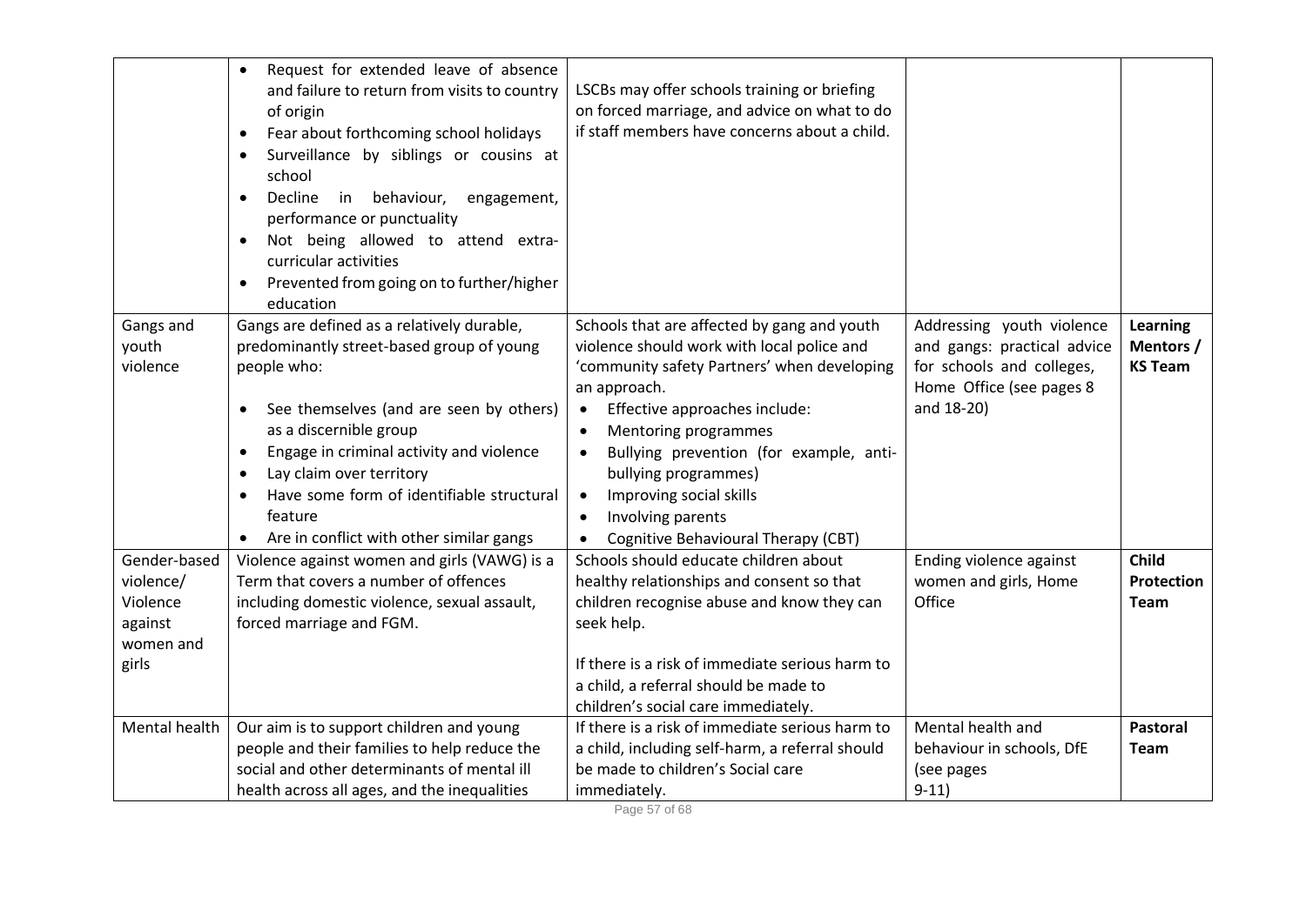| | | | | |
|---|---|---|---|---|
| | • Request for extended leave of absence and failure to return from visits to country of origin<br>• Fear about forthcoming school holidays<br>• Surveillance by siblings or cousins at school<br>• Decline in behaviour, engagement, performance or punctuality<br>• Not being allowed to attend extra-curricular activities<br>• Prevented from going on to further/higher education | LSCBs may offer schools training or briefing on forced marriage, and advice on what to do if staff members have concerns about a child. | | |
| Gangs and youth violence | Gangs are defined as a relatively durable, predominantly street-based group of young people who:<br><br>• See themselves (and are seen by others) as a discernible group<br>• Engage in criminal activity and violence<br>• Lay claim over territory<br>• Have some form of identifiable structural feature<br>• Are in conflict with other similar gangs | Schools that are affected by gang and youth violence should work with local police and 'community safety Partners' when developing an approach.<br>• Effective approaches include:<br>• Mentoring programmes<br>• Bullying prevention (for example, anti-bullying programmes)<br>• Improving social skills<br>• Involving parents<br>• Cognitive Behavioural Therapy (CBT) | Addressing youth violence and gangs: practical advice for schools and colleges, Home Office (see pages 8 and 18-20) | **Learning Mentors / KS Team** |
| Gender-based violence/ Violence against women and girls | Violence against women and girls (VAWG) is a Term that covers a number of offences including domestic violence, sexual assault, forced marriage and FGM. | Schools should educate children about healthy relationships and consent so that children recognise abuse and know they can seek help.<br><br>If there is a risk of immediate serious harm to a child, a referral should be made to children's social care immediately. | Ending violence against women and girls, Home Office | **Child Protection Team** |
| Mental health | Our aim is to support children and young people and their families to help reduce the social and other determinants of mental ill health across all ages, and the inequalities | If there is a risk of immediate serious harm to a child, including self-harm, a referral should be made to children's Social care immediately. | Mental health and behaviour in schools, DfE (see pages 9-11) | **Pastoral Team** |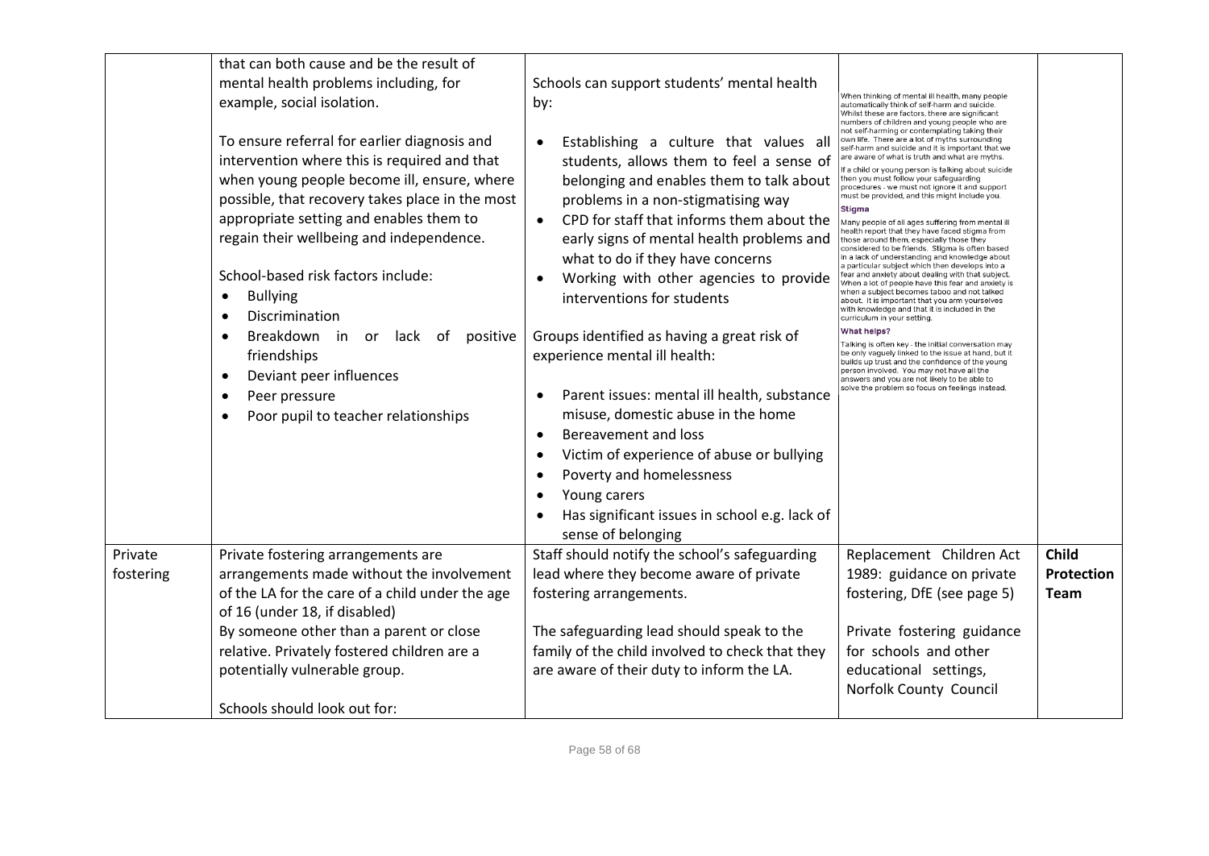| | | | | |
|---|---|---|---|---|
| | that can both cause and be the result of mental health problems including, for example, social isolation.<br><br>To ensure referral for earlier diagnosis and intervention where this is required and that when young people become ill, ensure, where possible, that recovery takes place in the most appropriate setting and enables them to regain their wellbeing and independence.<br><br>School-based risk factors include:<br>• Bullying<br>• Discrimination<br>• Breakdown in or lack of positive friendships<br>• Deviant peer influences<br>• Peer pressure<br>• Poor pupil to teacher relationships | Schools can support students' mental health by:<br><br>• Establishing a culture that values all students, allows them to feel a sense of belonging and enables them to talk about problems in a non-stigmatising way<br>• CPD for staff that informs them about the early signs of mental health problems and what to do if they have concerns<br>• Working with other agencies to provide interventions for students<br><br>Groups identified as having a great risk of experience mental ill health:<br><br>• Parent issues: mental ill health, substance misuse, domestic abuse in the home<br>• Bereavement and loss<br>• Victim of experience of abuse or bullying<br>• Poverty and homelessness<br>• Young carers<br>• Has significant issues in school e.g. lack of sense of belonging | When thinking of mental ill health, many people automatically think of self-harm and suicide. Whilst these are factors, there are significant numbers of children and young people who are not self-harming or contemplating taking their own life. There are a lot of myths surrounding self-harm and suicide and it is important that we are aware of what is truth and what are myths.<br><br>If a child or young person is talking about suicide then you must follow your safeguarding procedures - we must not ignore it and support must be provided, and this might include you.<br><br>**Stigma**<br><br>Many people of all ages suffering from mental ill health report that they have faced stigma from those around them, especially those they considered to be friends. Stigma is often based in a lack of understanding and knowledge about a particular subject which then develops into a fear and anxiety about dealing with that subject. When a lot of people have this fear and anxiety is when a subject becomes taboo and not talked about. It is important that you arm yourselves with knowledge and that it is included in the curriculum in your setting.<br><br>**What helps?**<br><br>Talking is often key - the initial conversation may be only vaguely linked to the issue at hand, but it builds up trust and the confidence of the young person involved. You may not have all the answers and you are not likely to be able to solve the problem so focus on feelings instead. | |
| Private fostering | Private fostering arrangements are arrangements made without the involvement of the LA for the care of a child under the age of 16 (under 18, if disabled)<br>By someone other than a parent or close relative. Privately fostered children are a potentially vulnerable group.<br><br>Schools should look out for: | Staff should notify the school's safeguarding lead where they become aware of private fostering arrangements.<br><br>The safeguarding lead should speak to the family of the child involved to check that they are aware of their duty to inform the LA. | Replacement Children Act 1989: guidance on private fostering, DfE (see page 5)<br><br>Private fostering guidance for schools and other educational settings, Norfolk County Council | **Child Protection Team** |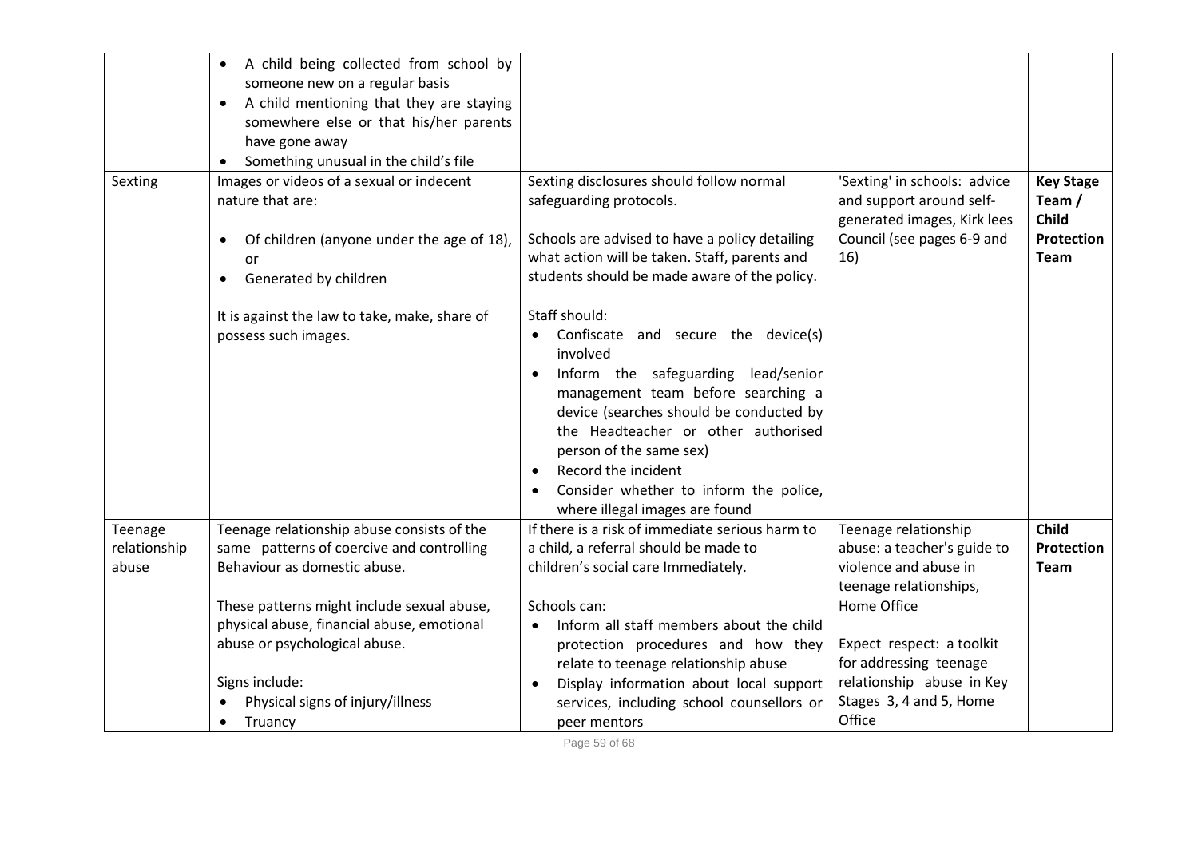| | | | | |
|---|---|---|---|---|
| | • A child being collected from school by someone new on a regular basis<br>• A child mentioning that they are staying somewhere else or that his/her parents have gone away<br>• Something unusual in the child's file | | | |
| Sexting | Images or videos of a sexual or indecent nature that are:<br><br>• Of children (anyone under the age of 18), or<br>• Generated by children<br><br>It is against the law to take, make, share of possess such images. | Sexting disclosures should follow normal safeguarding protocols.<br><br>Schools are advised to have a policy detailing what action will be taken. Staff, parents and students should be made aware of the policy.<br><br>Staff should:<br>• Confiscate and secure the device(s) involved<br>• Inform the safeguarding lead/senior management team before searching a device (searches should be conducted by the Headteacher or other authorised person of the same sex)<br>• Record the incident<br>• Consider whether to inform the police, where illegal images are found | 'Sexting' in schools: advice and support around self-generated images, Kirk lees Council (see pages 6-9 and 16) | **Key Stage Team / Child Protection Team** |
| Teenage relationship abuse | Teenage relationship abuse consists of the same patterns of coercive and controlling Behaviour as domestic abuse.<br><br>These patterns might include sexual abuse, physical abuse, financial abuse, emotional abuse or psychological abuse.<br><br>Signs include:<br>• Physical signs of injury/illness<br>• Truancy | If there is a risk of immediate serious harm to a child, a referral should be made to children's social care Immediately.<br><br>Schools can:<br>• Inform all staff members about the child protection procedures and how they relate to teenage relationship abuse<br>• Display information about local support services, including school counsellors or peer mentors | Teenage relationship abuse: a teacher's guide to violence and abuse in teenage relationships, Home Office<br><br>Expect respect: a toolkit for addressing teenage relationship abuse in Key Stages 3, 4 and 5, Home Office | **Child Protection Team** |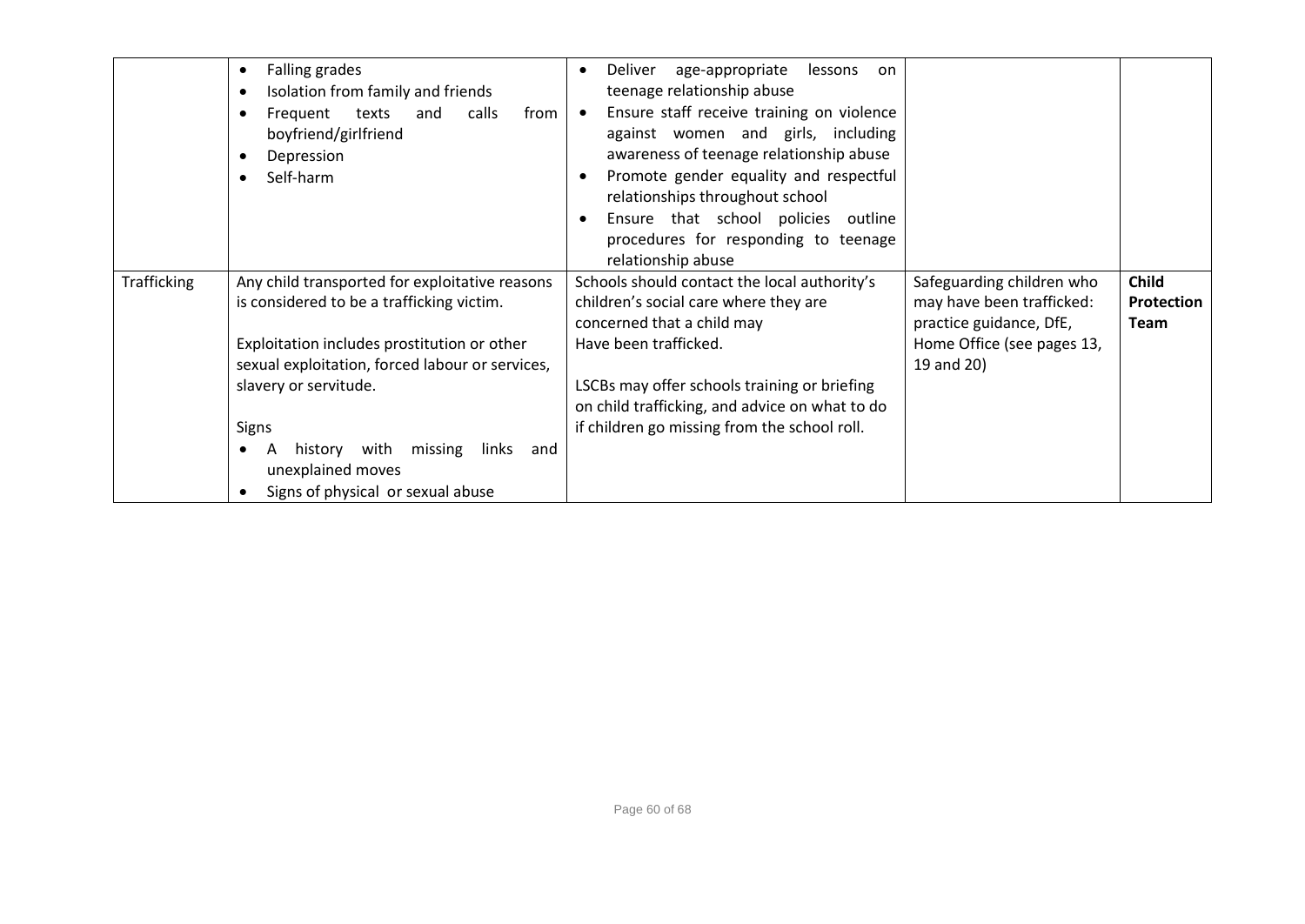| | | | | |
|---|---|---|---|---|
| | • Falling grades<br>• Isolation from family and friends<br>• Frequent texts and calls from boyfriend/girlfriend<br>• Depression<br>• Self-harm | • Deliver age-appropriate lessons on teenage relationship abuse<br>• Ensure staff receive training on violence against women and girls, including awareness of teenage relationship abuse<br>• Promote gender equality and respectful relationships throughout school<br>• Ensure that school policies outline procedures for responding to teenage relationship abuse | | |
| Trafficking | Any child transported for exploitative reasons is considered to be a trafficking victim.<br><br>Exploitation includes prostitution or other sexual exploitation, forced labour or services, slavery or servitude.<br><br>Signs<br>• A history with missing links and unexplained moves<br>• Signs of physical or sexual abuse | Schools should contact the local authority's children's social care where they are concerned that a child may Have been trafficked.<br><br>LSCBs may offer schools training or briefing on child trafficking, and advice on what to do if children go missing from the school roll. | Safeguarding children who may have been trafficked: practice guidance, DfE, Home Office (see pages 13, 19 and 20) | **Child Protection Team** |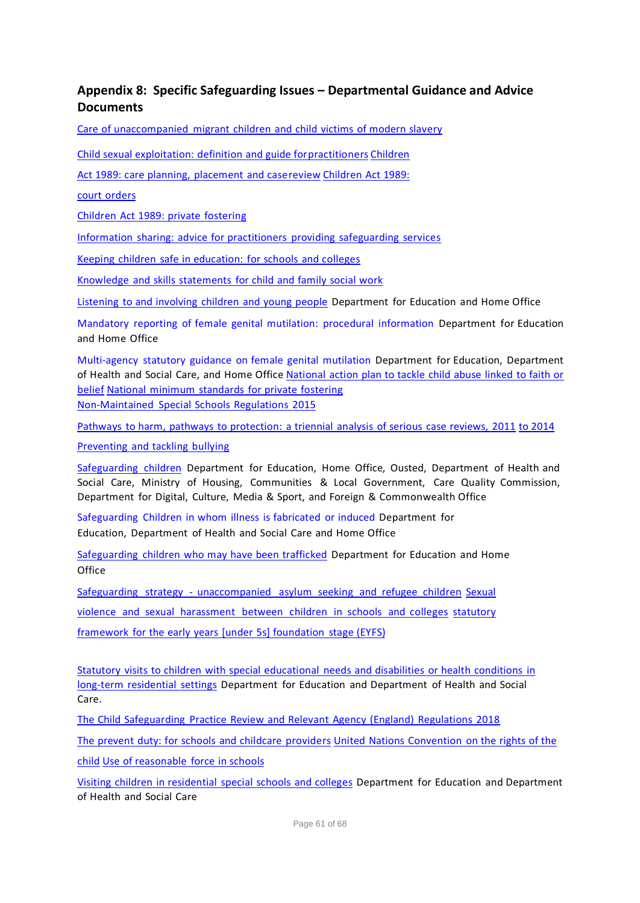## Appendix 8: Specific Safeguarding Issues – Departmental Guidance and Advice Documents

Care of unaccompanied migrant children and child victims of modern slavery

Child sexual exploitation: definition and guide forpractitioners Children

Act 1989: care planning, placement and casereview Children Act 1989:

court orders

Children Act 1989: private fostering

Information sharing: advice for practitioners providing safeguarding services

Keeping children safe in education: for schools and colleges

Knowledge and skills statements for child and family social work

Listening to and involving children and young people Department for Education and Home Office

Mandatory reporting of female genital mutilation: procedural information Department for Education and Home Office

Multi-agency statutory guidance on female genital mutilation Department for Education, Department of Health and Social Care, and Home Office National action plan to tackle child abuse linked to faith or belief National minimum standards for private fostering
Non-Maintained Special Schools Regulations 2015

Pathways to harm, pathways to protection: a triennial analysis of serious case reviews, 2011 to 2014

Preventing and tackling bullying

Safeguarding children Department for Education, Home Office, Ousted, Department of Health and Social Care, Ministry of Housing, Communities & Local Government, Care Quality Commission, Department for Digital, Culture, Media & Sport, and Foreign & Commonwealth Office

Safeguarding Children in whom illness is fabricated or induced Department for Education, Department of Health and Social Care and Home Office

Safeguarding children who may have been trafficked Department for Education and Home Office

Safeguarding strategy - unaccompanied asylum seeking and refugee children Sexual violence and sexual harassment between children in schools and colleges statutory framework for the early years [under 5s] foundation stage (EYFS)

Statutory visits to children with special educational needs and disabilities or health conditions in long-term residential settings Department for Education and Department of Health and Social Care.

The Child Safeguarding Practice Review and Relevant Agency (England) Regulations 2018

The prevent duty: for schools and childcare providers United Nations Convention on the rights of the child Use of reasonable force in schools

Visiting children in residential special schools and colleges Department for Education and Department of Health and Social Care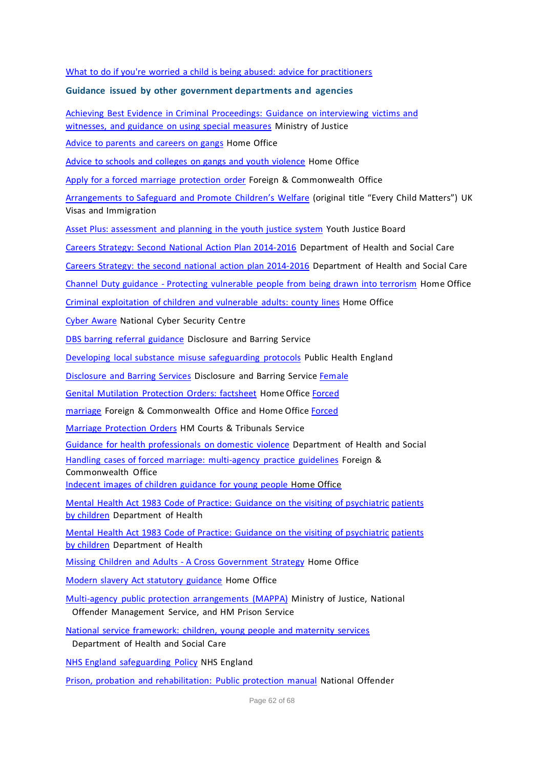What to do if you're worried a child is being abused: advice for practitioners

### Guidance issued by other government departments and agencies

Achieving Best Evidence in Criminal Proceedings: Guidance on interviewing victims and witnesses, and guidance on using special measures Ministry of Justice

Advice to parents and careers on gangs Home Office

Advice to schools and colleges on gangs and youth violence Home Office

Apply for a forced marriage protection order Foreign & Commonwealth Office

Arrangements to Safeguard and Promote Children's Welfare (original title "Every Child Matters") UK Visas and Immigration

Asset Plus: assessment and planning in the youth justice system Youth Justice Board

Careers Strategy: Second National Action Plan 2014-2016 Department of Health and Social Care

Careers Strategy: the second national action plan 2014-2016 Department of Health and Social Care

Channel Duty guidance - Protecting vulnerable people from being drawn into terrorism Home Office

Criminal exploitation of children and vulnerable adults: county lines Home Office

Cyber Aware National Cyber Security Centre

DBS barring referral guidance Disclosure and Barring Service

Developing local substance misuse safeguarding protocols Public Health England

Disclosure and Barring Services Disclosure and Barring Service Female Genital Mutilation Protection Orders: factsheet Home Office Forced marriage Foreign & Commonwealth Office and Home Office Forced Marriage Protection Orders HM Courts & Tribunals Service

Guidance for health professionals on domestic violence Department of Health and Social

Handling cases of forced marriage: multi-agency practice guidelines Foreign & Commonwealth Office

Indecent images of children guidance for young people Home Office

Mental Health Act 1983 Code of Practice: Guidance on the visiting of psychiatric patients by children Department of Health

Mental Health Act 1983 Code of Practice: Guidance on the visiting of psychiatric patients by children Department of Health

Missing Children and Adults - A Cross Government Strategy Home Office

Modern slavery Act statutory guidance Home Office

Multi-agency public protection arrangements (MAPPA) Ministry of Justice, National Offender Management Service, and HM Prison Service

National service framework: children, young people and maternity services Department of Health and Social Care

NHS England safeguarding Policy NHS England

Prison, probation and rehabilitation: Public protection manual National Offender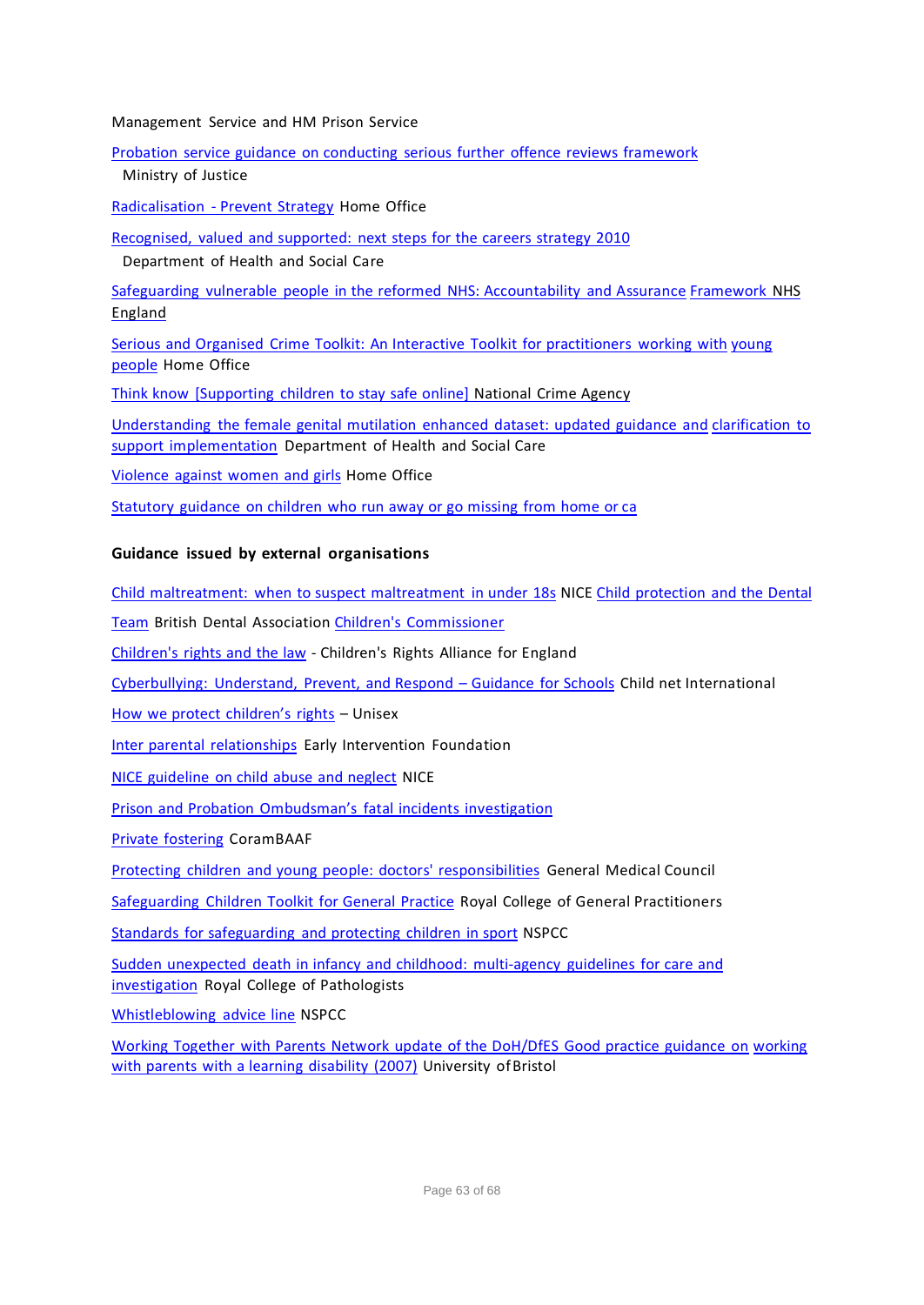Management Service and HM Prison Service

Probation service guidance on conducting serious further offence reviews framework Ministry of Justice

Radicalisation - Prevent Strategy Home Office

Recognised, valued and supported: next steps for the careers strategy 2010 Department of Health and Social Care

Safeguarding vulnerable people in the reformed NHS: Accountability and Assurance Framework NHS England

Serious and Organised Crime Toolkit: An Interactive Toolkit for practitioners working with young people Home Office

Think know [Supporting children to stay safe online] National Crime Agency

Understanding the female genital mutilation enhanced dataset: updated guidance and clarification to support implementation Department of Health and Social Care

Violence against women and girls Home Office

Statutory guidance on children who run away or go missing from home or ca

**Guidance issued by external organisations**

Child maltreatment: when to suspect maltreatment in under 18s NICE Child protection and the Dental Team British Dental Association Children's Commissioner

Children's rights and the law - Children's Rights Alliance for England

Cyberbullying: Understand, Prevent, and Respond – Guidance for Schools Child net International

How we protect children's rights – Unisex

Inter parental relationships Early Intervention Foundation

NICE guideline on child abuse and neglect NICE

Prison and Probation Ombudsman's fatal incidents investigation

Private fostering CoramBAAF

Protecting children and young people: doctors' responsibilities General Medical Council

Safeguarding Children Toolkit for General Practice Royal College of General Practitioners

Standards for safeguarding and protecting children in sport NSPCC

Sudden unexpected death in infancy and childhood: multi-agency guidelines for care and investigation Royal College of Pathologists

Whistleblowing advice line NSPCC

Working Together with Parents Network update of the DoH/DfES Good practice guidance on working with parents with a learning disability (2007) University of Bristol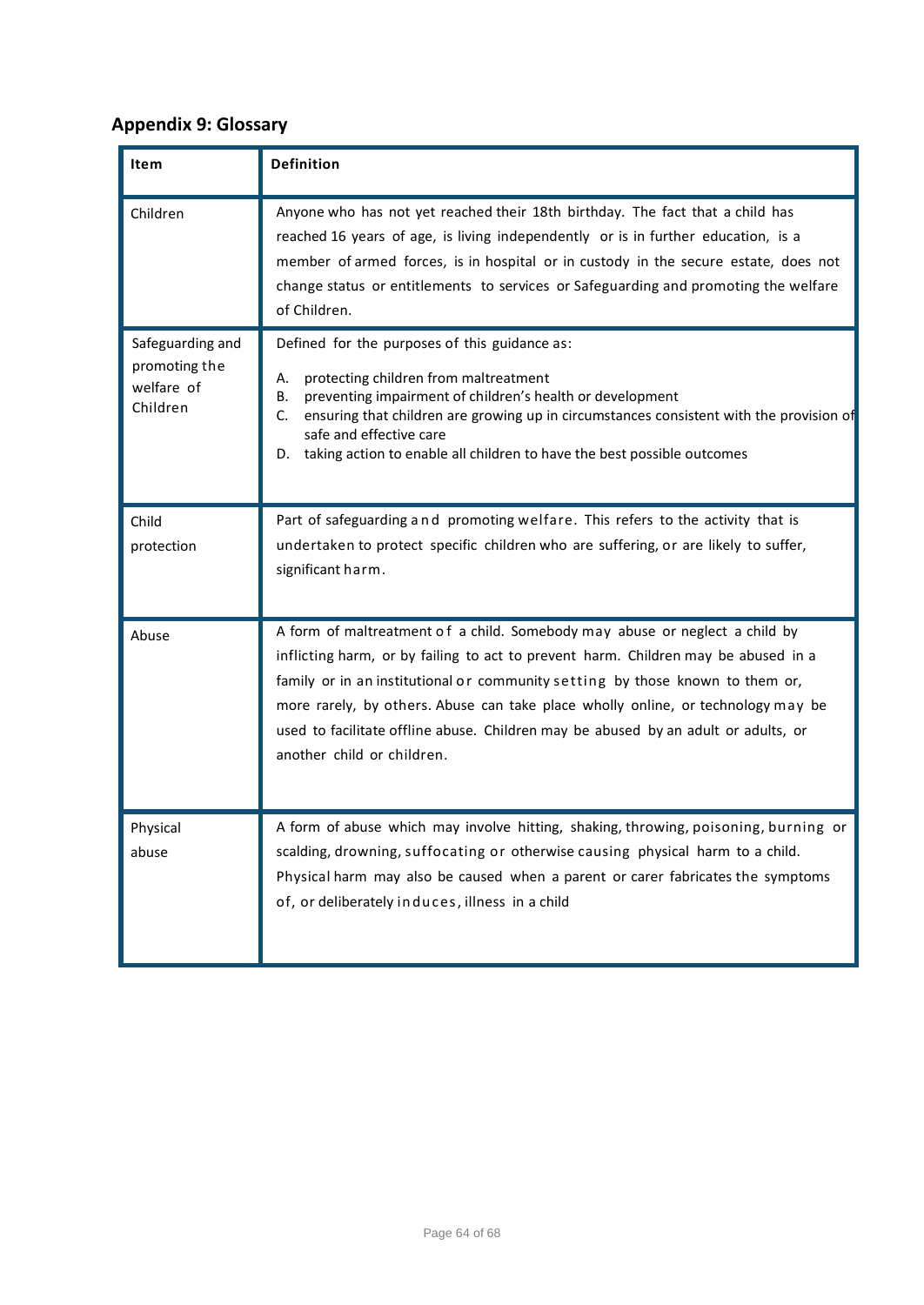## Appendix 9: Glossary

| Item | Definition |
|---|---|
| Children | Anyone who has not yet reached their 18th birthday. The fact that a child has reached 16 years of age, is living independently or is in further education, is a member of armed forces, is in hospital or in custody in the secure estate, does not change status or entitlements to services or Safeguarding and promoting the welfare of Children. |
| Safeguarding and promoting the welfare of Children | Defined for the purposes of this guidance as:<br>A. protecting children from maltreatment<br>B. preventing impairment of children's health or development<br>C. ensuring that children are growing up in circumstances consistent with the provision of safe and effective care<br>D. taking action to enable all children to have the best possible outcomes |
| Child protection | Part of safeguarding and promoting welfare. This refers to the activity that is undertaken to protect specific children who are suffering, or are likely to suffer, significant harm. |
| Abuse | A form of maltreatment of a child. Somebody may abuse or neglect a child by inflicting harm, or by failing to act to prevent harm. Children may be abused in a family or in an institutional or community setting by those known to them or, more rarely, by others. Abuse can take place wholly online, or technology may be used to facilitate offline abuse. Children may be abused by an adult or adults, or another child or children. |
| Physical abuse | A form of abuse which may involve hitting, shaking, throwing, poisoning, burning or scalding, drowning, suffocating or otherwise causing physical harm to a child. Physical harm may also be caused when a parent or carer fabricates the symptoms of, or deliberately induces, illness in a child |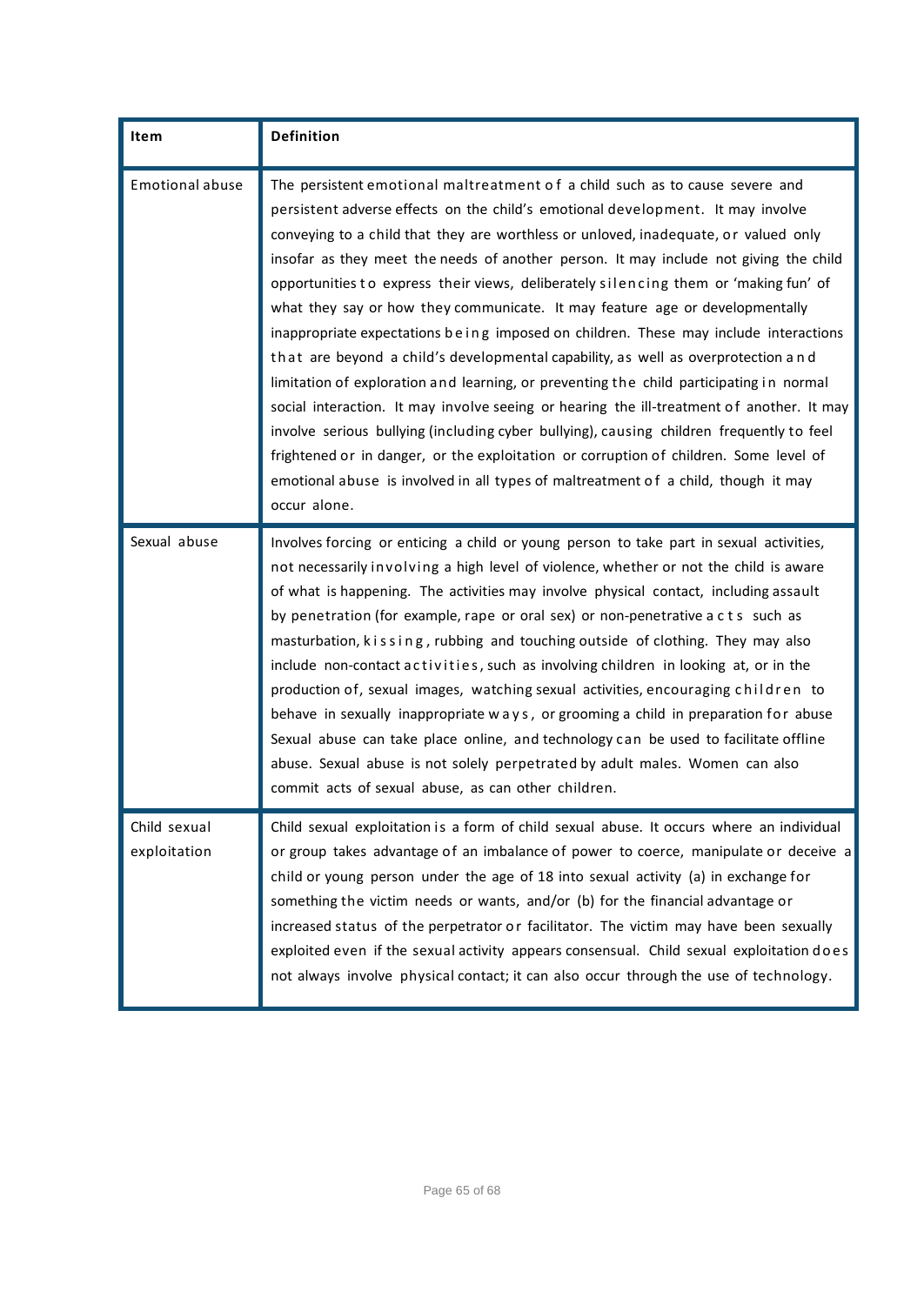| Item | Definition |
|---|---|
| Emotional abuse | The persistent emotional maltreatment of a child such as to cause severe and persistent adverse effects on the child's emotional development. It may involve conveying to a child that they are worthless or unloved, inadequate, or valued only insofar as they meet the needs of another person. It may include not giving the child opportunities to express their views, deliberately silencing them or 'making fun' of what they say or how they communicate. It may feature age or developmentally inappropriate expectations being imposed on children. These may include interactions that are beyond a child's developmental capability, as well as overprotection and limitation of exploration and learning, or preventing the child participating in normal social interaction. It may involve seeing or hearing the ill-treatment of another. It may involve serious bullying (including cyber bullying), causing children frequently to feel frightened or in danger, or the exploitation or corruption of children. Some level of emotional abuse is involved in all types of maltreatment of a child, though it may occur alone. |
| Sexual abuse | Involves forcing or enticing a child or young person to take part in sexual activities, not necessarily involving a high level of violence, whether or not the child is aware of what is happening. The activities may involve physical contact, including assault by penetration (for example, rape or oral sex) or non-penetrative acts such as masturbation, kissing, rubbing and touching outside of clothing. They may also include non-contact activities, such as involving children in looking at, or in the production of, sexual images, watching sexual activities, encouraging children to behave in sexually inappropriate ways, or grooming a child in preparation for abuse Sexual abuse can take place online, and technology can be used to facilitate offline abuse. Sexual abuse is not solely perpetrated by adult males. Women can also commit acts of sexual abuse, as can other children. |
| Child sexual exploitation | Child sexual exploitation is a form of child sexual abuse. It occurs where an individual or group takes advantage of an imbalance of power to coerce, manipulate or deceive a child or young person under the age of 18 into sexual activity (a) in exchange for something the victim needs or wants, and/or (b) for the financial advantage or increased status of the perpetrator or facilitator. The victim may have been sexually exploited even if the sexual activity appears consensual. Child sexual exploitation does not always involve physical contact; it can also occur through the use of technology. |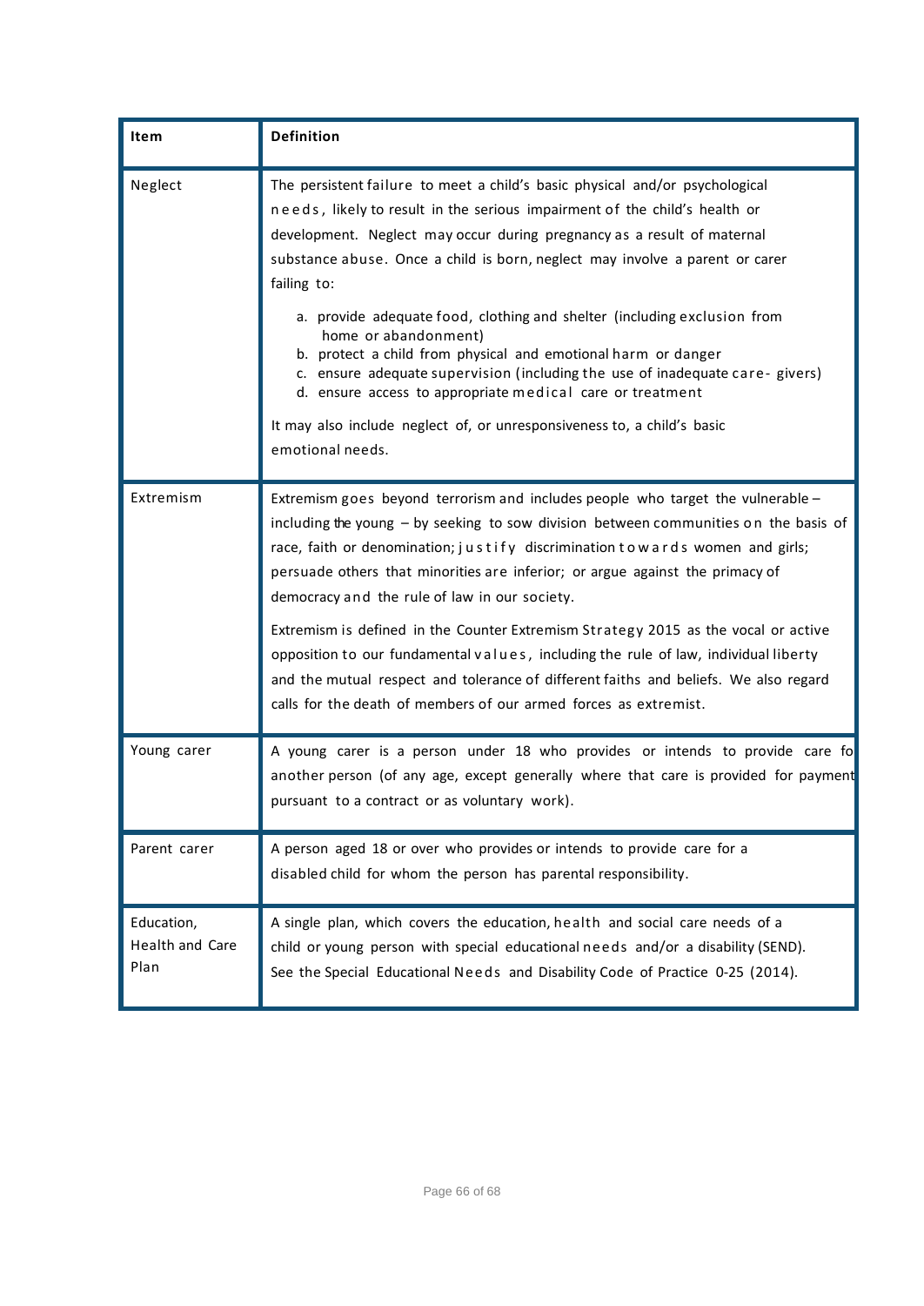| Item | Definition |
|---|---|
| Neglect | The persistent failure to meet a child's basic physical and/or psychological needs, likely to result in the serious impairment of the child's health or development. Neglect may occur during pregnancy as a result of maternal substance abuse. Once a child is born, neglect may involve a parent or carer failing to:<br><br>a. provide adequate food, clothing and shelter (including exclusion from home or abandonment)<br>b. protect a child from physical and emotional harm or danger<br>c. ensure adequate supervision (including the use of inadequate care- givers)<br>d. ensure access to appropriate medical care or treatment<br><br>It may also include neglect of, or unresponsiveness to, a child's basic emotional needs. |
| Extremism | Extremism goes beyond terrorism and includes people who target the vulnerable – including the young – by seeking to sow division between communities on the basis of race, faith or denomination; justify discrimination towards women and girls; persuade others that minorities are inferior; or argue against the primacy of democracy and the rule of law in our society.<br><br>Extremism is defined in the Counter Extremism Strategy 2015 as the vocal or active opposition to our fundamental values, including the rule of law, individual liberty and the mutual respect and tolerance of different faiths and beliefs. We also regard calls for the death of members of our armed forces as extremist. |
| Young carer | A young carer is a person under 18 who provides or intends to provide care fo another person (of any age, except generally where that care is provided for payment pursuant to a contract or as voluntary work). |
| Parent carer | A person aged 18 or over who provides or intends to provide care for a disabled child for whom the person has parental responsibility. |
| Education, Health and Care Plan | A single plan, which covers the education, health and social care needs of a child or young person with special educational needs and/or a disability (SEND). See the Special Educational Needs and Disability Code of Practice 0-25 (2014). |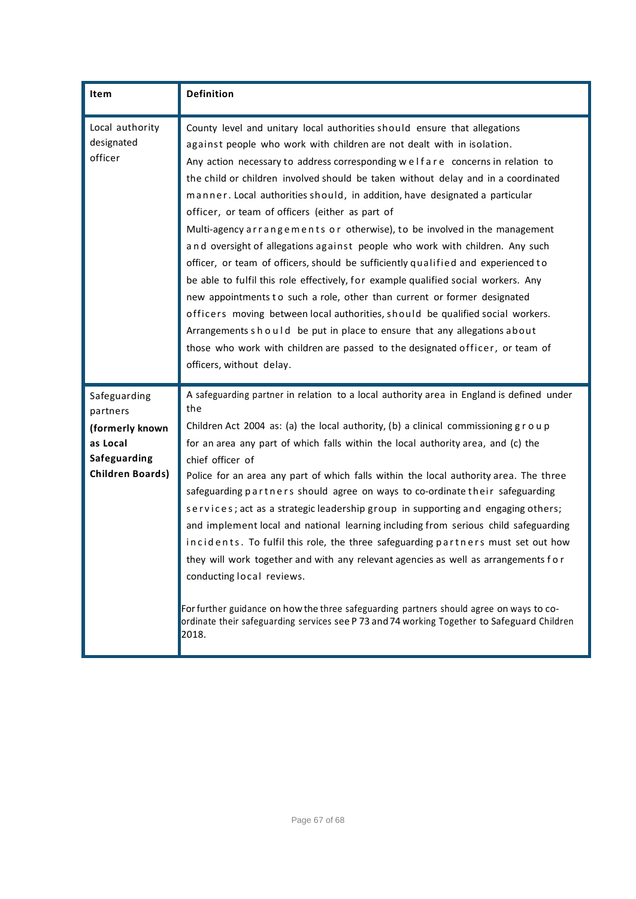| Item | Definition |
| --- | --- |
| Local authority designated officer | County level and unitary local authorities should ensure that allegations against people who work with children are not dealt with in isolation. Any action necessary to address corresponding welfare concerns in relation to the child or children involved should be taken without delay and in a coordinated manner. Local authorities should, in addition, have designated a particular officer, or team of officers (either as part of Multi-agency arrangements or otherwise), to be involved in the management and oversight of allegations against people who work with children. Any such officer, or team of officers, should be sufficiently qualified and experienced to be able to fulfil this role effectively, for example qualified social workers. Any new appointments to such a role, other than current or former designated officers moving between local authorities, should be qualified social workers. Arrangements should be put in place to ensure that any allegations about those who work with children are passed to the designated officer, or team of officers, without delay. |
| Safeguarding partners **(formerly known as Local Safeguarding Children Boards)** | A safeguarding partner in relation to a local authority area in England is defined under the Children Act 2004 as: (a) the local authority, (b) a clinical commissioning group for an area any part of which falls within the local authority area, and (c) the chief officer of Police for an area any part of which falls within the local authority area. The three safeguarding partners should agree on ways to co-ordinate their safeguarding services; act as a strategic leadership group in supporting and engaging others; and implement local and national learning including from serious child safeguarding incidents. To fulfil this role, the three safeguarding partners must set out how they will work together and with any relevant agencies as well as arrangements for conducting local reviews.<br><br>For further guidance on how the three safeguarding partners should agree on ways to co-ordinate their safeguarding services see P 73 and 74 working Together to Safeguard Children 2018. |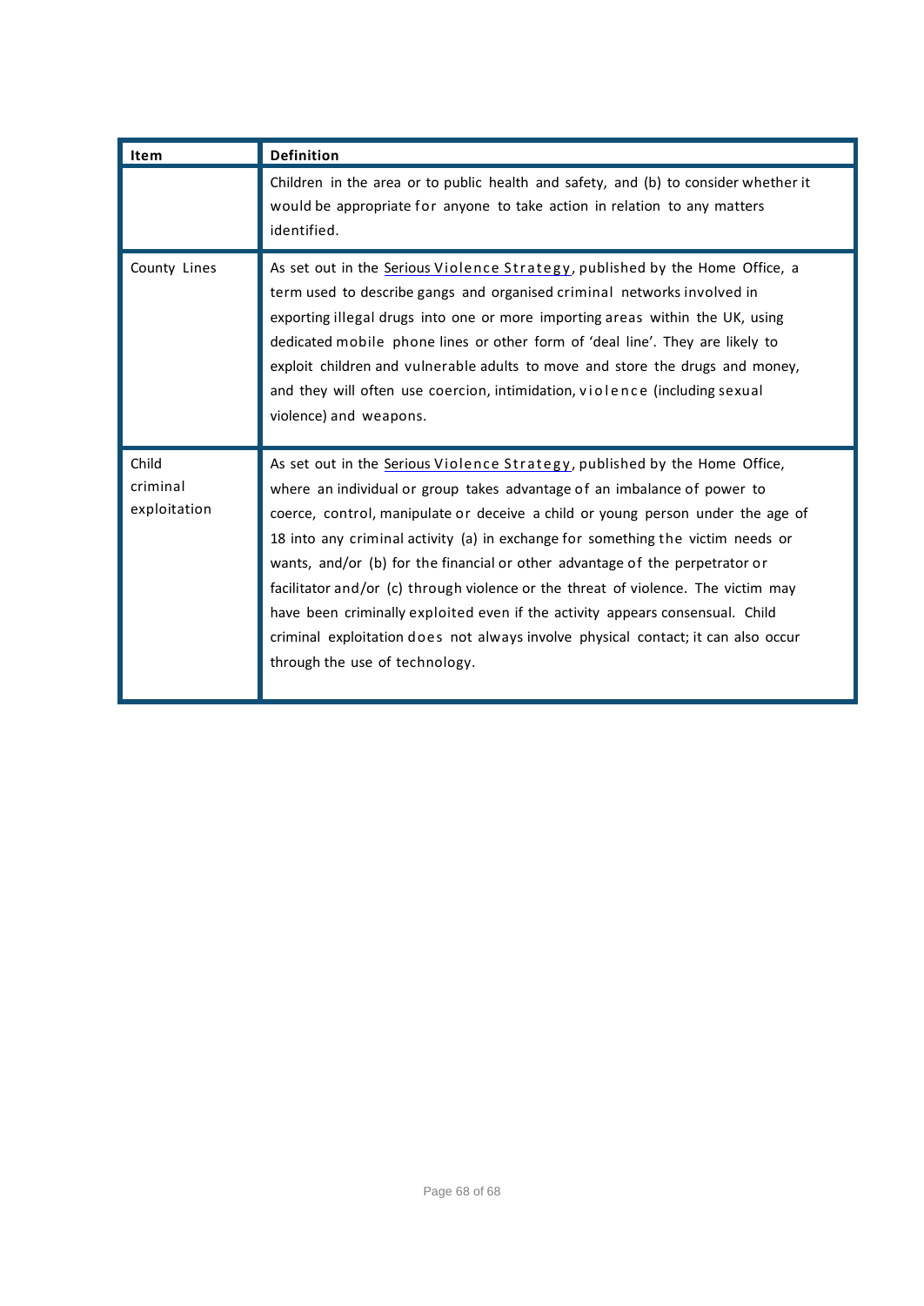| Item | Definition |
|---|---|
| | Children in the area or to public health and safety, and (b) to consider whether it would be appropriate for anyone to take action in relation to any matters identified. |
| County Lines | As set out in the Serious Violence Strategy, published by the Home Office, a term used to describe gangs and organised criminal networks involved in exporting illegal drugs into one or more importing areas within the UK, using dedicated mobile phone lines or other form of 'deal line'. They are likely to exploit children and vulnerable adults to move and store the drugs and money, and they will often use coercion, intimidation, violence (including sexual violence) and weapons. |
| Child criminal exploitation | As set out in the Serious Violence Strategy, published by the Home Office, where an individual or group takes advantage of an imbalance of power to coerce, control, manipulate or deceive a child or young person under the age of 18 into any criminal activity (a) in exchange for something the victim needs or wants, and/or (b) for the financial or other advantage of the perpetrator or facilitator and/or (c) through violence or the threat of violence. The victim may have been criminally exploited even if the activity appears consensual. Child criminal exploitation does not always involve physical contact; it can also occur through the use of technology. |